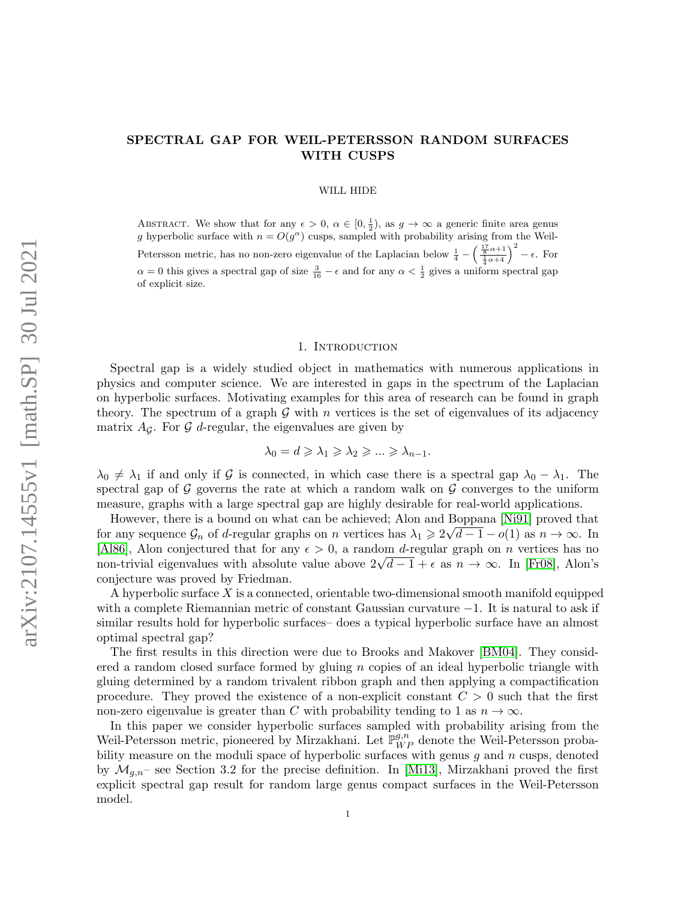# SPECTRAL GAP FOR WEIL-PETERSSON RANDOM SURFACES WITH CUSPS

WILL HIDE

ABSTRACT. We show that for any $\epsilon > 0$, $\alpha \in [0, \frac{1}{2})$, as $g \to \infty$ a generic finite area genus $g$ hyperbolic surface with $n = O(g^\alpha)$ cusps, sampled with probability arising from the Weil-Petersson metric, has no non-zero eigenvalue of the Laplacian below $\frac{1}{4} - \left(\frac{\frac{17}{8}\alpha+1}{\frac{1}{4}\alpha+4}\right)^2 - \epsilon$. For $\alpha = 0$ this gives a spectral gap of size $\frac{3}{16} - \epsilon$ and for any $\alpha < \frac{1}{2}$ gives a uniform spectral gap of explicit size.

## 1. Introduction

Spectral gap is a widely studied object in mathematics with numerous applications in physics and computer science. We are interested in gaps in the spectrum of the Laplacian on hyperbolic surfaces. Motivating examples for this area of research can be found in graph theory. The spectrum of a graph $\mathcal{G}$ with $n$ vertices is the set of eigenvalues of its adjacency matrix $A_{\mathcal{G}}$. For $\mathcal{G}$ $d$-regular, the eigenvalues are given by

$$\lambda_0 = d \geqslant \lambda_1 \geqslant \lambda_2 \geqslant ... \geqslant \lambda_{n-1}.$$

$\lambda_0 \neq \lambda_1$ if and only if $\mathcal{G}$ is connected, in which case there is a spectral gap $\lambda_0 - \lambda_1$. The spectral gap of $\mathcal{G}$ governs the rate at which a random walk on $\mathcal{G}$ converges to the uniform measure, graphs with a large spectral gap are highly desirable for real-world applications.

However, there is a bound on what can be achieved; Alon and Boppana [Ni91] proved that for any sequence $\mathcal{G}_n$ of $d$-regular graphs on $n$ vertices has $\lambda_1 \geqslant 2\sqrt{d-1} - o(1)$ as $n \to \infty$. In [Al86], Alon conjectured that for any $\epsilon > 0$, a random $d$-regular graph on $n$ vertices has no non-trivial eigenvalues with absolute value above $2\sqrt{d-1} + \epsilon$ as $n \to \infty$. In [Fr08], Alon's conjecture was proved by Friedman.

A hyperbolic surface $X$ is a connected, orientable two-dimensional smooth manifold equipped with a complete Riemannian metric of constant Gaussian curvature $-1$. It is natural to ask if similar results hold for hyperbolic surfaces– does a typical hyperbolic surface have an almost optimal spectral gap?

The first results in this direction were due to Brooks and Makover [BM04]. They considered a random closed surface formed by gluing $n$ copies of an ideal hyperbolic triangle with gluing determined by a random trivalent ribbon graph and then applying a compactification procedure. They proved the existence of a non-explicit constant $C > 0$ such that the first non-zero eigenvalue is greater than $C$ with probability tending to 1 as $n \to \infty$.

In this paper we consider hyperbolic surfaces sampled with probability arising from the Weil-Petersson metric, pioneered by Mirzakhani. Let $\mathbb{P}_{WP}^{g,n}$ denote the Weil-Petersson probability measure on the moduli space of hyperbolic surfaces with genus $g$ and $n$ cusps, denoted by $\mathcal{M}_{g,n}$– see Section 3.2 for the precise definition. In [Mi13], Mirzakhani proved the first explicit spectral gap result for random large genus compact surfaces in the Weil-Petersson model.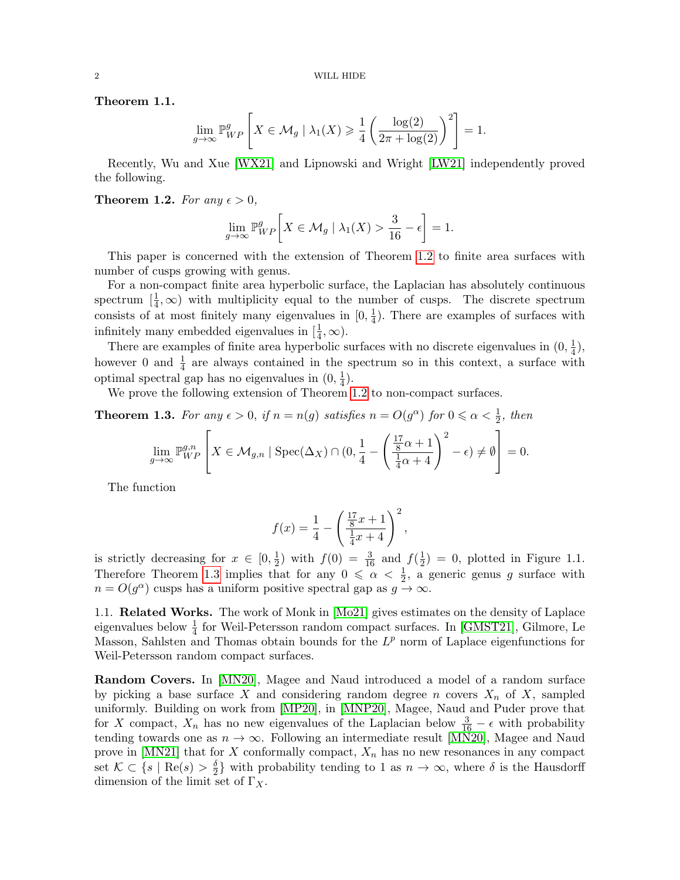**Theorem 1.1.**

$$\lim_{g\to\infty} \mathbb{P}^g_{WP}\left[X \in \mathcal{M}_g \mid \lambda_1(X) \geqslant \frac{1}{4}\left(\frac{\log(2)}{2\pi + \log(2)}\right)^2\right] = 1.$$

Recently, Wu and Xue [WX21] and Lipnowski and Wright [LW21] independently proved the following.

**Theorem 1.2.** *For any $\epsilon > 0$,*

$$\lim_{g\to\infty} \mathbb{P}^g_{WP}\bigg[X \in \mathcal{M}_g \mid \lambda_1(X) > \frac{3}{16} - \epsilon\bigg] = 1.$$

This paper is concerned with the extension of Theorem 1.2 to finite area surfaces with number of cusps growing with genus.

For a non-compact finite area hyperbolic surface, the Laplacian has absolutely continuous spectrum $[\frac{1}{4}, \infty)$ with multiplicity equal to the number of cusps. The discrete spectrum consists of at most finitely many eigenvalues in $[0, \frac{1}{4})$. There are examples of surfaces with infinitely many embedded eigenvalues in $[\frac{1}{4}, \infty)$.

There are examples of finite area hyperbolic surfaces with no discrete eigenvalues in $(0, \frac{1}{4})$, however 0 and $\frac{1}{4}$ are always contained in the spectrum so in this context, a surface with optimal spectral gap has no eigenvalues in $(0, \frac{1}{4})$.

We prove the following extension of Theorem 1.2 to non-compact surfaces.

**Theorem 1.3.** *For any $\epsilon > 0$, if $n = n(g)$ satisfies $n = O(g^\alpha)$ for $0 \leqslant \alpha < \frac{1}{2}$, then*

$$\lim_{g\to\infty} \mathbb{P}^{g,n}_{WP}\left[X \in \mathcal{M}_{g,n} \mid \operatorname{Spec}(\Delta_X) \cap (0, \frac{1}{4} - \left(\frac{\frac{17}{8}\alpha + 1}{\frac{1}{4}\alpha + 4}\right)^2 - \epsilon) \neq \emptyset\right] = 0.$$

The function

$$f(x) = \frac{1}{4} - \left(\frac{\frac{17}{8}x + 1}{\frac{1}{4}x + 4}\right)^2,$$

is strictly decreasing for $x \in [0, \frac{1}{2})$ with $f(0) = \frac{3}{16}$ and $f(\frac{1}{2}) = 0$, plotted in Figure 1.1. Therefore Theorem 1.3 implies that for any $0 \leqslant \alpha < \frac{1}{2}$, a generic genus $g$ surface with $n = O(g^\alpha)$ cusps has a uniform positive spectral gap as $g \to \infty$.

## 1.1. Related Works.

The work of Monk in [Mo21] gives estimates on the density of Laplace eigenvalues below $\frac{1}{4}$ for Weil-Petersson random compact surfaces. In [GMST21], Gilmore, Le Masson, Sahlsten and Thomas obtain bounds for the $L^p$ norm of Laplace eigenfunctions for Weil-Petersson random compact surfaces.

**Random Covers.** In [MN20], Magee and Naud introduced a model of a random surface by picking a base surface $X$ and considering random degree $n$ covers $X_n$ of $X$, sampled uniformly. Building on work from [MP20], in [MNP20], Magee, Naud and Puder prove that for $X$ compact, $X_n$ has no new eigenvalues of the Laplacian below $\frac{3}{16} - \epsilon$ with probability tending towards one as $n \to \infty$. Following an intermediate result [MN20], Magee and Naud prove in [MN21] that for $X$ conformally compact, $X_n$ has no new resonances in any compact set $\mathcal{K} \subset \{s \mid \operatorname{Re}(s) > \frac{\delta}{2}\}$ with probability tending to 1 as $n \to \infty$, where $\delta$ is the Hausdorff dimension of the limit set of $\Gamma_X$.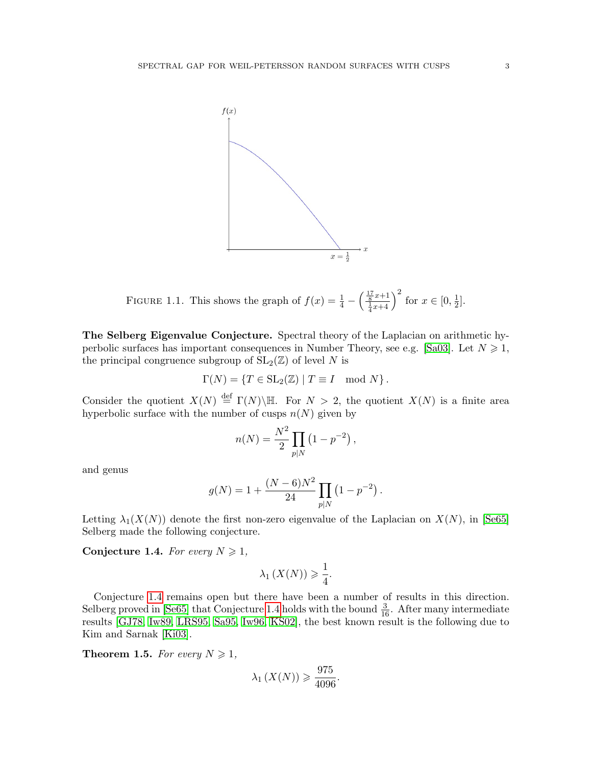FIGURE 1.1. This shows the graph of $f(x) = \frac{1}{4} - \left(\frac{\frac{17}{8}x+1}{\frac{1}{4}x+4}\right)^2$ for $x \in [0, \frac{1}{2}]$.

**The Selberg Eigenvalue Conjecture.** Spectral theory of the Laplacian on arithmetic hyperbolic surfaces has important consequences in Number Theory, see e.g. [Sa03]. Let $N \geqslant 1$, the principal congruence subgroup of $\mathrm{SL}_2(\mathbb{Z})$ of level $N$ is

$$\Gamma(N) = \{T \in \mathrm{SL}_2(\mathbb{Z}) \mid T \equiv I \mod N\}.$$

Consider the quotient $X(N) \stackrel{\text{def}}{=} \Gamma(N)\backslash\mathbb{H}$. For $N > 2$, the quotient $X(N)$ is a finite area hyperbolic surface with the number of cusps $n(N)$ given by

$$n(N) = \frac{N^2}{2} \prod_{p|N} \left(1 - p^{-2}\right),$$

and genus

$$g(N) = 1 + \frac{(N-6)N^2}{24} \prod_{p|N} \left(1 - p^{-2}\right).$$

Letting $\lambda_1(X(N))$ denote the first non-zero eigenvalue of the Laplacian on $X(N)$, in [Se65] Selberg made the following conjecture.

**Conjecture 1.4.** *For every $N \geqslant 1$,*

$$\lambda_1(X(N)) \geqslant \frac{1}{4}.$$

Conjecture 1.4 remains open but there have been a number of results in this direction. Selberg proved in [Se65] that Conjecture 1.4 holds with the bound $\frac{3}{16}$. After many intermediate results [GJ78, Iw89, LRS95, Sa95, Iw96, KS02], the best known result is the following due to Kim and Sarnak [Ki03].

**Theorem 1.5.** *For every $N \geqslant 1$,*

$$\lambda_1(X(N)) \geqslant \frac{975}{4096}.$$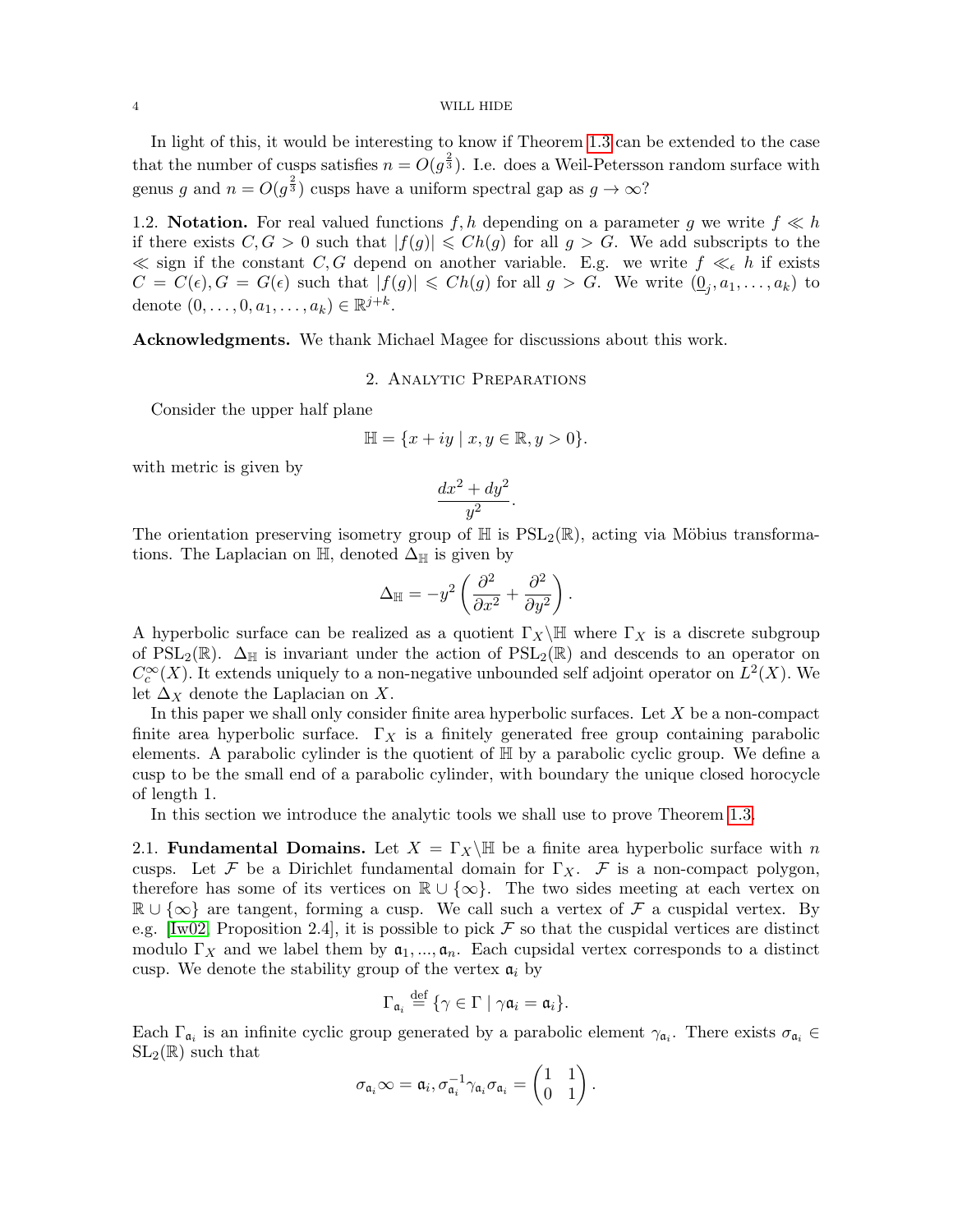In light of this, it would be interesting to know if Theorem 1.3 can be extended to the case that the number of cusps satisfies $n = O(g^{\frac{2}{3}})$. I.e. does a Weil-Petersson random surface with genus $g$ and $n = O(g^{\frac{2}{3}})$ cusps have a uniform spectral gap as $g \to \infty$?

1.2. **Notation.** For real valued functions $f, h$ depending on a parameter $g$ we write $f \ll h$ if there exists $C, G > 0$ such that $|f(g)| \leqslant Ch(g)$ for all $g > G$. We add subscripts to the $\ll$ sign if the constant $C, G$ depend on another variable. E.g. we write $f \ll_\epsilon h$ if exists $C = C(\epsilon), G = G(\epsilon)$ such that $|f(g)| \leqslant Ch(g)$ for all $g > G$. We write $(\underline{0}_j, a_1, \ldots, a_k)$ to denote $(0, \ldots, 0, a_1, \ldots, a_k) \in \mathbb{R}^{j+k}$.

**Acknowledgments.** We thank Michael Magee for discussions about this work.

## 2. Analytic Preparations

Consider the upper half plane

$$\mathbb{H} = \{x + iy \mid x, y \in \mathbb{R}, y > 0\}.$$

with metric is given by

$$\frac{dx^2 + dy^2}{y^2}.$$

The orientation preserving isometry group of $\mathbb{H}$ is $\mathrm{PSL}_2(\mathbb{R})$, acting via Möbius transformations. The Laplacian on $\mathbb{H}$, denoted $\Delta_{\mathbb{H}}$ is given by

$$\Delta_{\mathbb{H}} = -y^2 \left( \frac{\partial^2}{\partial x^2} + \frac{\partial^2}{\partial y^2} \right).$$

A hyperbolic surface can be realized as a quotient $\Gamma_X \backslash \mathbb{H}$ where $\Gamma_X$ is a discrete subgroup of $\mathrm{PSL}_2(\mathbb{R})$. $\Delta_{\mathbb{H}}$ is invariant under the action of $\mathrm{PSL}_2(\mathbb{R})$ and descends to an operator on $C_c^\infty(X)$. It extends uniquely to a non-negative unbounded self adjoint operator on $L^2(X)$. We let $\Delta_X$ denote the Laplacian on $X$.

In this paper we shall only consider finite area hyperbolic surfaces. Let $X$ be a non-compact finite area hyperbolic surface. $\Gamma_X$ is a finitely generated free group containing parabolic elements. A parabolic cylinder is the quotient of $\mathbb{H}$ by a parabolic cyclic group. We define a cusp to be the small end of a parabolic cylinder, with boundary the unique closed horocycle of length 1.

In this section we introduce the analytic tools we shall use to prove Theorem 1.3.

2.1. **Fundamental Domains.** Let $X = \Gamma_X \backslash \mathbb{H}$ be a finite area hyperbolic surface with $n$ cusps. Let $\mathcal{F}$ be a Dirichlet fundamental domain for $\Gamma_X$. $\mathcal{F}$ is a non-compact polygon, therefore has some of its vertices on $\mathbb{R} \cup \{\infty\}$. The two sides meeting at each vertex on $\mathbb{R} \cup \{\infty\}$ are tangent, forming a cusp. We call such a vertex of $\mathcal{F}$ a cuspidal vertex. By e.g. [Iw02, Proposition 2.4], it is possible to pick $\mathcal{F}$ so that the cuspidal vertices are distinct modulo $\Gamma_X$ and we label them by $\mathfrak{a}_1, \ldots, \mathfrak{a}_n$. Each cupsidal vertex corresponds to a distinct cusp. We denote the stability group of the vertex $\mathfrak{a}_i$ by

$$\Gamma_{\mathfrak{a}_i} \stackrel{\text{def}}{=} \{\gamma \in \Gamma \mid \gamma \mathfrak{a}_i = \mathfrak{a}_i\}.$$

Each $\Gamma_{\mathfrak{a}_i}$ is an infinite cyclic group generated by a parabolic element $\gamma_{\mathfrak{a}_i}$. There exists $\sigma_{\mathfrak{a}_i} \in \mathrm{SL}_2(\mathbb{R})$ such that

$$\sigma_{\mathfrak{a}_i} \infty = \mathfrak{a}_i, \sigma_{\mathfrak{a}_i}^{-1} \gamma_{\mathfrak{a}_i} \sigma_{\mathfrak{a}_i} = \begin{pmatrix} 1 & 1 \\ 0 & 1 \end{pmatrix}.$$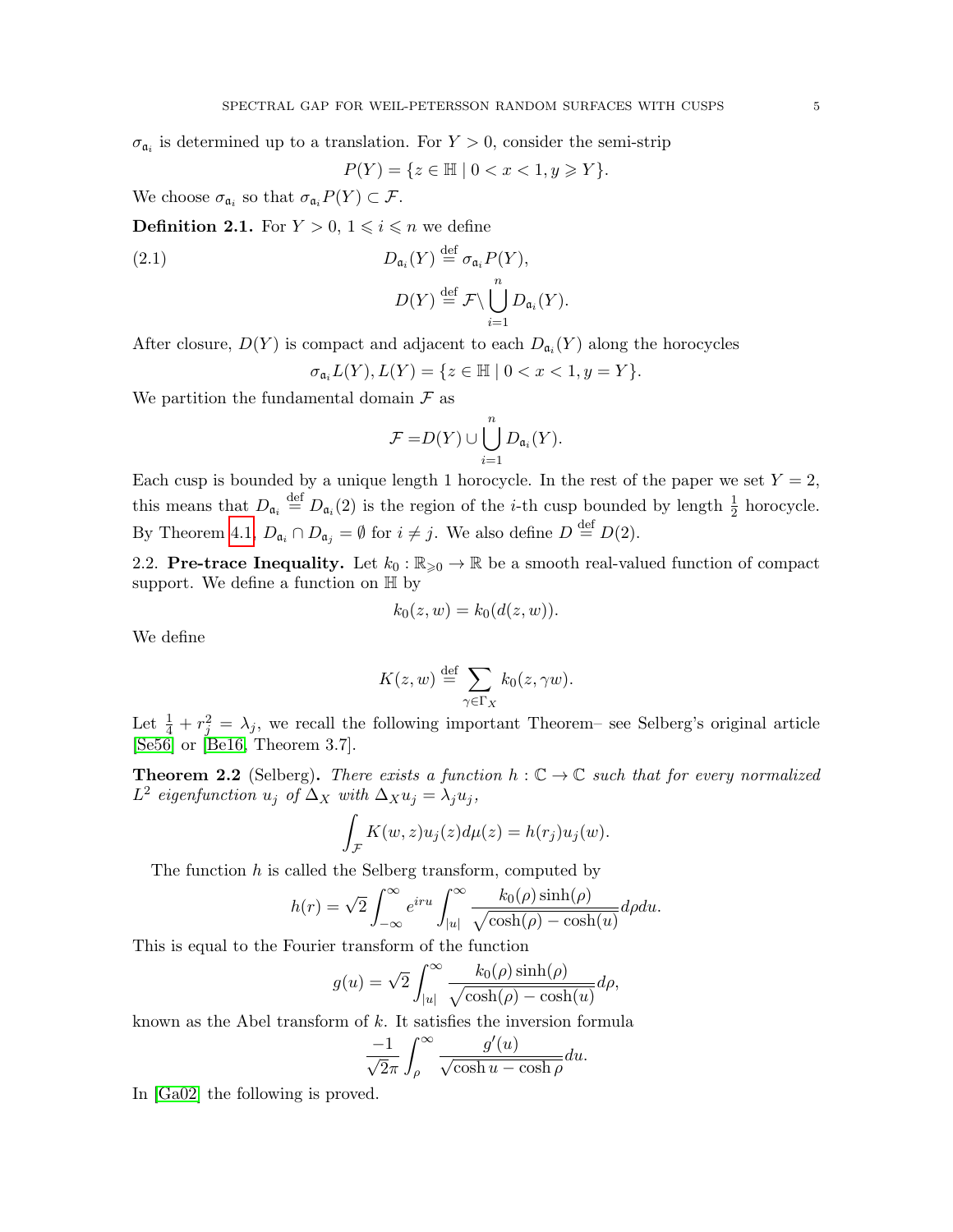$\sigma_{\mathfrak{a}_i}$ is determined up to a translation. For $Y > 0$, consider the semi-strip

$$P(Y) = \{z \in \mathbb{H} \mid 0 < x < 1, y \geqslant Y\}.$$

We choose $\sigma_{\mathfrak{a}_i}$ so that $\sigma_{\mathfrak{a}_i} P(Y) \subset \mathcal{F}$.

**Definition 2.1.** For $Y > 0$, $1 \leqslant i \leqslant n$ we define

$$D_{\mathfrak{a}_i}(Y) \stackrel{\text{def}}{=} \sigma_{\mathfrak{a}_i} P(Y), \tag{2.1}$$

$$D(Y) \stackrel{\text{def}}{=} \mathcal{F} \backslash \bigcup_{i=1}^{n} D_{\mathfrak{a}_i}(Y).$$

After closure, $D(Y)$ is compact and adjacent to each $D_{\mathfrak{a}_i}(Y)$ along the horocycles

$$\sigma_{\mathfrak{a}_i} L(Y), L(Y) = \{z \in \mathbb{H} \mid 0 < x < 1, y = Y\}.$$

We partition the fundamental domain $\mathcal{F}$ as

$$\mathcal{F} = D(Y) \cup \bigcup_{i=1}^{n} D_{\mathfrak{a}_i}(Y).$$

Each cusp is bounded by a unique length 1 horocycle. In the rest of the paper we set $Y = 2$, this means that $D_{\mathfrak{a}_i} \stackrel{\text{def}}{=} D_{\mathfrak{a}_i}(2)$ is the region of the $i$-th cusp bounded by length $\frac{1}{2}$ horocycle. By Theorem 4.1, $D_{\mathfrak{a}_i} \cap D_{\mathfrak{a}_j} = \emptyset$ for $i \neq j$. We also define $D \stackrel{\text{def}}{=} D(2)$.

2.2. **Pre-trace Inequality.** Let $k_0 : \mathbb{R}_{\geqslant 0} \to \mathbb{R}$ be a smooth real-valued function of compact support. We define a function on $\mathbb{H}$ by

$$k_0(z, w) = k_0(d(z, w)).$$

We define

$$K(z, w) \stackrel{\text{def}}{=} \sum_{\gamma \in \Gamma_X} k_0(z, \gamma w).$$

Let $\frac{1}{4} + r_j^2 = \lambda_j$, we recall the following important Theorem– see Selberg's original article [Se56] or [Be16, Theorem 3.7].

**Theorem 2.2** (Selberg)**.** *There exists a function $h : \mathbb{C} \to \mathbb{C}$ such that for every normalized $L^2$ eigenfunction $u_j$ of $\Delta_X$ with $\Delta_X u_j = \lambda_j u_j$,*

$$\int_{\mathcal{F}} K(w, z) u_j(z) d\mu(z) = h(r_j) u_j(w).$$

The function $h$ is called the Selberg transform, computed by

$$h(r) = \sqrt{2} \int_{-\infty}^{\infty} e^{iru} \int_{|u|}^{\infty} \frac{k_0(\rho) \sinh(\rho)}{\sqrt{\cosh(\rho) - \cosh(u)}} d\rho du.$$

This is equal to the Fourier transform of the function

$$g(u) = \sqrt{2} \int_{|u|}^{\infty} \frac{k_0(\rho) \sinh(\rho)}{\sqrt{\cosh(\rho) - \cosh(u)}} d\rho,$$

known as the Abel transform of $k$. It satisfies the inversion formula

$$\frac{-1}{\sqrt{2}\pi} \int_{\rho}^{\infty} \frac{g'(u)}{\sqrt{\cosh u - \cosh \rho}} du.$$

In [Ga02] the following is proved.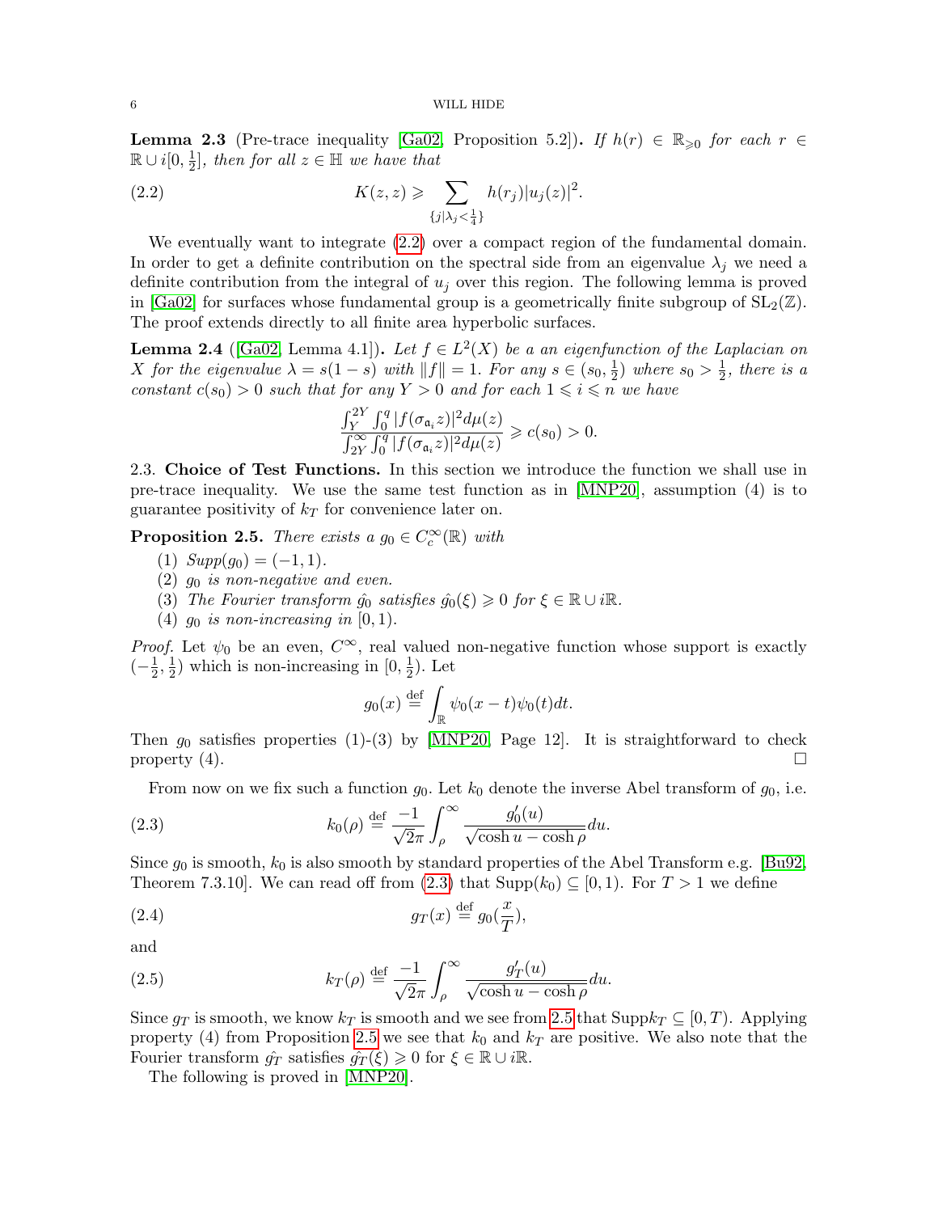**Lemma 2.3** (Pre-trace inequality [Ga02, Proposition 5.2]). *If $h(r) \in \mathbb{R}_{\geqslant 0}$ for each $r \in \mathbb{R} \cup i[0, \frac{1}{2}]$, then for all $z \in \mathbb{H}$ we have that*

$$K(z,z) \geqslant \sum_{\{j | \lambda_j < \frac{1}{4}\}} h(r_j)|u_j(z)|^2. \tag{2.2}$$

We eventually want to integrate (2.2) over a compact region of the fundamental domain. In order to get a definite contribution on the spectral side from an eigenvalue $\lambda_j$ we need a definite contribution from the integral of $u_j$ over this region. The following lemma is proved in [Ga02] for surfaces whose fundamental group is a geometrically finite subgroup of $\mathrm{SL}_2(\mathbb{Z})$. The proof extends directly to all finite area hyperbolic surfaces.

**Lemma 2.4** ([Ga02, Lemma 4.1]). *Let $f \in L^2(X)$ be a an eigenfunction of the Laplacian on $X$ for the eigenvalue $\lambda = s(1-s)$ with $\|f\| = 1$. For any $s \in (s_0, \frac{1}{2})$ where $s_0 > \frac{1}{2}$, there is a constant $c(s_0) > 0$ such that for any $Y > 0$ and for each $1 \leqslant i \leqslant n$ we have*

$$\frac{\int_Y^{2Y} \int_0^q |f(\sigma_{\mathfrak{a}_i} z)|^2 d\mu(z)}{\int_{2Y}^{\infty} \int_0^q |f(\sigma_{\mathfrak{a}_i} z)|^2 d\mu(z)} \geqslant c(s_0) > 0.$$

**2.3. Choice of Test Functions.** In this section we introduce the function we shall use in pre-trace inequality. We use the same test function as in [MNP20], assumption (4) is to guarantee positivity of $k_T$ for convenience later on.

**Proposition 2.5.** *There exists a $g_0 \in C_c^{\infty}(\mathbb{R})$ with*

1. *$Supp(g_0) = (-1, 1)$.*
2. *$g_0$ is non-negative and even.*
3. *The Fourier transform $\hat{g_0}$ satisfies $\hat{g_0}(\xi) \geqslant 0$ for $\xi \in \mathbb{R} \cup i\mathbb{R}$.*
4. *$g_0$ is non-increasing in $[0, 1)$.*

*Proof.* Let $\psi_0$ be an even, $C^{\infty}$, real valued non-negative function whose support is exactly $(-\frac{1}{2}, \frac{1}{2})$ which is non-increasing in $[0, \frac{1}{2})$. Let

$$g_0(x) \stackrel{\text{def}}{=} \int_{\mathbb{R}} \psi_0(x-t)\psi_0(t)dt.$$

Then $g_0$ satisfies properties (1)-(3) by [MNP20, Page 12]. It is straightforward to check property (4). $\square$

From now on we fix such a function $g_0$. Let $k_0$ denote the inverse Abel transform of $g_0$, i.e.

$$k_0(\rho) \stackrel{\text{def}}{=} \frac{-1}{\sqrt{2}\pi} \int_{\rho}^{\infty} \frac{g_0'(u)}{\sqrt{\cosh u - \cosh \rho}} du. \tag{2.3}$$

Since $g_0$ is smooth, $k_0$ is also smooth by standard properties of the Abel Transform e.g. [Bu92, Theorem 7.3.10]. We can read off from (2.3) that $\mathrm{Supp}(k_0) \subseteq [0, 1)$. For $T > 1$ we define

$$g_T(x) \stackrel{\text{def}}{=} g_0(\frac{x}{T}), \tag{2.4}$$

and

$$k_T(\rho) \stackrel{\text{def}}{=} \frac{-1}{\sqrt{2}\pi} \int_{\rho}^{\infty} \frac{g_T'(u)}{\sqrt{\cosh u - \cosh \rho}} du. \tag{2.5}$$

Since $g_T$ is smooth, we know $k_T$ is smooth and we see from 2.5 that $\mathrm{Supp} k_T \subseteq [0, T)$. Applying property (4) from Proposition 2.5 we see that $k_0$ and $k_T$ are positive. We also note that the Fourier transform $\hat{g_T}$ satisfies $\hat{g_T}(\xi) \geqslant 0$ for $\xi \in \mathbb{R} \cup i\mathbb{R}$.

The following is proved in [MNP20].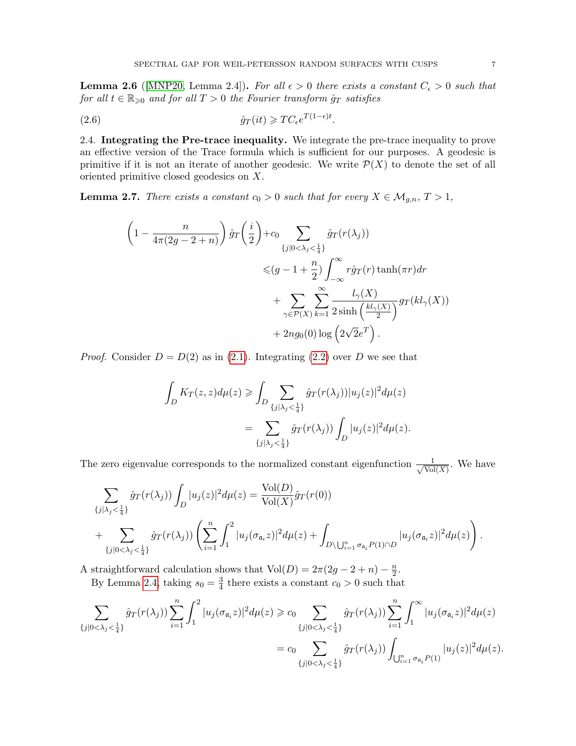**Lemma 2.6** ([MNP20, Lemma 2.4])**.** *For all $\epsilon > 0$ there exists a constant $C_\epsilon > 0$ such that for all $t \in \mathbb{R}_{\geqslant 0}$ and for all $T > 0$ the Fourier transform $\hat{g}_T$ satisfies*

$$\hat{g}_T(it) \geqslant TC_\epsilon e^{T(1-\epsilon)t}. \tag{2.6}$$

2.4. **Integrating the Pre-trace inequality.** We integrate the pre-trace inequality to prove an effective version of the Trace formula which is sufficient for our purposes. A geodesic is primitive if it is not an iterate of another geodesic. We write $\mathcal{P}(X)$ to denote the set of all oriented primitive closed geodesics on $X$.

**Lemma 2.7.** *There exists a constant $c_0 > 0$ such that for every $X \in \mathcal{M}_{g,n}$, $T > 1$,*

$$\begin{aligned}
\left(1 - \frac{n}{4\pi(2g-2+n)}\right)\hat{g}_T\!\left(\frac{i}{2}\right) + c_0 \sum_{\{j|0<\lambda_j<\frac{1}{4}\}} \hat{g}_T(r(\lambda_j)) &\\
\leqslant (g-1+\frac{n}{2})\int_{-\infty}^{\infty} r\hat{g}_T(r)\tanh(\pi r)dr &\\
+ \sum_{\gamma\in\mathcal{P}(X)}\sum_{k=1}^{\infty} \frac{l_\gamma(X)}{2\sinh\left(\frac{kl_\gamma(X)}{2}\right)} g_T(kl_\gamma(X)) &\\
+ 2ng_0(0)\log\left(2\sqrt{2}e^T\right). &
\end{aligned}$$

*Proof.* Consider $D = D(2)$ as in (2.1). Integrating (2.2) over $D$ we see that

$$\begin{aligned}
\int_D K_T(z,z)d\mu(z) &\geqslant \int_D \sum_{\{j|\lambda_j<\frac{1}{4}\}} \hat{g}_T(r(\lambda_j))|u_j(z)|^2 d\mu(z) \\
&= \sum_{\{j|\lambda_j<\frac{1}{4}\}} \hat{g}_T(r(\lambda_j)) \int_D |u_j(z)|^2 d\mu(z).
\end{aligned}$$

The zero eigenvalue corresponds to the normalized constant eigenfunction $\frac{1}{\sqrt{\mathrm{Vol}(X)}}$. We have

$$\begin{aligned}
&\sum_{\{j|\lambda_j<\frac{1}{4}\}} \hat{g}_T(r(\lambda_j)) \int_D |u_j(z)|^2 d\mu(z) = \frac{\mathrm{Vol}(D)}{\mathrm{Vol}(X)}\hat{g}_T(r(0)) \\
&+ \sum_{\{j|0<\lambda_j<\frac{1}{4}\}} \hat{g}_T(r(\lambda_j)) \left(\sum_{i=1}^n \int_1^2 |u_j(\sigma_{\mathfrak{a}_i}z)|^2 d\mu(z) + \int_{D\setminus\bigcup_{i=1}^n \sigma_{\mathfrak{a}_i}P(1)\cap D} |u_j(\sigma_{\mathfrak{a}_i}z)|^2 d\mu(z)\right).
\end{aligned}$$

A straightforward calculation shows that $\mathrm{Vol}(D) = 2\pi(2g-2+n) - \frac{n}{2}$.

By Lemma 2.4, taking $s_0 = \frac{3}{4}$ there exists a constant $c_0 > 0$ such that

$$\begin{aligned}
\sum_{\{j|0<\lambda_j<\frac{1}{4}\}} \hat{g}_T(r(\lambda_j)) \sum_{i=1}^n \int_1^2 |u_j(\sigma_{\mathfrak{a}_i}z)|^2 d\mu(z) &\geqslant c_0 \sum_{\{j|0<\lambda_j<\frac{1}{4}\}} \hat{g}_T(r(\lambda_j)) \sum_{i=1}^n \int_1^\infty |u_j(\sigma_{\mathfrak{a}_i}z)|^2 d\mu(z) \\
&= c_0 \sum_{\{j|0<\lambda_j<\frac{1}{4}\}} \hat{g}_T(r(\lambda_j)) \int_{\bigcup_{i=1}^n \sigma_{\mathfrak{a}_i}P(1)} |u_j(z)|^2 d\mu(z).
\end{aligned}$$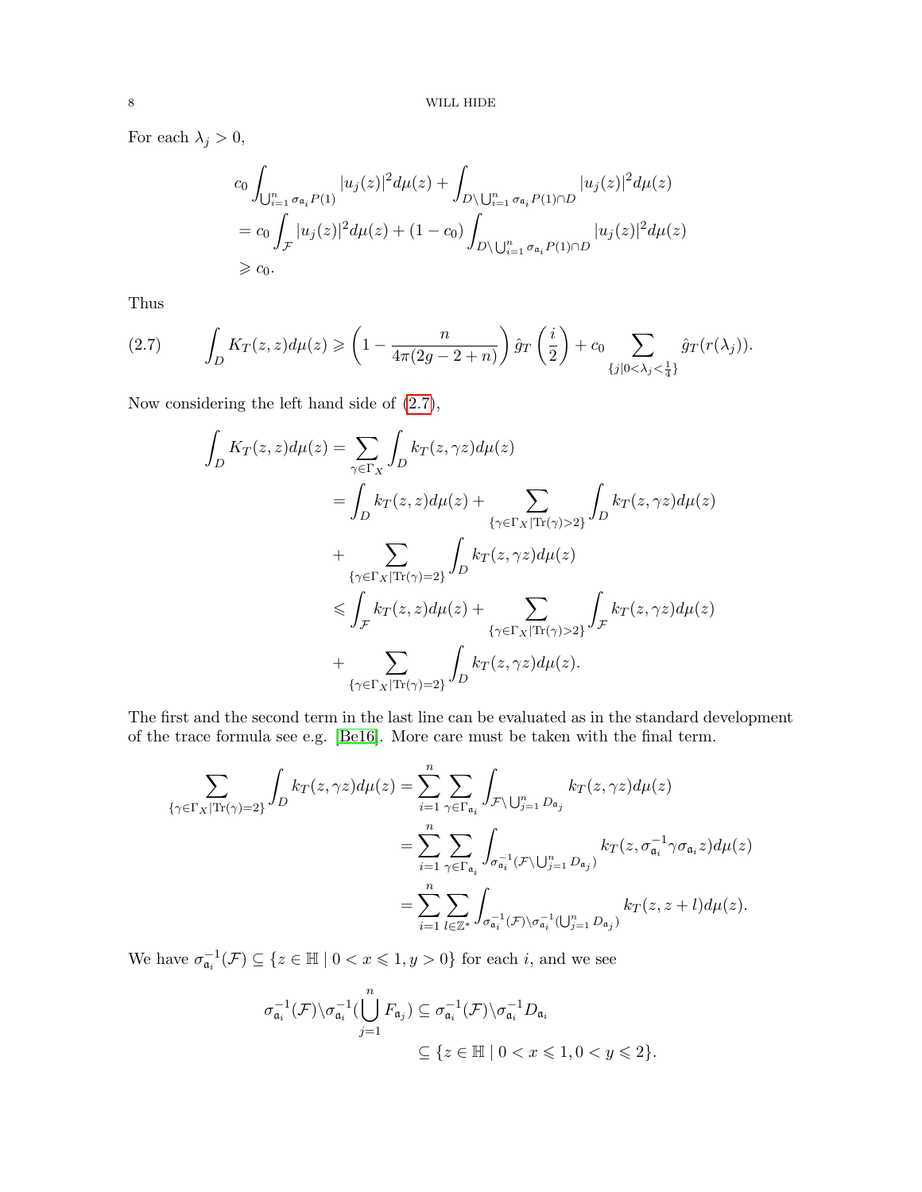For each $\lambda_j > 0$,

$$
\begin{aligned}
&c_0 \int_{\bigcup_{i=1}^n \sigma_{\mathfrak{a}_i} P(1)} |u_j(z)|^2 d\mu(z) + \int_{D \setminus \bigcup_{i=1}^n \sigma_{\mathfrak{a}_i} P(1) \cap D} |u_j(z)|^2 d\mu(z) \\
&= c_0 \int_{\mathcal{F}} |u_j(z)|^2 d\mu(z) + (1 - c_0) \int_{D \setminus \bigcup_{i=1}^n \sigma_{\mathfrak{a}_i} P(1) \cap D} |u_j(z)|^2 d\mu(z) \\
&\geqslant c_0.
\end{aligned}
$$

Thus

$$
\int_D K_T(z,z) d\mu(z) \geqslant \left(1 - \frac{n}{4\pi(2g-2+n)}\right) \hat{g}_T\left(\frac{i}{2}\right) + c_0 \sum_{\{j | 0 < \lambda_j < \frac{1}{4}\}} \hat{g}_T(r(\lambda_j)). \tag{2.7}
$$

Now considering the left hand side of (2.7),

$$
\begin{aligned}
\int_D K_T(z,z) d\mu(z) &= \sum_{\gamma \in \Gamma_X} \int_D k_T(z, \gamma z) d\mu(z) \\
&= \int_D k_T(z,z) d\mu(z) + \sum_{\{\gamma \in \Gamma_X | \mathrm{Tr}(\gamma) > 2\}} \int_D k_T(z, \gamma z) d\mu(z) \\
&+ \sum_{\{\gamma \in \Gamma_X | \mathrm{Tr}(\gamma) = 2\}} \int_D k_T(z, \gamma z) d\mu(z) \\
&\leqslant \int_{\mathcal{F}} k_T(z,z) d\mu(z) + \sum_{\{\gamma \in \Gamma_X | \mathrm{Tr}(\gamma) > 2\}} \int_{\mathcal{F}} k_T(z, \gamma z) d\mu(z) \\
&+ \sum_{\{\gamma \in \Gamma_X | \mathrm{Tr}(\gamma) = 2\}} \int_D k_T(z, \gamma z) d\mu(z).
\end{aligned}
$$

The first and the second term in the last line can be evaluated as in the standard development of the trace formula see e.g. [Be16]. More care must be taken with the final term.

$$
\begin{aligned}
\sum_{\{\gamma \in \Gamma_X | \mathrm{Tr}(\gamma) = 2\}} \int_D k_T(z, \gamma z) d\mu(z) &= \sum_{i=1}^n \sum_{\gamma \in \Gamma_{\mathfrak{a}_i}} \int_{\mathcal{F} \setminus \bigcup_{j=1}^n D_{\mathfrak{a}_j}} k_T(z, \gamma z) d\mu(z) \\
&= \sum_{i=1}^n \sum_{\gamma \in \Gamma_{\mathfrak{a}_i}} \int_{\sigma_{\mathfrak{a}_i}^{-1}(\mathcal{F} \setminus \bigcup_{j=1}^n D_{\mathfrak{a}_j})} k_T(z, \sigma_{\mathfrak{a}_i}^{-1} \gamma \sigma_{\mathfrak{a}_i} z) d\mu(z) \\
&= \sum_{i=1}^n \sum_{l \in \mathbb{Z}^*} \int_{\sigma_{\mathfrak{a}_i}^{-1}(\mathcal{F}) \setminus \sigma_{\mathfrak{a}_i}^{-1}(\bigcup_{j=1}^n D_{\mathfrak{a}_j})} k_T(z, z+l) d\mu(z).
\end{aligned}
$$

We have $\sigma_{\mathfrak{a}_i}^{-1}(\mathcal{F}) \subseteq \{z \in \mathbb{H} \mid 0 < x \leqslant 1, y > 0\}$ for each $i$, and we see

$$
\begin{aligned}
\sigma_{\mathfrak{a}_i}^{-1}(\mathcal{F}) \setminus \sigma_{\mathfrak{a}_i}^{-1}\left(\bigcup_{j=1}^n F_{\mathfrak{a}_j}\right) &\subseteq \sigma_{\mathfrak{a}_i}^{-1}(\mathcal{F}) \setminus \sigma_{\mathfrak{a}_i}^{-1} D_{\mathfrak{a}_i} \\
&\subseteq \{z \in \mathbb{H} \mid 0 < x \leqslant 1, 0 < y \leqslant 2\}.
\end{aligned}
$$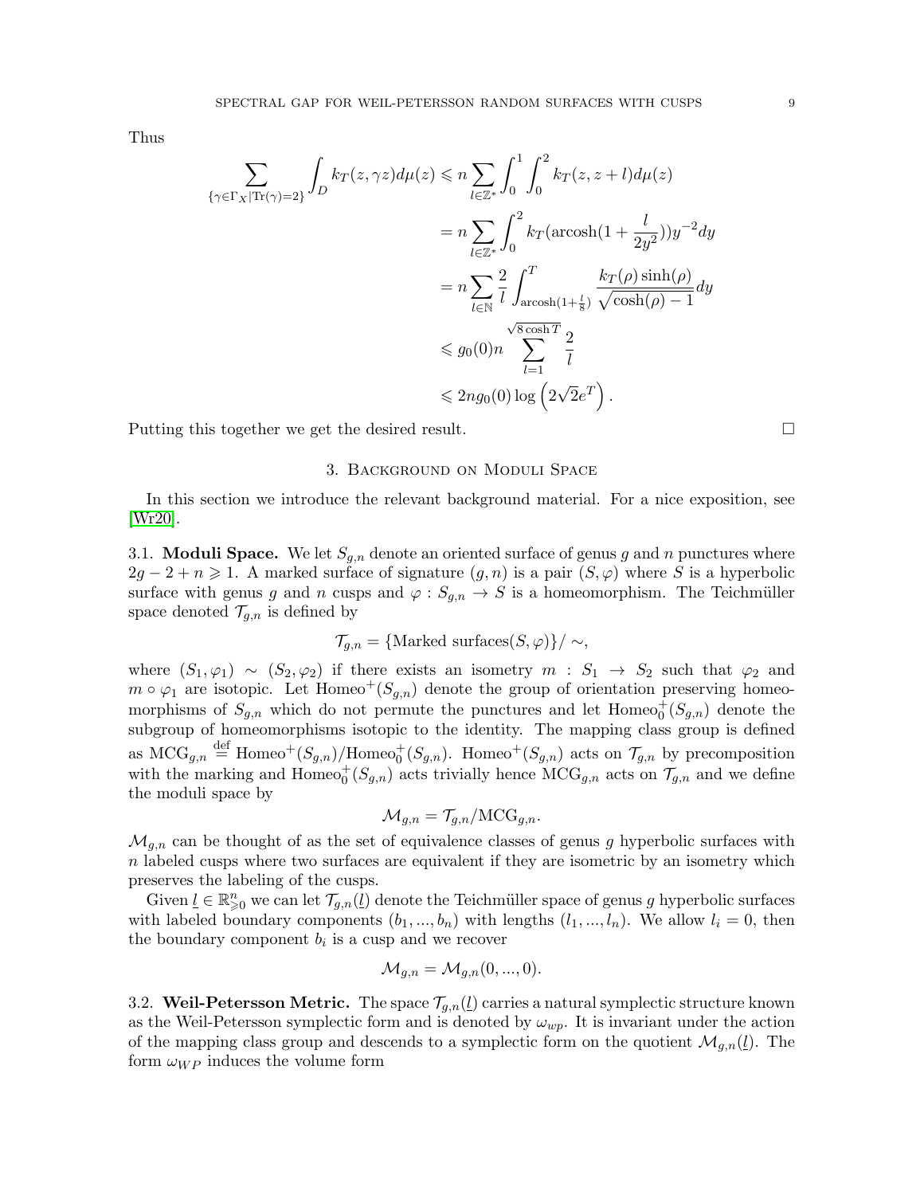Thus

$$
\begin{aligned}
\sum_{\{\gamma \in \Gamma_X | \mathrm{Tr}(\gamma)=2\}} \int_D k_T(z,\gamma z) d\mu(z) &\leqslant n \sum_{l \in \mathbb{Z}^*} \int_0^1 \int_0^2 k_T(z, z+l) d\mu(z) \\
&= n \sum_{l \in \mathbb{Z}^*} \int_0^2 k_T(\operatorname{arcosh}(1 + \frac{l}{2y^2})) y^{-2} dy \\
&= n \sum_{l \in \mathbb{N}} \frac{2}{l} \int_{\operatorname{arcosh}(1+\frac{l}{8})}^{T} \frac{k_T(\rho)\sinh(\rho)}{\sqrt{\cosh(\rho)-1}} dy \\
&\leqslant g_0(0) n \sum_{l=1}^{\sqrt{8\cosh T}} \frac{2}{l} \\
&\leqslant 2n g_0(0) \log\left(2\sqrt{2} e^T\right).
\end{aligned}
$$

Putting this together we get the desired result. $\square$

## 3. Background on Moduli Space

In this section we introduce the relevant background material. For a nice exposition, see [Wr20].

**3.1. Moduli Space.** We let $S_{g,n}$ denote an oriented surface of genus $g$ and $n$ punctures where $2g - 2 + n \geqslant 1$. A marked surface of signature $(g,n)$ is a pair $(S,\varphi)$ where $S$ is a hyperbolic surface with genus $g$ and $n$ cusps and $\varphi : S_{g,n} \to S$ is a homeomorphism. The Teichmüller space denoted $\mathcal{T}_{g,n}$ is defined by

$$
\mathcal{T}_{g,n} = \{\text{Marked surfaces}(S,\varphi)\}/\sim,
$$

where $(S_1,\varphi_1) \sim (S_2,\varphi_2)$ if there exists an isometry $m : S_1 \to S_2$ such that $\varphi_2$ and $m \circ \varphi_1$ are isotopic. Let $\mathrm{Homeo}^+(S_{g,n})$ denote the group of orientation preserving homeomorphisms of $S_{g,n}$ which do not permute the punctures and let $\mathrm{Homeo}_0^+(S_{g,n})$ denote the subgroup of homeomorphisms isotopic to the identity. The mapping class group is defined as $\mathrm{MCG}_{g,n} \overset{\text{def}}{=} \mathrm{Homeo}^+(S_{g,n})/\mathrm{Homeo}_0^+(S_{g,n})$. $\mathrm{Homeo}^+(S_{g,n})$ acts on $\mathcal{T}_{g,n}$ by precomposition with the marking and $\mathrm{Homeo}_0^+(S_{g,n})$ acts trivially hence $\mathrm{MCG}_{g,n}$ acts on $\mathcal{T}_{g,n}$ and we define the moduli space by

$$
\mathcal{M}_{g,n} = \mathcal{T}_{g,n}/\mathrm{MCG}_{g,n}.
$$

$\mathcal{M}_{g,n}$ can be thought of as the set of equivalence classes of genus $g$ hyperbolic surfaces with $n$ labeled cusps where two surfaces are equivalent if they are isometric by an isometry which preserves the labeling of the cusps.

Given $\underline{l} \in \mathbb{R}^n_{\geqslant 0}$ we can let $\mathcal{T}_{g,n}(\underline{l})$ denote the Teichmüller space of genus $g$ hyperbolic surfaces with labeled boundary components $(b_1,...,b_n)$ with lengths $(l_1,...,l_n)$. We allow $l_i = 0$, then the boundary component $b_i$ is a cusp and we recover

$$
\mathcal{M}_{g,n} = \mathcal{M}_{g,n}(0,...,0).
$$

**3.2. Weil-Petersson Metric.** The space $\mathcal{T}_{g,n}(\underline{l})$ carries a natural symplectic structure known as the Weil-Petersson symplectic form and is denoted by $\omega_{wp}$. It is invariant under the action of the mapping class group and descends to a symplectic form on the quotient $\mathcal{M}_{g,n}(\underline{l})$. The form $\omega_{WP}$ induces the volume form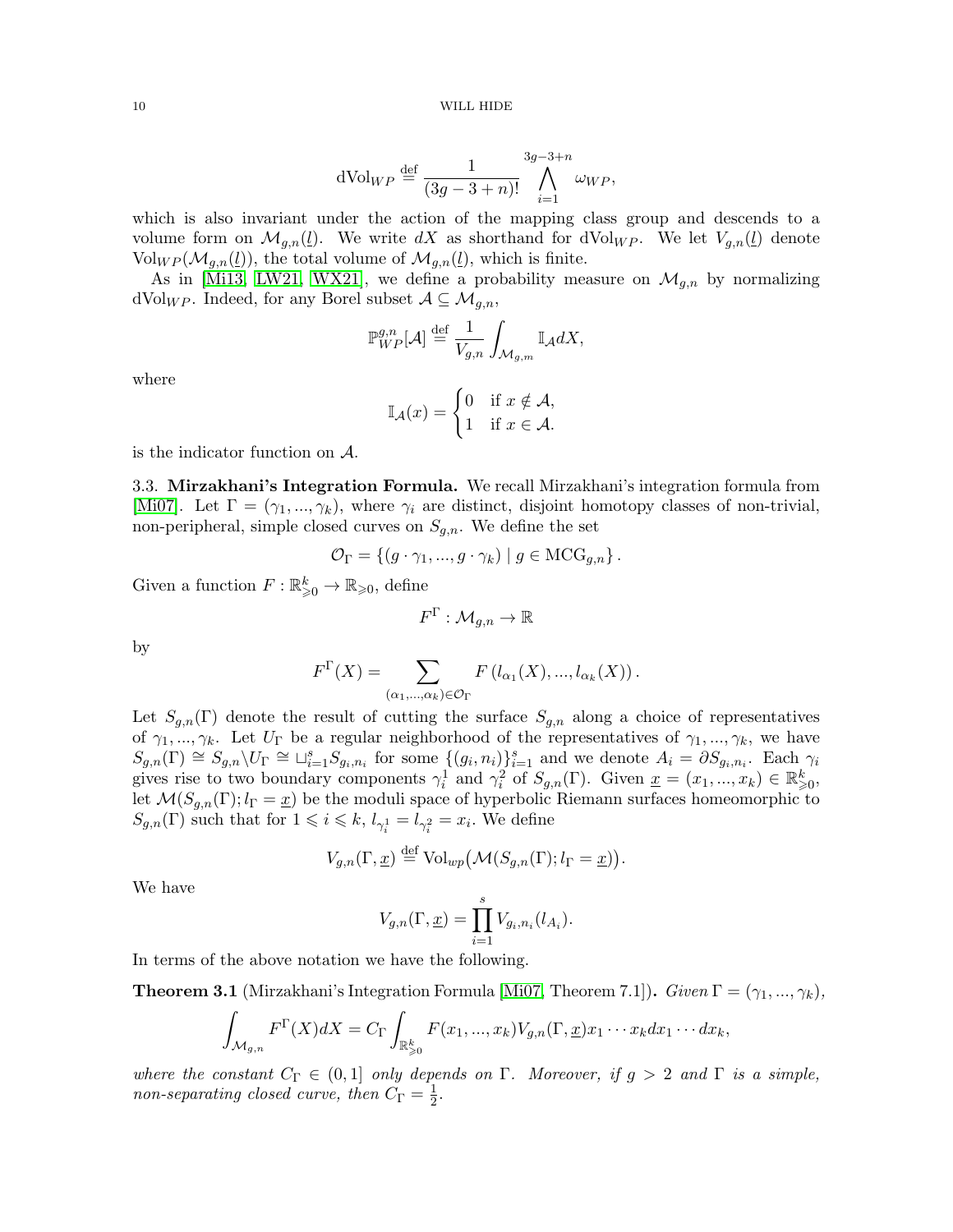$$\mathrm{dVol}_{WP} \stackrel{\text{def}}{=} \frac{1}{(3g-3+n)!} \bigwedge_{i=1}^{3g-3+n} \omega_{WP},$$

which is also invariant under the action of the mapping class group and descends to a volume form on $\mathcal{M}_{g,n}(\underline{l})$. We write $dX$ as shorthand for $\mathrm{dVol}_{WP}$. We let $V_{g,n}(\underline{l})$ denote $\mathrm{Vol}_{WP}(\mathcal{M}_{g,n}(\underline{l}))$, the total volume of $\mathcal{M}_{g,n}(\underline{l})$, which is finite.

As in [Mi13, LW21, WX21], we define a probability measure on $\mathcal{M}_{g,n}$ by normalizing $\mathrm{dVol}_{WP}$. Indeed, for any Borel subset $\mathcal{A} \subseteq \mathcal{M}_{g,n}$,

$$\mathbb{P}_{WP}^{g,n}[\mathcal{A}] \stackrel{\text{def}}{=} \frac{1}{V_{g,n}} \int_{\mathcal{M}_{g,m}} \mathbb{I}_{\mathcal{A}} dX,$$

where

$$\mathbb{I}_{\mathcal{A}}(x) = \begin{cases} 0 & \text{if } x \notin \mathcal{A}, \\ 1 & \text{if } x \in \mathcal{A}. \end{cases}$$

is the indicator function on $\mathcal{A}$.

### 3.3. Mirzakhani's Integration Formula.

We recall Mirzakhani's integration formula from [Mi07]. Let $\Gamma = (\gamma_1, ..., \gamma_k)$, where $\gamma_i$ are distinct, disjoint homotopy classes of non-trivial, non-peripheral, simple closed curves on $S_{g,n}$. We define the set

$$\mathcal{O}_\Gamma = \{(g \cdot \gamma_1, ..., g \cdot \gamma_k) \mid g \in \mathrm{MCG}_{g,n}\}.$$

Given a function $F : \mathbb{R}_{\geqslant 0}^k \to \mathbb{R}_{\geqslant 0}$, define

$$F^\Gamma : \mathcal{M}_{g,n} \to \mathbb{R}$$

by

$$F^\Gamma(X) = \sum_{(\alpha_1,...,\alpha_k) \in \mathcal{O}_\Gamma} F\left(l_{\alpha_1}(X), ..., l_{\alpha_k}(X)\right).$$

Let $S_{g,n}(\Gamma)$ denote the result of cutting the surface $S_{g,n}$ along a choice of representatives of $\gamma_1, ..., \gamma_k$. Let $U_\Gamma$ be a regular neighborhood of the representatives of $\gamma_1, ..., \gamma_k$, we have $S_{g,n}(\Gamma) \cong S_{g,n} \backslash U_\Gamma \cong \sqcup_{i=1}^s S_{g_i,n_i}$ for some $\{(g_i, n_i)\}_{i=1}^s$ and we denote $A_i = \partial S_{g_i,n_i}$. Each $\gamma_i$ gives rise to two boundary components $\gamma_i^1$ and $\gamma_i^2$ of $S_{g,n}(\Gamma)$. Given $\underline{x} = (x_1, ..., x_k) \in \mathbb{R}_{\geqslant 0}^k$, let $\mathcal{M}(S_{g,n}(\Gamma); l_\Gamma = \underline{x})$ be the moduli space of hyperbolic Riemann surfaces homeomorphic to $S_{g,n}(\Gamma)$ such that for $1 \leqslant i \leqslant k$, $l_{\gamma_i^1} = l_{\gamma_i^2} = x_i$. We define

$$V_{g,n}(\Gamma, \underline{x}) \stackrel{\text{def}}{=} \mathrm{Vol}_{wp}\big(\mathcal{M}(S_{g,n}(\Gamma); l_\Gamma = \underline{x})\big).$$

We have

$$V_{g,n}(\Gamma, \underline{x}) = \prod_{i=1}^s V_{g_i,n_i}(l_{A_i}).$$

In terms of the above notation we have the following.

**Theorem 3.1** (Mirzakhani's Integration Formula [Mi07, Theorem 7.1])**.** *Given $\Gamma = (\gamma_1, ..., \gamma_k)$,*

$$\int_{\mathcal{M}_{g,n}} F^\Gamma(X) dX = C_\Gamma \int_{\mathbb{R}_{\geqslant 0}^k} F(x_1, ..., x_k) V_{g,n}(\Gamma, \underline{x}) x_1 \cdots x_k dx_1 \cdots dx_k,$$

*where the constant $C_\Gamma \in (0, 1]$ only depends on $\Gamma$. Moreover, if $g > 2$ and $\Gamma$ is a simple, non-separating closed curve, then $C_\Gamma = \frac{1}{2}$.*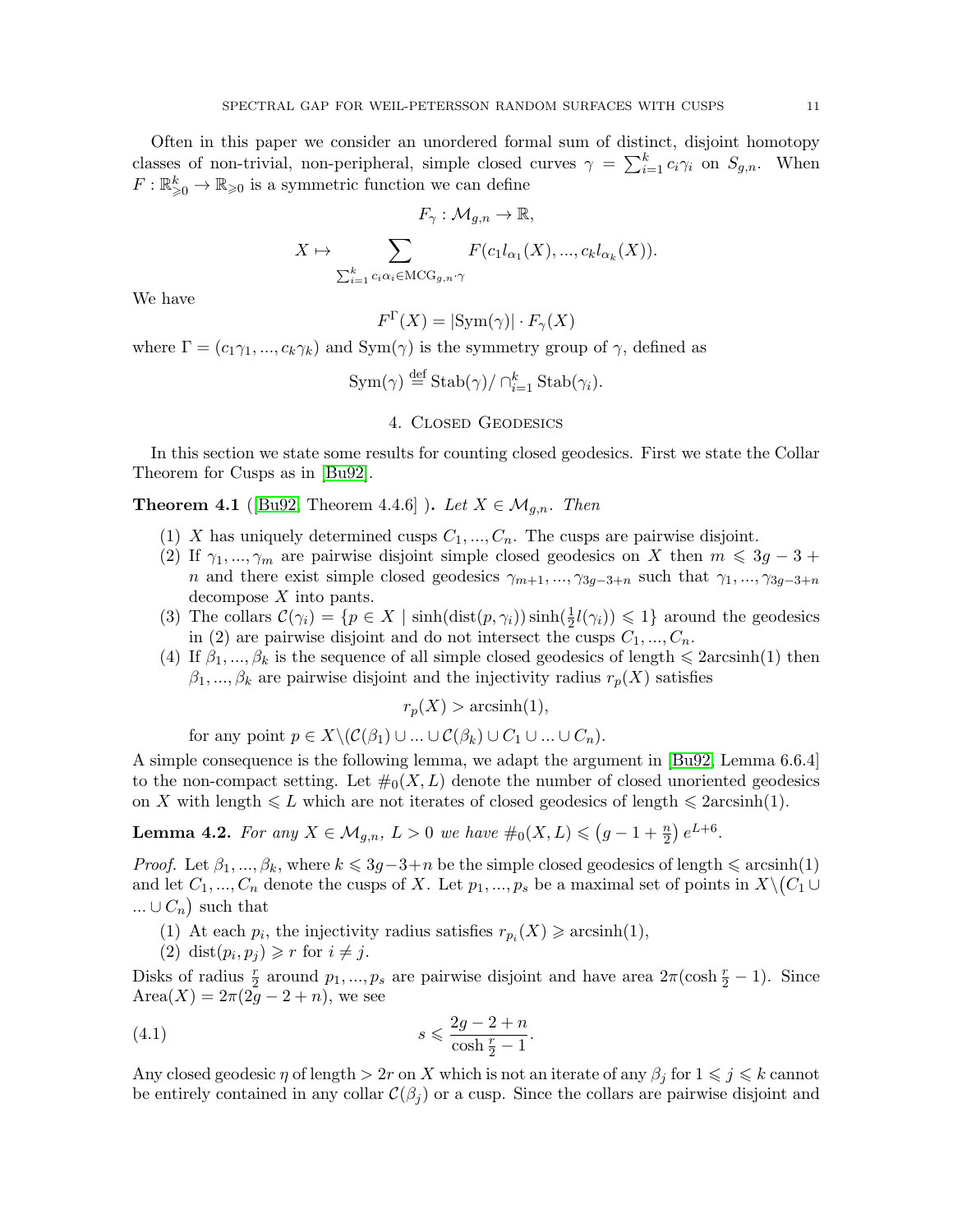Often in this paper we consider an unordered formal sum of distinct, disjoint homotopy classes of non-trivial, non-peripheral, simple closed curves $\gamma = \sum_{i=1}^{k} c_i\gamma_i$ on $S_{g,n}$. When $F : \mathbb{R}^k_{\geqslant 0} \to \mathbb{R}_{\geqslant 0}$ is a symmetric function we can define

$$F_\gamma : \mathcal{M}_{g,n} \to \mathbb{R},$$

$$X \mapsto \sum_{\sum_{i=1}^{k} c_i\alpha_i \in \mathrm{MCG}_{g,n}\cdot\gamma} F(c_1 l_{\alpha_1}(X), ..., c_k l_{\alpha_k}(X)).$$

We have

$$F^\Gamma(X) = |\mathrm{Sym}(\gamma)| \cdot F_\gamma(X)$$

where $\Gamma = (c_1\gamma_1, ..., c_k\gamma_k)$ and $\mathrm{Sym}(\gamma)$ is the symmetry group of $\gamma$, defined as

$$\mathrm{Sym}(\gamma) \stackrel{\text{def}}{=} \mathrm{Stab}(\gamma)/\cap_{i=1}^{k} \mathrm{Stab}(\gamma_i).$$

## 4. Closed Geodesics

In this section we state some results for counting closed geodesics. First we state the Collar Theorem for Cusps as in [Bu92].

**Theorem 4.1** ([Bu92, Theorem 4.4.6] ). *Let $X \in \mathcal{M}_{g,n}$. Then*

1. *$X$ has uniquely determined cusps $C_1, ..., C_n$. The cusps are pairwise disjoint.*
2. *If $\gamma_1, ..., \gamma_m$ are pairwise disjoint simple closed geodesics on $X$ then $m \leqslant 3g - 3 + n$ and there exist simple closed geodesics $\gamma_{m+1}, ..., \gamma_{3g-3+n}$ such that $\gamma_1, ..., \gamma_{3g-3+n}$ decompose $X$ into pants.*
3. *The collars $\mathcal{C}(\gamma_i) = \{p \in X \mid \sinh(\mathrm{dist}(p, \gamma_i))\sinh(\frac{1}{2}l(\gamma_i)) \leqslant 1\}$ around the geodesics in (2) are pairwise disjoint and do not intersect the cusps $C_1, ..., C_n$.*
4. *If $\beta_1, ..., \beta_k$ is the sequence of all simple closed geodesics of length $\leqslant 2\mathrm{arcsinh}(1)$ then $\beta_1, ..., \beta_k$ are pairwise disjoint and the injectivity radius $r_p(X)$ satisfies*

$$r_p(X) > \mathrm{arcsinh}(1),$$

*for any point $p \in X \backslash (\mathcal{C}(\beta_1) \cup ... \cup \mathcal{C}(\beta_k) \cup C_1 \cup ... \cup C_n)$.*

A simple consequence is the following lemma, we adapt the argument in [Bu92, Lemma 6.6.4] to the non-compact setting. Let $\#_0(X, L)$ denote the number of closed unoriented geodesics on $X$ with length $\leqslant L$ which are not iterates of closed geodesics of length $\leqslant 2\mathrm{arcsinh}(1)$.

**Lemma 4.2.** *For any $X \in \mathcal{M}_{g,n}$, $L > 0$ we have $\#_0(X, L) \leqslant \left(g - 1 + \frac{n}{2}\right) e^{L+6}$.*

*Proof.* Let $\beta_1, ..., \beta_k$, where $k \leqslant 3g-3+n$ be the simple closed geodesics of length $\leqslant \mathrm{arcsinh}(1)$ and let $C_1, ..., C_n$ denote the cusps of $X$. Let $p_1, ..., p_s$ be a maximal set of points in $X\backslash\big(C_1 \cup ... \cup C_n\big)$ such that

1. At each $p_i$, the injectivity radius satisfies $r_{p_i}(X) \geqslant \mathrm{arcsinh}(1)$,
2. $\mathrm{dist}(p_i, p_j) \geqslant r$ for $i \neq j$.

Disks of radius $\frac{r}{2}$ around $p_1, ..., p_s$ are pairwise disjoint and have area $2\pi(\cosh\frac{r}{2} - 1)$. Since $\mathrm{Area}(X) = 2\pi(2g - 2 + n)$, we see

$$s \leqslant \frac{2g - 2 + n}{\cosh\frac{r}{2} - 1}. \tag{4.1}$$

Any closed geodesic $\eta$ of length $> 2r$ on $X$ which is not an iterate of any $\beta_j$ for $1 \leqslant j \leqslant k$ cannot be entirely contained in any collar $\mathcal{C}(\beta_j)$ or a cusp. Since the collars are pairwise disjoint and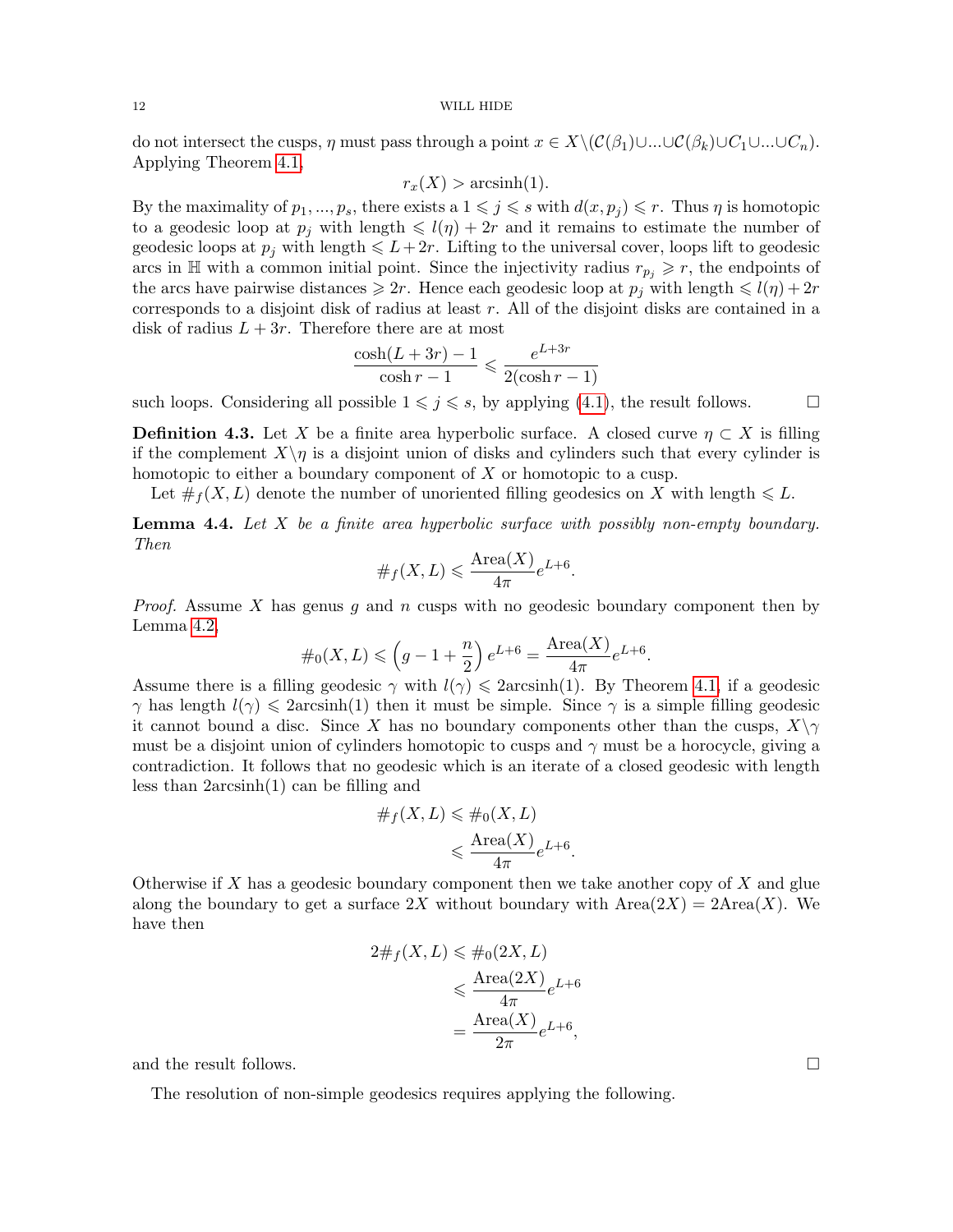do not intersect the cusps, $\eta$ must pass through a point $x \in X \backslash (\mathcal{C}(\beta_1) \cup ... \cup \mathcal{C}(\beta_k) \cup C_1 \cup ... \cup C_n)$. Applying Theorem 4.1,

$$r_x(X) > \text{arcsinh}(1).$$

By the maximality of $p_1, ..., p_s$, there exists a $1 \leqslant j \leqslant s$ with $d(x, p_j) \leqslant r$. Thus $\eta$ is homotopic to a geodesic loop at $p_j$ with length $\leqslant l(\eta) + 2r$ and it remains to estimate the number of geodesic loops at $p_j$ with length $\leqslant L + 2r$. Lifting to the universal cover, loops lift to geodesic arcs in $\mathbb{H}$ with a common initial point. Since the injectivity radius $r_{p_j} \geqslant r$, the endpoints of the arcs have pairwise distances $\geqslant 2r$. Hence each geodesic loop at $p_j$ with length $\leqslant l(\eta) + 2r$ corresponds to a disjoint disk of radius at least $r$. All of the disjoint disks are contained in a disk of radius $L + 3r$. Therefore there are at most

$$\frac{\cosh(L + 3r) - 1}{\cosh r - 1} \leqslant \frac{e^{L+3r}}{2(\cosh r - 1)}$$

such loops. Considering all possible $1 \leqslant j \leqslant s$, by applying (4.1), the result follows. $\square$

**Definition 4.3.** Let $X$ be a finite area hyperbolic surface. A closed curve $\eta \subset X$ is filling if the complement $X \backslash \eta$ is a disjoint union of disks and cylinders such that every cylinder is homotopic to either a boundary component of $X$ or homotopic to a cusp.

Let $\#_f(X, L)$ denote the number of unoriented filling geodesics on $X$ with length $\leqslant L$.

**Lemma 4.4.** *Let $X$ be a finite area hyperbolic surface with possibly non-empty boundary. Then*

$$\#_f(X, L) \leqslant \frac{\text{Area}(X)}{4\pi} e^{L+6}.$$

*Proof.* Assume $X$ has genus $g$ and $n$ cusps with no geodesic boundary component then by Lemma 4.2,

$$\#_0(X, L) \leqslant \left(g - 1 + \frac{n}{2}\right) e^{L+6} = \frac{\text{Area}(X)}{4\pi} e^{L+6}.$$

Assume there is a filling geodesic $\gamma$ with $l(\gamma) \leqslant 2\text{arcsinh}(1)$. By Theorem 4.1, if a geodesic $\gamma$ has length $l(\gamma) \leqslant 2\text{arcsinh}(1)$ then it must be simple. Since $\gamma$ is a simple filling geodesic it cannot bound a disc. Since $X$ has no boundary components other than the cusps, $X \backslash \gamma$ must be a disjoint union of cylinders homotopic to cusps and $\gamma$ must be a horocycle, giving a contradiction. It follows that no geodesic which is an iterate of a closed geodesic with length less than $2\text{arcsinh}(1)$ can be filling and

$$\begin{aligned}
\#_f(X, L) &\leqslant \#_0(X, L) \\
&\leqslant \frac{\text{Area}(X)}{4\pi} e^{L+6}.
\end{aligned}$$

Otherwise if $X$ has a geodesic boundary component then we take another copy of $X$ and glue along the boundary to get a surface $2X$ without boundary with $\text{Area}(2X) = 2\text{Area}(X)$. We have then

$$\begin{aligned}
2\#_f(X, L) &\leqslant \#_0(2X, L) \\
&\leqslant \frac{\text{Area}(2X)}{4\pi} e^{L+6} \\
&= \frac{\text{Area}(X)}{2\pi} e^{L+6},
\end{aligned}$$

and the result follows. $\square$

The resolution of non-simple geodesics requires applying the following.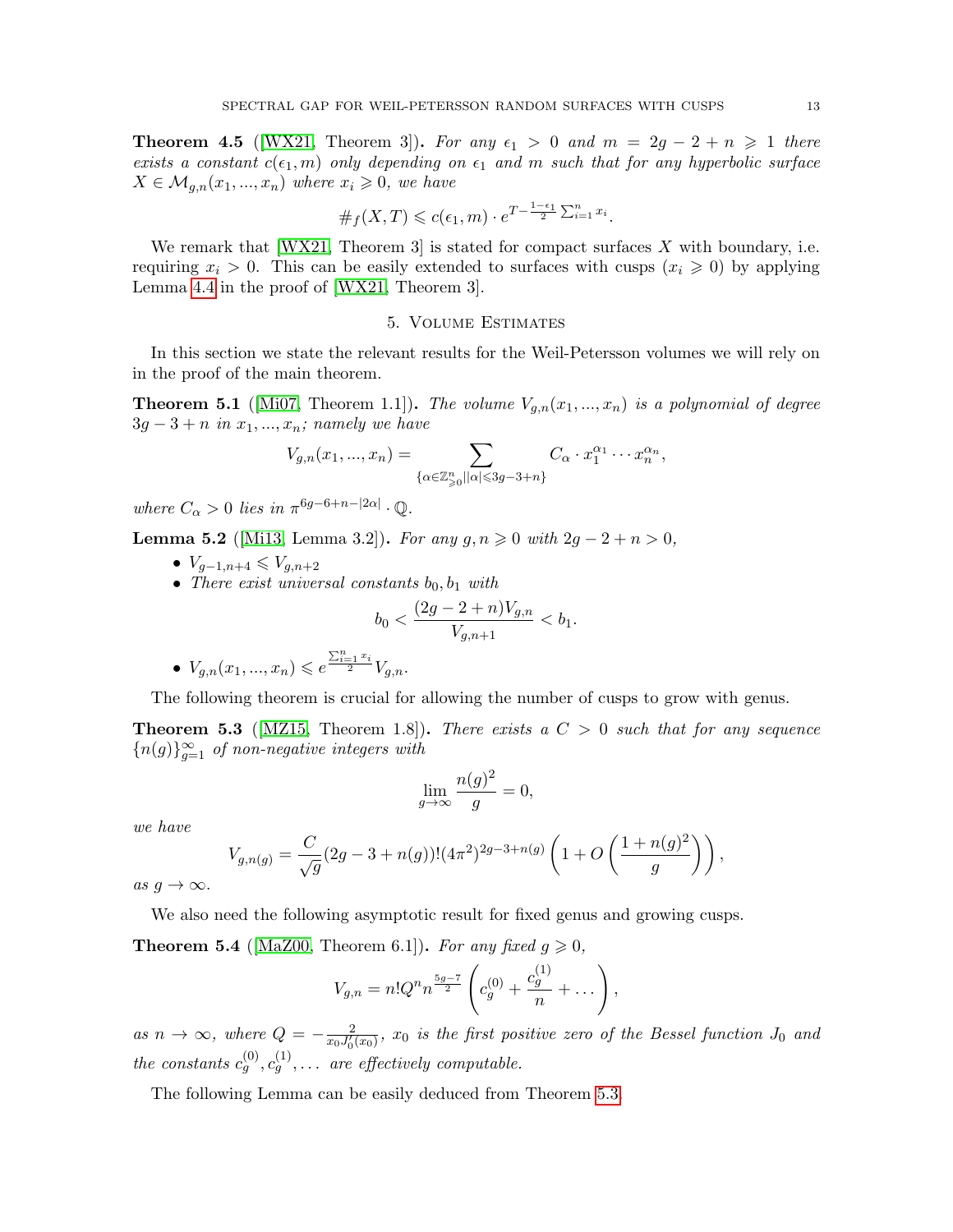**Theorem 4.5** ([WX21, Theorem 3]). *For any $\epsilon_1 > 0$ and $m = 2g - 2 + n \geqslant 1$ there exists a constant $c(\epsilon_1, m)$ only depending on $\epsilon_1$ and $m$ such that for any hyperbolic surface $X \in \mathcal{M}_{g,n}(x_1, ..., x_n)$ where $x_i \geqslant 0$, we have*

$$\#_f(X, T) \leqslant c(\epsilon_1, m) \cdot e^{T - \frac{1-\epsilon_1}{2} \sum_{i=1}^n x_i}.$$

We remark that [WX21, Theorem 3] is stated for compact surfaces $X$ with boundary, i.e. requiring $x_i > 0$. This can be easily extended to surfaces with cusps ($x_i \geqslant 0$) by applying Lemma 4.4 in the proof of [WX21, Theorem 3].

## 5. Volume Estimates

In this section we state the relevant results for the Weil-Petersson volumes we will rely on in the proof of the main theorem.

**Theorem 5.1** ([Mi07, Theorem 1.1]). *The volume $V_{g,n}(x_1, ..., x_n)$ is a polynomial of degree $3g - 3 + n$ in $x_1, ..., x_n$; namely we have*

$$V_{g,n}(x_1, ..., x_n) = \sum_{\{\alpha \in \mathbb{Z}^n_{\geqslant 0} | |\alpha| \leqslant 3g-3+n\}} C_\alpha \cdot x_1^{\alpha_1} \cdots x_n^{\alpha_n},$$

*where $C_\alpha > 0$ lies in $\pi^{6g-6+n-|2\alpha|} \cdot \mathbb{Q}$.*

**Lemma 5.2** ([Mi13, Lemma 3.2]). *For any $g, n \geqslant 0$ with $2g - 2 + n > 0$,*

- *$V_{g-1,n+4} \leqslant V_{g,n+2}$*
- *There exist universal constants $b_0, b_1$ with*

$$b_0 < \frac{(2g - 2 + n)V_{g,n}}{V_{g,n+1}} < b_1.$$

- *$V_{g,n}(x_1, ..., x_n) \leqslant e^{\frac{\sum_{i=1}^n x_i}{2}} V_{g,n}$.*

The following theorem is crucial for allowing the number of cusps to grow with genus.

**Theorem 5.3** ([MZ15, Theorem 1.8]). *There exists a $C > 0$ such that for any sequence $\{n(g)\}_{g=1}^\infty$ of non-negative integers with*

$$\lim_{g \to \infty} \frac{n(g)^2}{g} = 0,$$

*we have*

$$V_{g,n(g)} = \frac{C}{\sqrt{g}} (2g - 3 + n(g))! (4\pi^2)^{2g-3+n(g)} \left(1 + O\left(\frac{1 + n(g)^2}{g}\right)\right),$$

*as $g \to \infty$.*

We also need the following asymptotic result for fixed genus and growing cusps.

**Theorem 5.4** ([MaZ00, Theorem 6.1]). *For any fixed $g \geqslant 0$,*

$$V_{g,n} = n! Q^n n^{\frac{5g-7}{2}} \left(c_g^{(0)} + \frac{c_g^{(1)}}{n} + \dots\right),$$

*as $n \to \infty$, where $Q = -\frac{2}{x_0 J_0'(x_0)}$, $x_0$ is the first positive zero of the Bessel function $J_0$ and the constants $c_g^{(0)}, c_g^{(1)}, \dots$ are effectively computable.*

The following Lemma can be easily deduced from Theorem 5.3.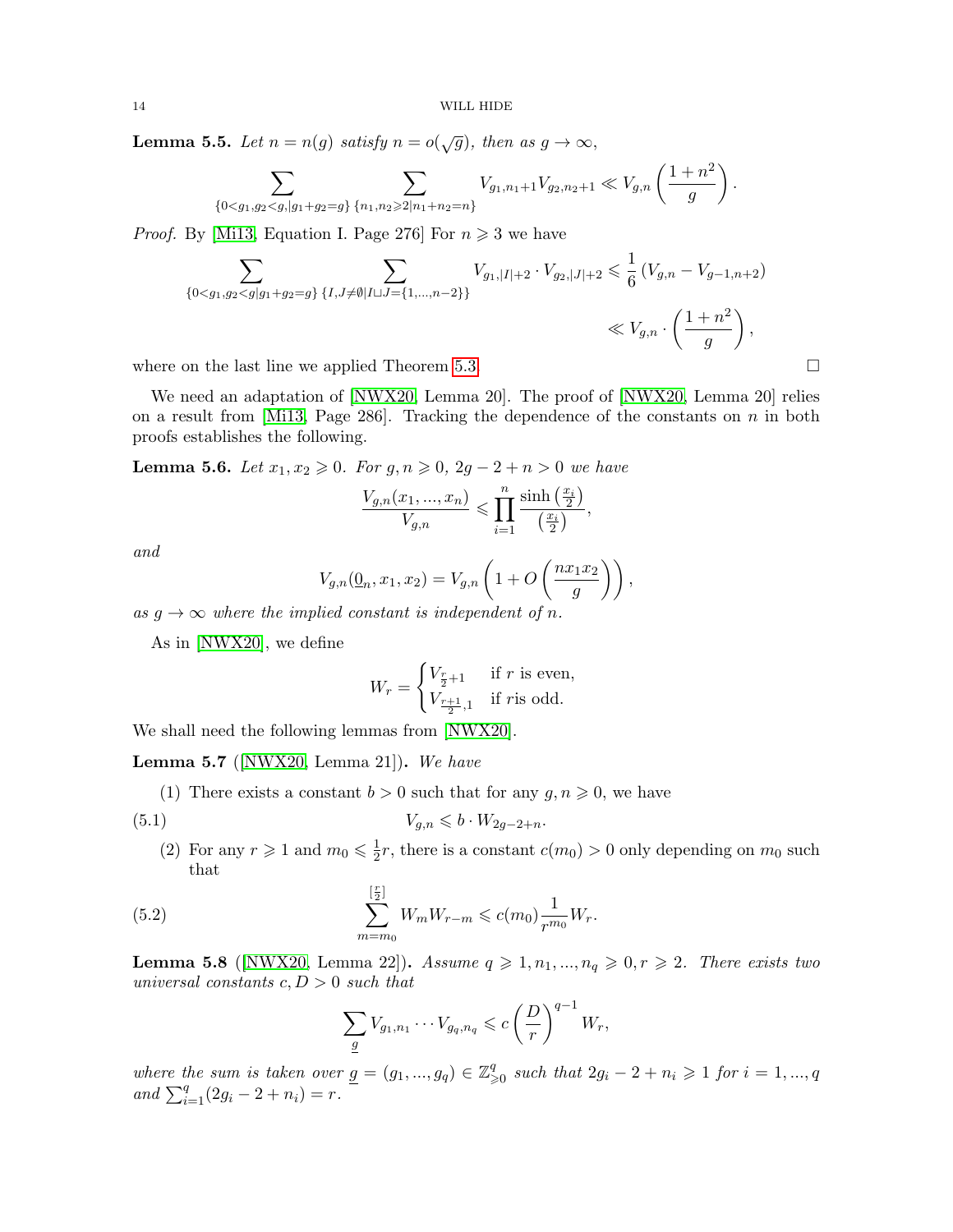**Lemma 5.5.** *Let $n = n(g)$ satisfy $n = o(\sqrt{g})$, then as $g \to \infty$,*

$$\sum_{\{0<g_1,g_2<g, |g_1+g_2=g\}} \sum_{\{n_1,n_2 \geqslant 2 | n_1+n_2=n\}} V_{g_1,n_1+1} V_{g_2,n_2+1} \ll V_{g,n}\left(\frac{1+n^2}{g}\right).$$

*Proof.* By [Mi13, Equation I. Page 276] For $n \geqslant 3$ we have

$$\sum_{\{0<g_1,g_2<g|g_1+g_2=g\}} \sum_{\{I,J\neq\emptyset | I\sqcup J=\{1,...,n-2\}\}} V_{g_1,|I|+2} \cdot V_{g_2,|J|+2} \leqslant \frac{1}{6}\left(V_{g,n} - V_{g-1,n+2}\right)$$
$$\ll V_{g,n} \cdot \left(\frac{1+n^2}{g}\right),$$

where on the last line we applied Theorem 5.3. □

We need an adaptation of [NWX20, Lemma 20]. The proof of [NWX20, Lemma 20] relies on a result from [Mi13, Page 286]. Tracking the dependence of the constants on $n$ in both proofs establishes the following.

**Lemma 5.6.** *Let $x_1, x_2 \geqslant 0$. For $g, n \geqslant 0$, $2g - 2 + n > 0$ we have*

$$\frac{V_{g,n}(x_1, ..., x_n)}{V_{g,n}} \leqslant \prod_{i=1}^{n} \frac{\sinh\left(\frac{x_i}{2}\right)}{\left(\frac{x_i}{2}\right)},$$

*and*

$$V_{g,n}(\underline{0}_n, x_1, x_2) = V_{g,n}\left(1 + O\left(\frac{n x_1 x_2}{g}\right)\right),$$

*as $g \to \infty$ where the implied constant is independent of $n$.*

As in [NWX20], we define

$$W_r = \begin{cases} V_{\frac{r}{2}+1} & \text{if } r \text{ is even,} \\ V_{\frac{r+1}{2},1} & \text{if } r \text{is odd.} \end{cases}$$

We shall need the following lemmas from [NWX20].

**Lemma 5.7** ([NWX20, Lemma 21])**.** *We have*

(1) There exists a constant $b > 0$ such that for any $g, n \geqslant 0$, we have

$$V_{g,n} \leqslant b \cdot W_{2g-2+n}. \tag{5.1}$$

(2) For any $r \geqslant 1$ and $m_0 \leqslant \frac{1}{2}r$, there is a constant $c(m_0) > 0$ only depending on $m_0$ such that

$$\sum_{m=m_0}^{[\frac{r}{2}]} W_m W_{r-m} \leqslant c(m_0) \frac{1}{r^{m_0}} W_r. \tag{5.2}$$

**Lemma 5.8** ([NWX20, Lemma 22])**.** *Assume $q \geqslant 1, n_1, ..., n_q \geqslant 0, r \geqslant 2$. There exists two universal constants $c, D > 0$ such that*

$$\sum_{\underline{g}} V_{g_1,n_1} \cdots V_{g_q,n_q} \leqslant c\left(\frac{D}{r}\right)^{q-1} W_r,$$

*where the sum is taken over $\underline{g} = (g_1, ..., g_q) \in \mathbb{Z}_{\geqslant 0}^q$ such that $2g_i - 2 + n_i \geqslant 1$ for $i = 1, ..., q$ and $\sum_{i=1}^{q}(2g_i - 2 + n_i) = r$.*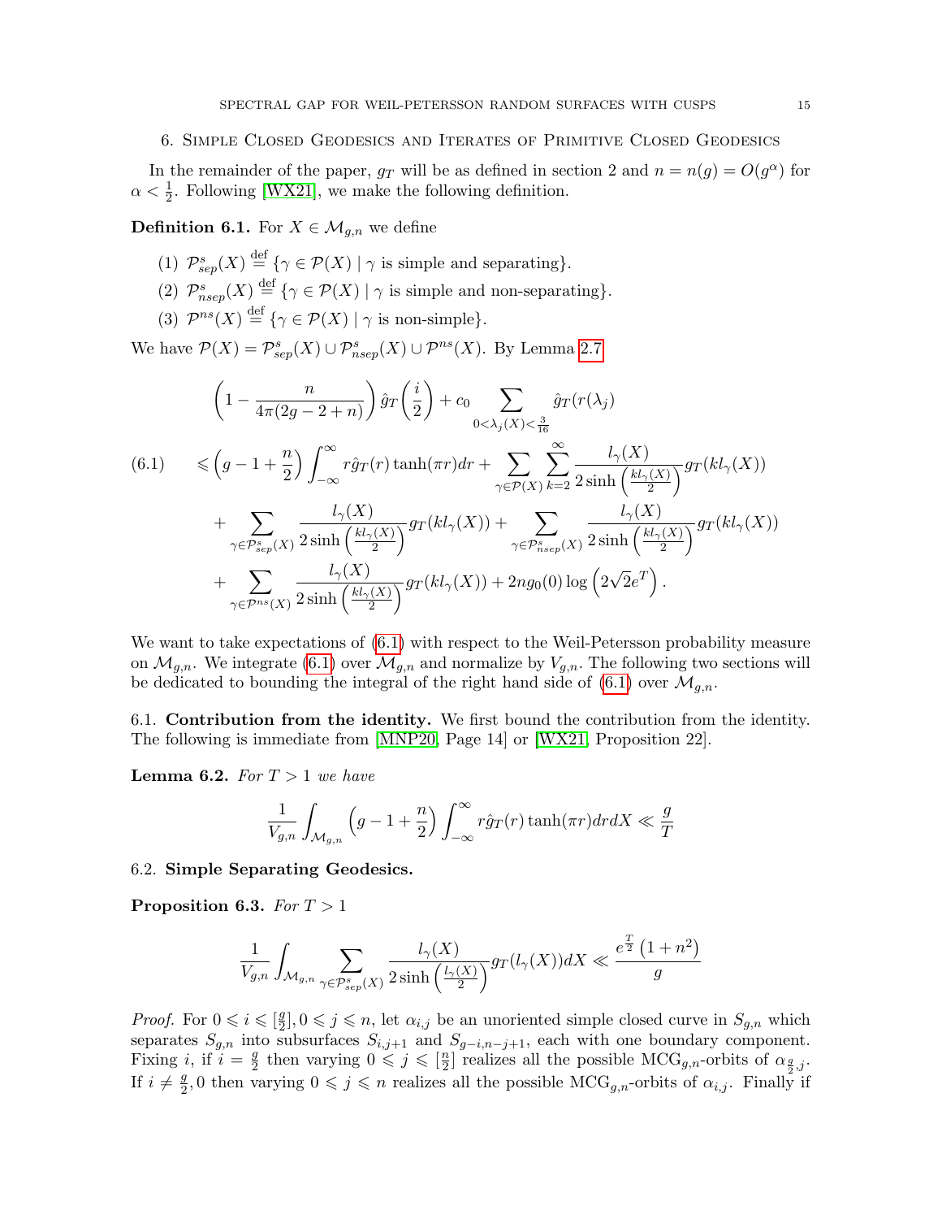## 6. Simple Closed Geodesics and Iterates of Primitive Closed Geodesics

In the remainder of the paper, $g_T$ will be as defined in section 2 and $n = n(g) = O(g^\alpha)$ for $\alpha < \frac{1}{2}$. Following [WX21], we make the following definition.

**Definition 6.1.** For $X \in \mathcal{M}_{g,n}$ we define

(1) $\mathcal{P}^s_{sep}(X) \overset{\text{def}}{=} \{\gamma \in \mathcal{P}(X) \mid \gamma \text{ is simple and separating}\}$.
(2) $\mathcal{P}^s_{nsep}(X) \overset{\text{def}}{=} \{\gamma \in \mathcal{P}(X) \mid \gamma \text{ is simple and non-separating}\}$.
(3) $\mathcal{P}^{ns}(X) \overset{\text{def}}{=} \{\gamma \in \mathcal{P}(X) \mid \gamma \text{ is non-simple}\}$.

We have $\mathcal{P}(X) = \mathcal{P}^s_{sep}(X) \cup \mathcal{P}^s_{nsep}(X) \cup \mathcal{P}^{ns}(X)$. By Lemma 2.7

$$
\begin{aligned}
&\left(1 - \frac{n}{4\pi(2g-2+n)}\right)\hat{g}_T\left(\frac{i}{2}\right) + c_0 \sum_{0<\lambda_j(X)<\frac{3}{16}} \hat{g}_T(r(\lambda_j)) \\
&\leqslant \left(g - 1 + \frac{n}{2}\right)\int_{-\infty}^{\infty} r\hat{g}_T(r)\tanh(\pi r)dr + \sum_{\gamma \in \mathcal{P}(X)}\sum_{k=2}^{\infty} \frac{l_\gamma(X)}{2\sinh\left(\frac{kl_\gamma(X)}{2}\right)} g_T(kl_\gamma(X)) \\
&\quad + \sum_{\gamma \in \mathcal{P}^s_{sep}(X)} \frac{l_\gamma(X)}{2\sinh\left(\frac{kl_\gamma(X)}{2}\right)} g_T(kl_\gamma(X)) + \sum_{\gamma \in \mathcal{P}^s_{nsep}(X)} \frac{l_\gamma(X)}{2\sinh\left(\frac{kl_\gamma(X)}{2}\right)} g_T(kl_\gamma(X)) \\
&\quad + \sum_{\gamma \in \mathcal{P}^{ns}(X)} \frac{l_\gamma(X)}{2\sinh\left(\frac{kl_\gamma(X)}{2}\right)} g_T(kl_\gamma(X)) + 2ng_0(0)\log\left(2\sqrt{2}e^T\right).
\end{aligned} \tag{6.1}
$$

We want to take expectations of (6.1) with respect to the Weil-Petersson probability measure on $\mathcal{M}_{g,n}$. We integrate (6.1) over $\mathcal{M}_{g,n}$ and normalize by $V_{g,n}$. The following two sections will be dedicated to bounding the integral of the right hand side of (6.1) over $\mathcal{M}_{g,n}$.

### 6.1. Contribution from the identity.

We first bound the contribution from the identity. The following is immediate from [MNP20, Page 14] or [WX21, Proposition 22].

**Lemma 6.2.** *For $T > 1$ we have*

$$
\frac{1}{V_{g,n}}\int_{\mathcal{M}_{g,n}} \left(g - 1 + \frac{n}{2}\right)\int_{-\infty}^{\infty} r\hat{g}_T(r)\tanh(\pi r)drdX \ll \frac{g}{T}
$$

### 6.2. Simple Separating Geodesics.

**Proposition 6.3.** *For $T > 1$*

$$
\frac{1}{V_{g,n}}\int_{\mathcal{M}_{g,n}} \sum_{\gamma \in \mathcal{P}^s_{sep}(X)} \frac{l_\gamma(X)}{2\sinh\left(\frac{l_\gamma(X)}{2}\right)} g_T(l_\gamma(X))dX \ll \frac{e^{\frac{T}{2}}\left(1 + n^2\right)}{g}
$$

*Proof.* For $0 \leqslant i \leqslant [\frac{g}{2}], 0 \leqslant j \leqslant n$, let $\alpha_{i,j}$ be an unoriented simple closed curve in $S_{g,n}$ which separates $S_{g,n}$ into subsurfaces $S_{i,j+1}$ and $S_{g-i,n-j+1}$, each with one boundary component. Fixing $i$, if $i = \frac{g}{2}$ then varying $0 \leqslant j \leqslant [\frac{n}{2}]$ realizes all the possible $\text{MCG}_{g,n}$-orbits of $\alpha_{\frac{g}{2},j}$. If $i \neq \frac{g}{2}, 0$ then varying $0 \leqslant j \leqslant n$ realizes all the possible $\text{MCG}_{g,n}$-orbits of $\alpha_{i,j}$. Finally if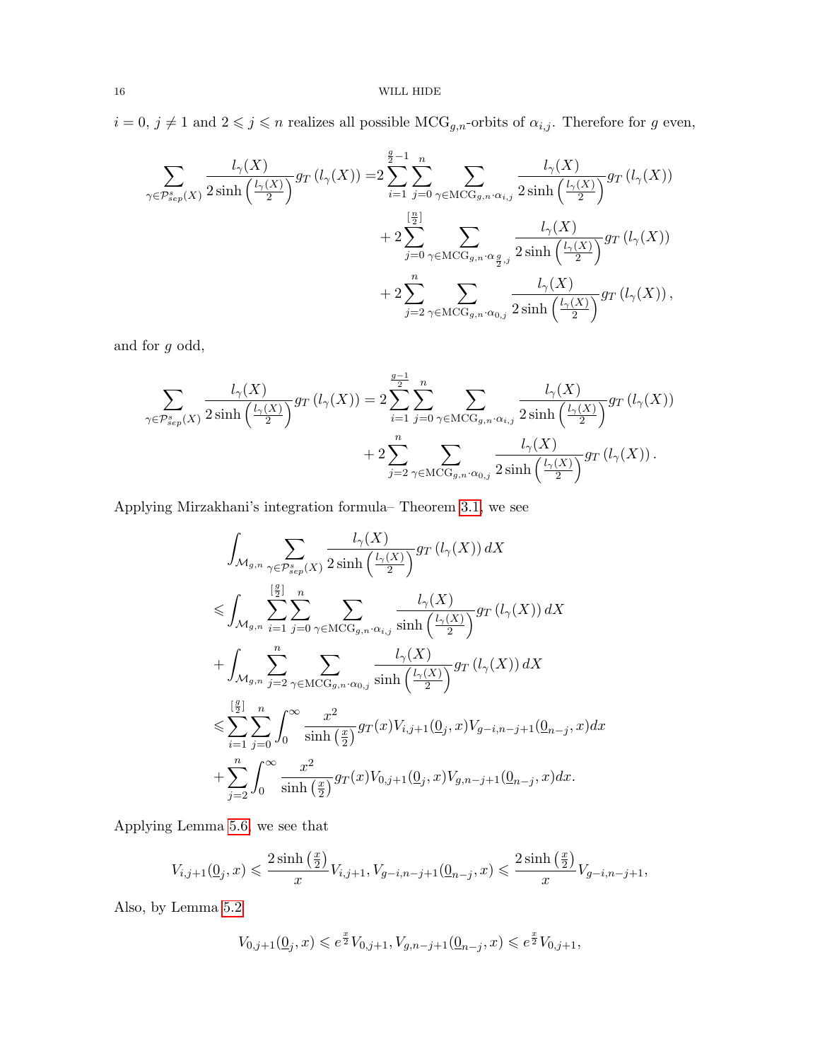$i = 0$, $j \neq 1$ and $2 \leqslant j \leqslant n$ realizes all possible $\mathrm{MCG}_{g,n}$-orbits of $\alpha_{i,j}$. Therefore for $g$ even,

$$\begin{aligned}
\sum_{\gamma \in \mathcal{P}^s_{sep}(X)} \frac{l_\gamma(X)}{2\sinh\left(\frac{l_\gamma(X)}{2}\right)} g_T\left(l_\gamma(X)\right) =& 2\sum_{i=1}^{\frac{g}{2}-1}\sum_{j=0}^{n}\sum_{\gamma \in \mathrm{MCG}_{g,n}\cdot \alpha_{i,j}} \frac{l_\gamma(X)}{2\sinh\left(\frac{l_\gamma(X)}{2}\right)} g_T\left(l_\gamma(X)\right) \\
&+ 2\sum_{j=0}^{\left[\frac{n}{2}\right]}\sum_{\gamma \in \mathrm{MCG}_{g,n}\cdot \alpha_{\frac{g}{2},j}} \frac{l_\gamma(X)}{2\sinh\left(\frac{l_\gamma(X)}{2}\right)} g_T\left(l_\gamma(X)\right) \\
&+ 2\sum_{j=2}^{n}\sum_{\gamma \in \mathrm{MCG}_{g,n}\cdot \alpha_{0,j}} \frac{l_\gamma(X)}{2\sinh\left(\frac{l_\gamma(X)}{2}\right)} g_T\left(l_\gamma(X)\right),
\end{aligned}$$

and for $g$ odd,

$$\begin{aligned}
\sum_{\gamma \in \mathcal{P}^s_{sep}(X)} \frac{l_\gamma(X)}{2\sinh\left(\frac{l_\gamma(X)}{2}\right)} g_T\left(l_\gamma(X)\right) =& 2\sum_{i=1}^{\frac{g-1}{2}}\sum_{j=0}^{n}\sum_{\gamma \in \mathrm{MCG}_{g,n}\cdot \alpha_{i,j}} \frac{l_\gamma(X)}{2\sinh\left(\frac{l_\gamma(X)}{2}\right)} g_T\left(l_\gamma(X)\right) \\
&+ 2\sum_{j=2}^{n}\sum_{\gamma \in \mathrm{MCG}_{g,n}\cdot \alpha_{0,j}} \frac{l_\gamma(X)}{2\sinh\left(\frac{l_\gamma(X)}{2}\right)} g_T\left(l_\gamma(X)\right).
\end{aligned}$$

Applying Mirzakhani's integration formula– Theorem 3.1, we see

$$\begin{aligned}
&\int_{\mathcal{M}_{g,n}} \sum_{\gamma \in \mathcal{P}^s_{sep}(X)} \frac{l_\gamma(X)}{2\sinh\left(\frac{l_\gamma(X)}{2}\right)} g_T\left(l_\gamma(X)\right) dX \\
&\leqslant \int_{\mathcal{M}_{g,n}} \sum_{i=1}^{\left[\frac{g}{2}\right]}\sum_{j=0}^{n}\sum_{\gamma \in \mathrm{MCG}_{g,n}\cdot \alpha_{i,j}} \frac{l_\gamma(X)}{\sinh\left(\frac{l_\gamma(X)}{2}\right)} g_T\left(l_\gamma(X)\right) dX \\
&+ \int_{\mathcal{M}_{g,n}} \sum_{j=2}^{n}\sum_{\gamma \in \mathrm{MCG}_{g,n}\cdot \alpha_{0,j}} \frac{l_\gamma(X)}{\sinh\left(\frac{l_\gamma(X)}{2}\right)} g_T\left(l_\gamma(X)\right) dX \\
&\leqslant \sum_{i=1}^{\left[\frac{g}{2}\right]}\sum_{j=0}^{n} \int_0^\infty \frac{x^2}{\sinh\left(\frac{x}{2}\right)} g_T(x) V_{i,j+1}(\underline{0}_j, x) V_{g-i,n-j+1}(\underline{0}_{n-j}, x) dx \\
&+ \sum_{j=2}^{n} \int_0^\infty \frac{x^2}{\sinh\left(\frac{x}{2}\right)} g_T(x) V_{0,j+1}(\underline{0}_j, x) V_{g,n-j+1}(\underline{0}_{n-j}, x) dx.
\end{aligned}$$

Applying Lemma 5.6, we see that

$$V_{i,j+1}(\underline{0}_j, x) \leqslant \frac{2\sinh\left(\frac{x}{2}\right)}{x} V_{i,j+1}, V_{g-i,n-j+1}(\underline{0}_{n-j}, x) \leqslant \frac{2\sinh\left(\frac{x}{2}\right)}{x} V_{g-i,n-j+1},$$

Also, by Lemma 5.2

$$V_{0,j+1}(\underline{0}_j, x) \leqslant e^{\frac{x}{2}} V_{0,j+1}, V_{g,n-j+1}(\underline{0}_{n-j}, x) \leqslant e^{\frac{x}{2}} V_{0,j+1},$$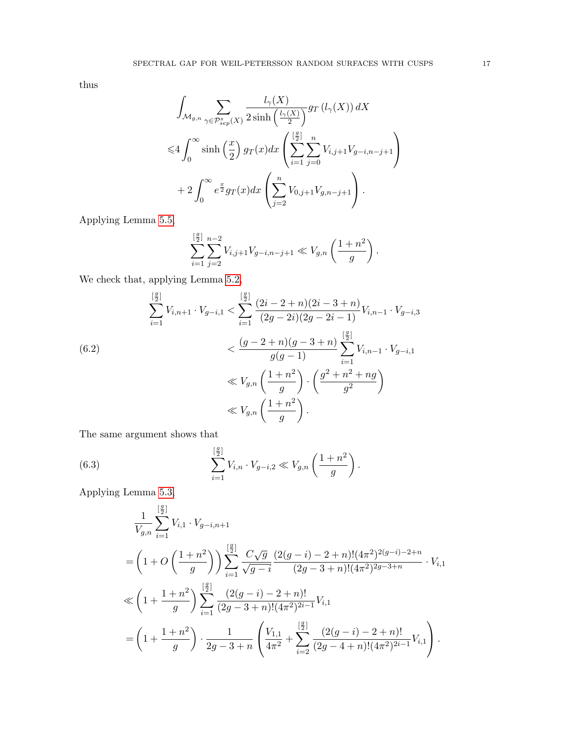thus

$$
\begin{aligned}
&\int_{\mathcal{M}_{g,n}} \sum_{\gamma \in \mathcal{P}^s_{sep}(X)} \frac{l_\gamma(X)}{2\sinh\left(\frac{l_\gamma(X)}{2}\right)} g_T\left(l_\gamma(X)\right) dX \\
\leqslant & 4\int_0^\infty \sinh\left(\frac{x}{2}\right) g_T(x) dx \left( \sum_{i=1}^{[\frac{g}{2}]} \sum_{j=0}^{n} V_{i,j+1} V_{g-i,n-j+1} \right) \\
& + 2\int_0^\infty e^{\frac{x}{2}} g_T(x) dx \left( \sum_{j=2}^{n} V_{0,j+1} V_{g,n-j+1} \right).
\end{aligned}
$$

Applying Lemma 5.5,

$$
\sum_{i=1}^{[\frac{g}{2}]} \sum_{j=2}^{n-2} V_{i,j+1} V_{g-i,n-j+1} \ll V_{g,n}\left(\frac{1+n^2}{g}\right).
$$

We check that, applying Lemma 5.2,

$$
\begin{aligned}
\sum_{i=1}^{[\frac{g}{2}]} V_{i,n+1} \cdot V_{g-i,1} &< \sum_{i=1}^{[\frac{g}{2}]} \frac{(2i-2+n)(2i-3+n)}{(2g-2i)(2g-2i-1)} V_{i,n-1} \cdot V_{g-i,3} \\
&< \frac{(g-2+n)(g-3+n)}{g(g-1)} \sum_{i=1}^{[\frac{g}{2}]} V_{i,n-1} \cdot V_{g-i,1} \\
&\ll V_{g,n}\left(\frac{1+n^2}{g}\right) \cdot \left(\frac{g^2+n^2+ng}{g^2}\right) \\
&\ll V_{g,n}\left(\frac{1+n^2}{g}\right).
\end{aligned}
\tag{6.2}
$$

The same argument shows that

$$
\sum_{i=1}^{[\frac{g}{2}]} V_{i,n} \cdot V_{g-i,2} \ll V_{g,n}\left(\frac{1+n^2}{g}\right).
\tag{6.3}
$$

Applying Lemma 5.3,

$$
\begin{aligned}
&\frac{1}{V_{g,n}} \sum_{i=1}^{[\frac{g}{2}]} V_{i,1} \cdot V_{g-i,n+1} \\
=& \left(1 + O\left(\frac{1+n^2}{g}\right)\right) \sum_{i=1}^{[\frac{g}{2}]} \frac{C\sqrt{g}}{\sqrt{g-i}} \frac{(2(g-i)-2+n)!(4\pi^2)^{2(g-i)-2+n}}{(2g-3+n)!(4\pi^2)^{2g-3+n}} \cdot V_{i,1} \\
\ll& \left(1 + \frac{1+n^2}{g}\right) \sum_{i=1}^{[\frac{g}{2}]} \frac{(2(g-i)-2+n)!}{(2g-3+n)!(4\pi^2)^{2i-1}} V_{i,1} \\
=& \left(1 + \frac{1+n^2}{g}\right) \cdot \frac{1}{2g-3+n} \left( \frac{V_{1,1}}{4\pi^2} + \sum_{i=2}^{[\frac{g}{2}]} \frac{(2(g-i)-2+n)!}{(2g-4+n)!(4\pi^2)^{2i-1}} V_{i,1} \right).
\end{aligned}
$$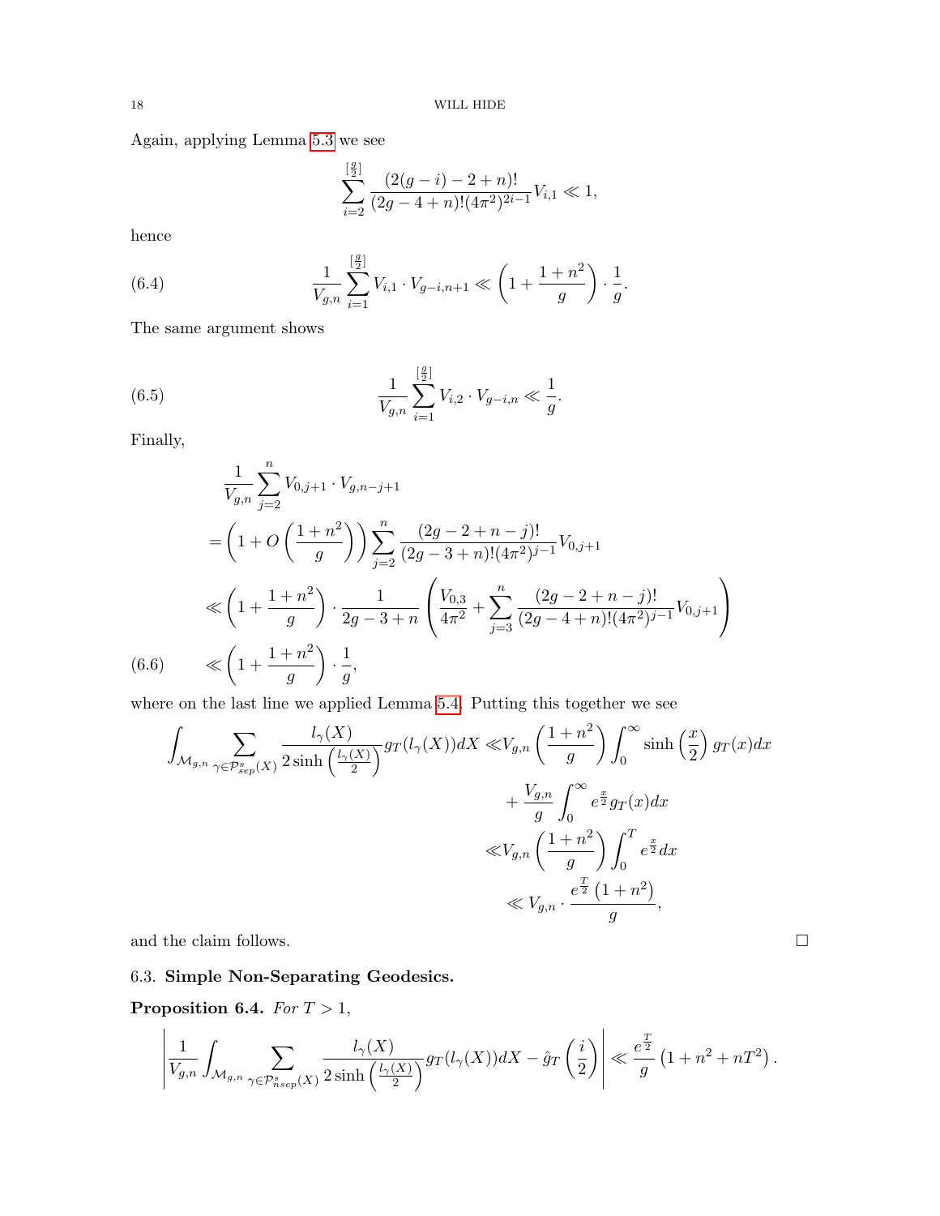Again, applying Lemma 5.3 we see

$$\sum_{i=2}^{[\frac{g}{2}]} \frac{(2(g-i)-2+n)!}{(2g-4+n)!(4\pi^2)^{2i-1}} V_{i,1} \ll 1,$$

hence

$$\frac{1}{V_{g,n}} \sum_{i=1}^{[\frac{g}{2}]} V_{i,1} \cdot V_{g-i,n+1} \ll \left(1 + \frac{1+n^2}{g}\right) \cdot \frac{1}{g}. \tag{6.4}$$

The same argument shows

$$\frac{1}{V_{g,n}} \sum_{i=1}^{[\frac{g}{2}]} V_{i,2} \cdot V_{g-i,n} \ll \frac{1}{g}. \tag{6.5}$$

Finally,

$$\begin{aligned}
&\frac{1}{V_{g,n}} \sum_{j=2}^{n} V_{0,j+1} \cdot V_{g,n-j+1} \\
&= \left(1 + O\left(\frac{1+n^2}{g}\right)\right) \sum_{j=2}^{n} \frac{(2g-2+n-j)!}{(2g-3+n)!(4\pi^2)^{j-1}} V_{0,j+1} \\
&\ll \left(1 + \frac{1+n^2}{g}\right) \cdot \frac{1}{2g-3+n} \left(\frac{V_{0,3}}{4\pi^2} + \sum_{j=3}^{n} \frac{(2g-2+n-j)!}{(2g-4+n)!(4\pi^2)^{j-1}} V_{0,j+1}\right) \\
&\ll \left(1 + \frac{1+n^2}{g}\right) \cdot \frac{1}{g},
\end{aligned} \tag{6.6}$$

where on the last line we applied Lemma 5.4. Putting this together we see

$$\begin{aligned}
\int_{\mathcal{M}_{g,n}} \sum_{\gamma \in \mathcal{P}_{sep}^s(X)} \frac{l_\gamma(X)}{2\sinh\left(\frac{l_\gamma(X)}{2}\right)} g_T(l_\gamma(X)) dX \ll & V_{g,n} \left(\frac{1+n^2}{g}\right) \int_0^\infty \sinh\left(\frac{x}{2}\right) g_T(x) dx \\
&+ \frac{V_{g,n}}{g} \int_0^\infty e^{\frac{x}{2}} g_T(x) dx \\
\ll & V_{g,n} \left(\frac{1+n^2}{g}\right) \int_0^T e^{\frac{x}{2}} dx \\
\ll & V_{g,n} \cdot \frac{e^{\frac{T}{2}}\left(1+n^2\right)}{g},
\end{aligned}$$

and the claim follows. □

### 6.3. Simple Non-Separating Geodesics.

**Proposition 6.4.** *For $T > 1$,*

$$\left| \frac{1}{V_{g,n}} \int_{\mathcal{M}_{g,n}} \sum_{\gamma \in \mathcal{P}_{nsep}^s(X)} \frac{l_\gamma(X)}{2\sinh\left(\frac{l_\gamma(X)}{2}\right)} g_T(l_\gamma(X)) dX - \hat{g}_T\left(\frac{i}{2}\right) \right| \ll \frac{e^{\frac{T}{2}}}{g}\left(1 + n^2 + nT^2\right).$$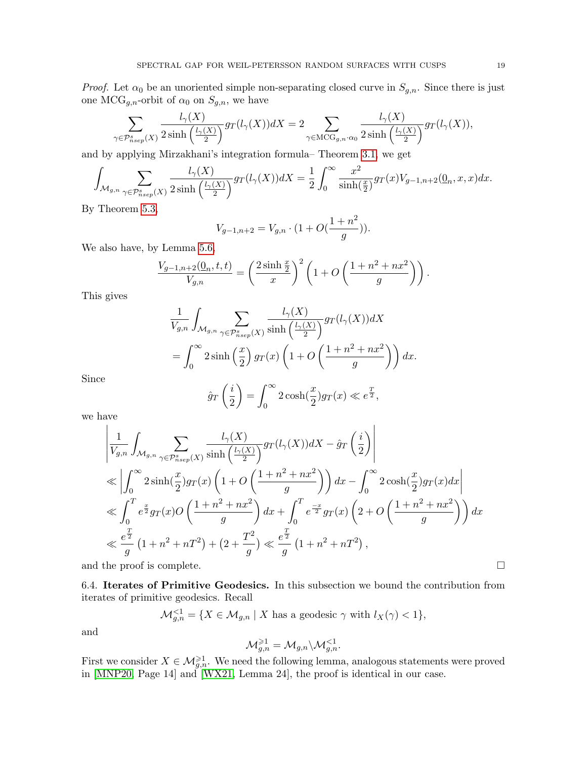*Proof.* Let $\alpha_0$ be an unoriented simple non-separating closed curve in $S_{g,n}$. Since there is just one $\mathrm{MCG}_{g,n}$-orbit of $\alpha_0$ on $S_{g,n}$, we have

$$\sum_{\gamma\in\mathcal{P}^s_{nsep}(X)} \frac{l_\gamma(X)}{2\sinh\left(\frac{l_\gamma(X)}{2}\right)} g_T(l_\gamma(X))dX = 2\sum_{\gamma\in\mathrm{MCG}_{g,n}\cdot\alpha_0} \frac{l_\gamma(X)}{2\sinh\left(\frac{l_\gamma(X)}{2}\right)} g_T(l_\gamma(X)),$$

and by applying Mirzakhani's integration formula– Theorem 3.1, we get

$$\int_{\mathcal{M}_{g,n}} \sum_{\gamma\in\mathcal{P}^s_{nsep}(X)} \frac{l_\gamma(X)}{2\sinh\left(\frac{l_\gamma(X)}{2}\right)} g_T(l_\gamma(X))dX = \frac{1}{2}\int_0^\infty \frac{x^2}{\sinh(\frac{x}{2})} g_T(x) V_{g-1,n+2}(\underline{0}_n,x,x)dx.$$

By Theorem 5.3,

$$V_{g-1,n+2} = V_{g,n}\cdot(1+O(\frac{1+n^2}{g})).$$

We also have, by Lemma 5.6,

$$\frac{V_{g-1,n+2}(\underline{0}_n,t,t)}{V_{g,n}} = \left(\frac{2\sinh\frac{x}{2}}{x}\right)^2\left(1+O\left(\frac{1+n^2+nx^2}{g}\right)\right).$$

This gives

$$\begin{aligned}
&\frac{1}{V_{g,n}}\int_{\mathcal{M}_{g,n}} \sum_{\gamma\in\mathcal{P}^s_{nsep}(X)} \frac{l_\gamma(X)}{\sinh\left(\frac{l_\gamma(X)}{2}\right)} g_T(l_\gamma(X))dX \\
&= \int_0^\infty 2\sinh\left(\frac{x}{2}\right) g_T(x)\left(1+O\left(\frac{1+n^2+nx^2}{g}\right)\right)dx.
\end{aligned}$$

Since

$$\hat{g}_T\left(\frac{i}{2}\right) = \int_0^\infty 2\cosh(\frac{x}{2})g_T(x) \ll e^{\frac{T}{2}},$$

we have

$$\begin{aligned}
&\left|\frac{1}{V_{g,n}}\int_{\mathcal{M}_{g,n}} \sum_{\gamma\in\mathcal{P}^s_{nsep}(X)} \frac{l_\gamma(X)}{\sinh\left(\frac{l_\gamma(X)}{2}\right)} g_T(l_\gamma(X))dX - \hat{g}_T\left(\frac{i}{2}\right)\right| \\
&\ll \left|\int_0^\infty 2\sinh(\frac{x}{2})g_T(x)\left(1+O\left(\frac{1+n^2+nx^2}{g}\right)\right)dx - \int_0^\infty 2\cosh(\frac{x}{2})g_T(x)dx\right| \\
&\ll \int_0^T e^{\frac{x}{2}} g_T(x) O\left(\frac{1+n^2+nx^2}{g}\right)dx + \int_0^T e^{\frac{-x}{2}} g_T(x)\left(2+O\left(\frac{1+n^2+nx^2}{g}\right)\right)dx \\
&\ll \frac{e^{\frac{T}{2}}}{g}\left(1+n^2+nT^2\right) + \left(2+\frac{T^2}{g}\right) \ll \frac{e^{\frac{T}{2}}}{g}\left(1+n^2+nT^2\right),
\end{aligned}$$

and the proof is complete. $\square$

6.4. **Iterates of Primitive Geodesics.** In this subsection we bound the contribution from iterates of primitive geodesics. Recall

$$\mathcal{M}^{<1}_{g,n} = \{X\in\mathcal{M}_{g,n} \mid X \text{ has a geodesic } \gamma \text{ with } l_X(\gamma)<1\},$$

and

$$\mathcal{M}^{\geqslant 1}_{g,n} = \mathcal{M}_{g,n}\backslash\mathcal{M}^{<1}_{g,n}.$$

First we consider $X\in\mathcal{M}^{\geqslant 1}_{g,n}$. We need the following lemma, analogous statements were proved in [MNP20, Page 14] and [WX21, Lemma 24], the proof is identical in our case.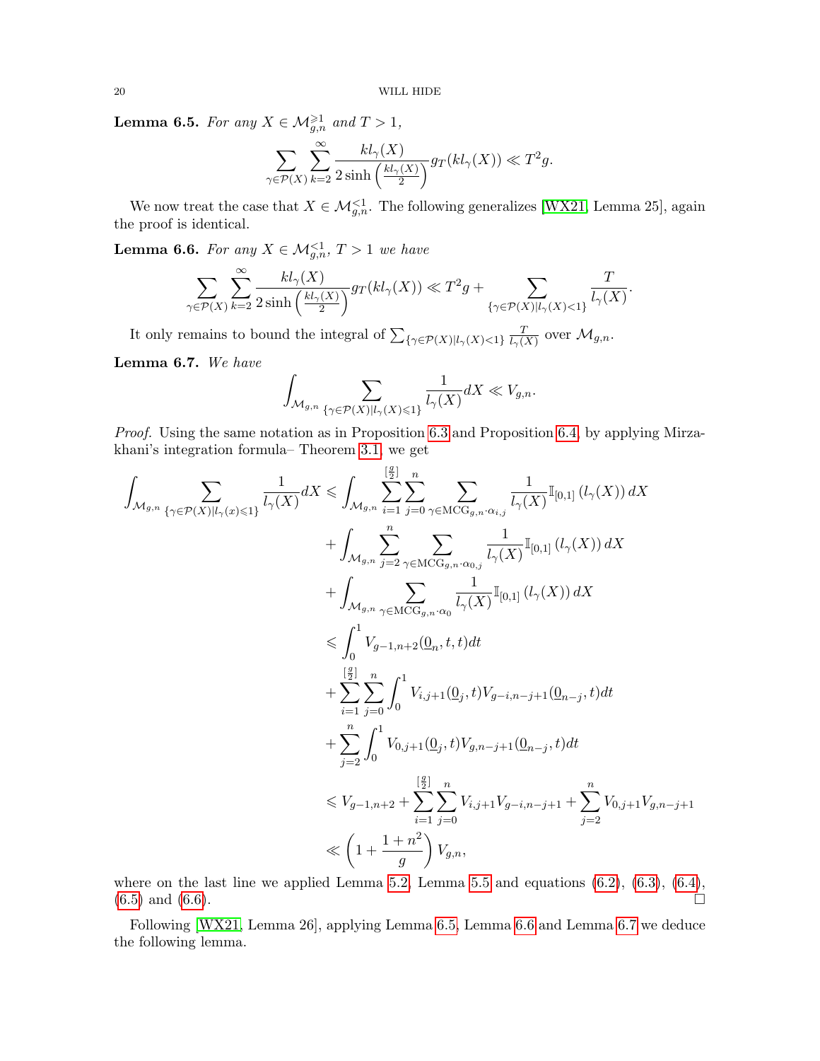**Lemma 6.5.** *For any $X \in \mathcal{M}_{g,n}^{\geqslant 1}$ and $T > 1$,*

$$\sum_{\gamma \in \mathcal{P}(X)} \sum_{k=2}^{\infty} \frac{k l_\gamma(X)}{2\sinh\left(\frac{k l_\gamma(X)}{2}\right)} g_T(k l_\gamma(X)) \ll T^2 g.$$

We now treat the case that $X \in \mathcal{M}_{g,n}^{<1}$. The following generalizes [WX21, Lemma 25], again the proof is identical.

**Lemma 6.6.** *For any $X \in \mathcal{M}_{g,n}^{<1}$, $T > 1$ we have*

$$\sum_{\gamma \in \mathcal{P}(X)} \sum_{k=2}^{\infty} \frac{k l_\gamma(X)}{2\sinh\left(\frac{k l_\gamma(X)}{2}\right)} g_T(k l_\gamma(X)) \ll T^2 g + \sum_{\{\gamma \in \mathcal{P}(X) | l_\gamma(X) < 1\}} \frac{T}{l_\gamma(X)}.$$

It only remains to bound the integral of $\sum_{\{\gamma \in \mathcal{P}(X) | l_\gamma(X) < 1\}} \frac{T}{l_\gamma(X)}$ over $\mathcal{M}_{g,n}$.

**Lemma 6.7.** *We have*

$$\int_{\mathcal{M}_{g,n}} \sum_{\{\gamma \in \mathcal{P}(X) | l_\gamma(X) \leqslant 1\}} \frac{1}{l_\gamma(X)} dX \ll V_{g,n}.$$

*Proof.* Using the same notation as in Proposition 6.3 and Proposition 6.4, by applying Mirzakhani's integration formula– Theorem 3.1, we get

$$\begin{aligned}
\int_{\mathcal{M}_{g,n}} \sum_{\{\gamma \in \mathcal{P}(X) | l_\gamma(x) \leqslant 1\}} \frac{1}{l_\gamma(X)} dX &\leqslant \int_{\mathcal{M}_{g,n}} \sum_{i=1}^{[\frac{g}{2}]} \sum_{j=0}^{n} \sum_{\gamma \in \mathrm{MCG}_{g,n} \cdot \alpha_{i,j}} \frac{1}{l_\gamma(X)} \mathbb{I}_{[0,1]}\left(l_\gamma(X)\right) dX \\
&\quad + \int_{\mathcal{M}_{g,n}} \sum_{j=2}^{n} \sum_{\gamma \in \mathrm{MCG}_{g,n} \cdot \alpha_{0,j}} \frac{1}{l_\gamma(X)} \mathbb{I}_{[0,1]}\left(l_\gamma(X)\right) dX \\
&\quad + \int_{\mathcal{M}_{g,n}} \sum_{\gamma \in \mathrm{MCG}_{g,n} \cdot \alpha_0} \frac{1}{l_\gamma(X)} \mathbb{I}_{[0,1]}\left(l_\gamma(X)\right) dX \\
&\leqslant \int_0^1 V_{g-1,n+2}(\underline{0}_n, t, t) dt \\
&\quad + \sum_{i=1}^{[\frac{g}{2}]} \sum_{j=0}^{n} \int_0^1 V_{i,j+1}(\underline{0}_j, t) V_{g-i,n-j+1}(\underline{0}_{n-j}, t) dt \\
&\quad + \sum_{j=2}^{n} \int_0^1 V_{0,j+1}(\underline{0}_j, t) V_{g,n-j+1}(\underline{0}_{n-j}, t) dt \\
&\leqslant V_{g-1,n+2} + \sum_{i=1}^{[\frac{g}{2}]} \sum_{j=0}^{n} V_{i,j+1} V_{g-i,n-j+1} + \sum_{j=2}^{n} V_{0,j+1} V_{g,n-j+1} \\
&\ll \left(1 + \frac{1+n^2}{g}\right) V_{g,n},
\end{aligned}$$

where on the last line we applied Lemma 5.2, Lemma 5.5 and equations (6.2), (6.3), (6.4), (6.5) and (6.6). $\square$

Following [WX21, Lemma 26], applying Lemma 6.5, Lemma 6.6 and Lemma 6.7 we deduce the following lemma.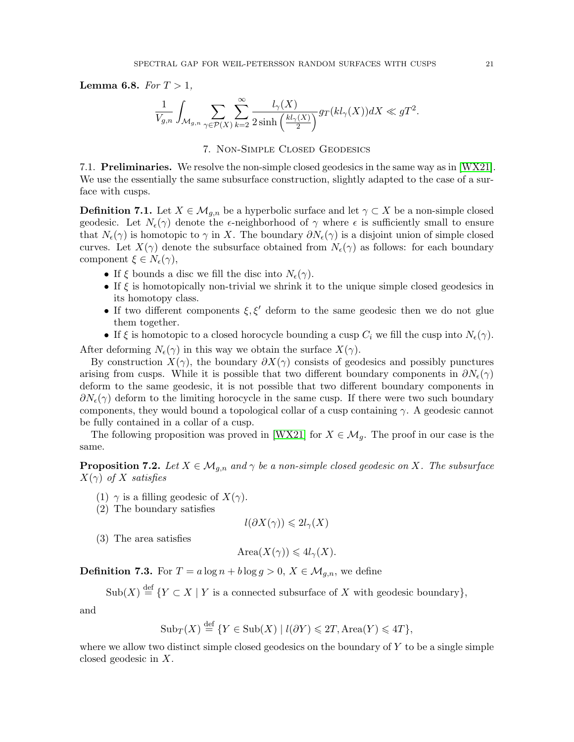**Lemma 6.8.** *For $T > 1$,*

$$\frac{1}{V_{g,n}} \int_{\mathcal{M}_{g,n}} \sum_{\gamma \in \mathcal{P}(X)} \sum_{k=2}^{\infty} \frac{l_\gamma(X)}{2\sinh\left(\frac{k l_\gamma(X)}{2}\right)} g_T(k l_\gamma(X)) dX \ll g T^2.$$

## 7. Non-Simple Closed Geodesics

### 7.1. Preliminaries.

We resolve the non-simple closed geodesics in the same way as in [WX21]. We use the essentially the same subsurface construction, slightly adapted to the case of a surface with cusps.

**Definition 7.1.** Let $X \in \mathcal{M}_{g,n}$ be a hyperbolic surface and let $\gamma \subset X$ be a non-simple closed geodesic. Let $N_\epsilon(\gamma)$ denote the $\epsilon$-neighborhood of $\gamma$ where $\epsilon$ is sufficiently small to ensure that $N_\epsilon(\gamma)$ is homotopic to $\gamma$ in $X$. The boundary $\partial N_\epsilon(\gamma)$ is a disjoint union of simple closed curves. Let $X(\gamma)$ denote the subsurface obtained from $N_\epsilon(\gamma)$ as follows: for each boundary component $\xi \in N_\epsilon(\gamma)$,

- If $\xi$ bounds a disc we fill the disc into $N_\epsilon(\gamma)$.
- If $\xi$ is homotopically non-trivial we shrink it to the unique simple closed geodesics in its homotopy class.
- If two different components $\xi, \xi'$ deform to the same geodesic then we do not glue them together.
- If $\xi$ is homotopic to a closed horocycle bounding a cusp $C_i$ we fill the cusp into $N_\epsilon(\gamma)$.

After deforming $N_\epsilon(\gamma)$ in this way we obtain the surface $X(\gamma)$.

By construction $X(\gamma)$, the boundary $\partial X(\gamma)$ consists of geodesics and possibly punctures arising from cusps. While it is possible that two different boundary components in $\partial N_\epsilon(\gamma)$ deform to the same geodesic, it is not possible that two different boundary components in $\partial N_\epsilon(\gamma)$ deform to the limiting horocycle in the same cusp. If there were two such boundary components, they would bound a topological collar of a cusp containing $\gamma$. A geodesic cannot be fully contained in a collar of a cusp.

The following proposition was proved in [WX21] for $X \in \mathcal{M}_g$. The proof in our case is the same.

**Proposition 7.2.** *Let $X \in \mathcal{M}_{g,n}$ and $\gamma$ be a non-simple closed geodesic on $X$. The subsurface $X(\gamma)$ of $X$ satisfies*

1. $\gamma$ is a filling geodesic of $X(\gamma)$.
2. The boundary satisfies
$$l(\partial X(\gamma)) \leqslant 2 l_\gamma(X)$$
3. The area satisfies
$$\text{Area}(X(\gamma)) \leqslant 4 l_\gamma(X).$$

**Definition 7.3.** For $T = a \log n + b \log g > 0$, $X \in \mathcal{M}_{g,n}$, we define

$$\text{Sub}(X) \stackrel{\text{def}}{=} \{Y \subset X \mid Y \text{ is a connected subsurface of } X \text{ with geodesic boundary}\},$$

and

$$\text{Sub}_T(X) \stackrel{\text{def}}{=} \{Y \in \text{Sub}(X) \mid l(\partial Y) \leqslant 2T, \text{Area}(Y) \leqslant 4T\},$$

where we allow two distinct simple closed geodesics on the boundary of $Y$ to be a single simple closed geodesic in $X$.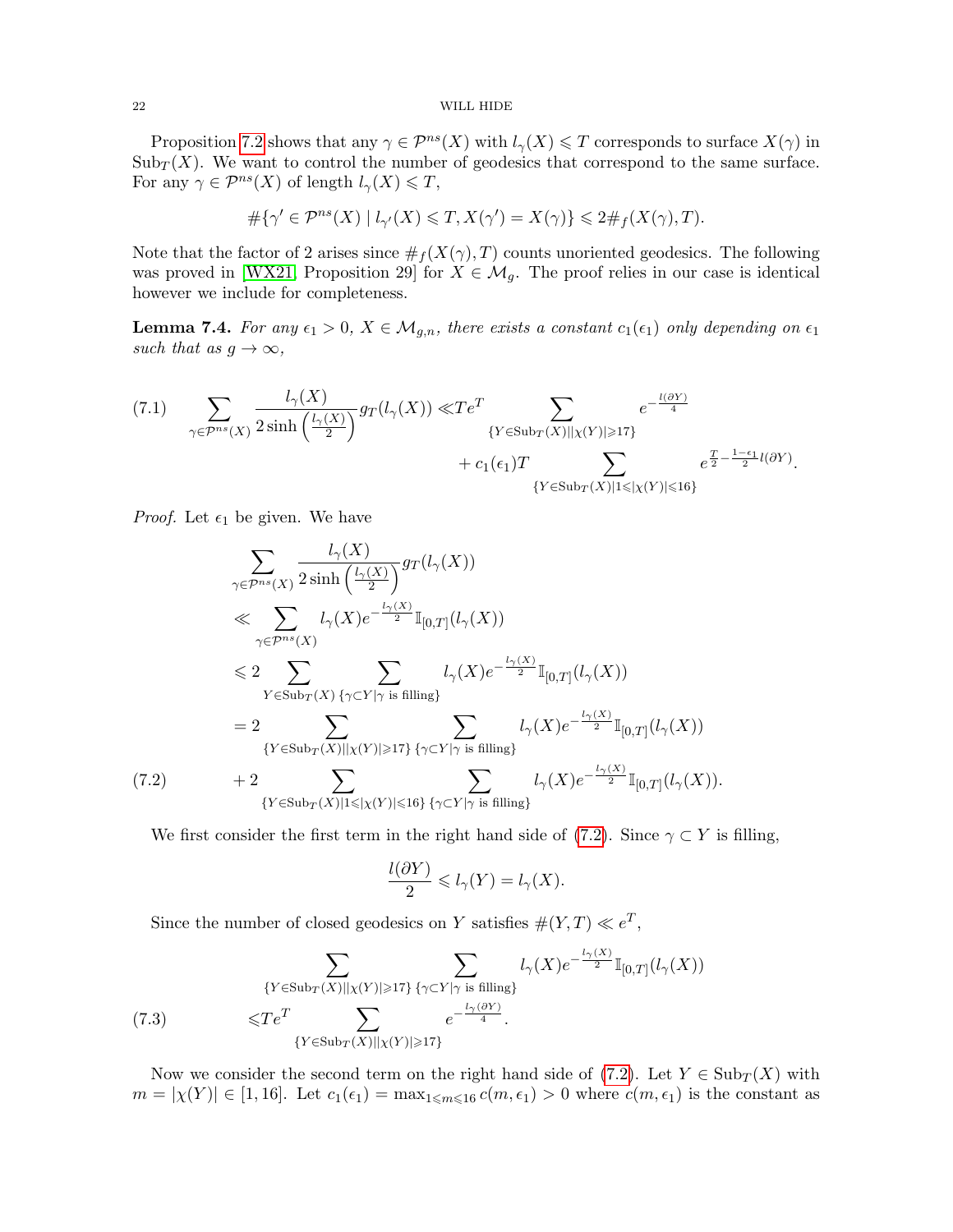Proposition 7.2 shows that any $\gamma \in \mathcal{P}^{ns}(X)$ with $l_\gamma(X) \leqslant T$ corresponds to surface $X(\gamma)$ in $\mathrm{Sub}_T(X)$. We want to control the number of geodesics that correspond to the same surface. For any $\gamma \in \mathcal{P}^{ns}(X)$ of length $l_\gamma(X) \leqslant T$,

$$\#\{\gamma' \in \mathcal{P}^{ns}(X) \mid l_{\gamma'}(X) \leqslant T, X(\gamma') = X(\gamma)\} \leqslant 2\#_f(X(\gamma), T).$$

Note that the factor of 2 arises since $\#_f(X(\gamma), T)$ counts unoriented geodesics. The following was proved in [WX21, Proposition 29] for $X \in \mathcal{M}_g$. The proof relies in our case is identical however we include for completeness.

**Lemma 7.4.** *For any $\epsilon_1 > 0$, $X \in \mathcal{M}_{g,n}$, there exists a constant $c_1(\epsilon_1)$ only depending on $\epsilon_1$ such that as $g \to \infty$,*

$$\begin{aligned}
\sum_{\gamma \in \mathcal{P}^{ns}(X)} \frac{l_\gamma(X)}{2\sinh\left(\frac{l_\gamma(X)}{2}\right)} g_T(l_\gamma(X)) \ll & Te^T \sum_{\{Y \in \mathrm{Sub}_T(X) \mid |\chi(Y)| \geqslant 17\}} e^{-\frac{l(\partial Y)}{4}} \\
& + c_1(\epsilon_1) T \sum_{\{Y \in \mathrm{Sub}_T(X) \mid 1 \leqslant |\chi(Y)| \leqslant 16\}} e^{\frac{T}{2} - \frac{1-\epsilon_1}{2} l(\partial Y)}.
\end{aligned} \tag{7.1}$$

*Proof.* Let $\epsilon_1$ be given. We have

$$\begin{aligned}
& \sum_{\gamma \in \mathcal{P}^{ns}(X)} \frac{l_\gamma(X)}{2\sinh\left(\frac{l_\gamma(X)}{2}\right)} g_T(l_\gamma(X)) \\
& \ll \sum_{\gamma \in \mathcal{P}^{ns}(X)} l_\gamma(X) e^{-\frac{l_\gamma(X)}{2}} \mathbb{I}_{[0,T]}(l_\gamma(X)) \\
& \leqslant 2 \sum_{Y \in \mathrm{Sub}_T(X)} \sum_{\{\gamma \subset Y \mid \gamma \text{ is filling}\}} l_\gamma(X) e^{-\frac{l_\gamma(X)}{2}} \mathbb{I}_{[0,T]}(l_\gamma(X)) \\
& = 2 \sum_{\{Y \in \mathrm{Sub}_T(X) \mid |\chi(Y)| \geqslant 17\}} \sum_{\{\gamma \subset Y \mid \gamma \text{ is filling}\}} l_\gamma(X) e^{-\frac{l_\gamma(X)}{2}} \mathbb{I}_{[0,T]}(l_\gamma(X)) \\
& \quad + 2 \sum_{\{Y \in \mathrm{Sub}_T(X) \mid 1 \leqslant |\chi(Y)| \leqslant 16\}} \sum_{\{\gamma \subset Y \mid \gamma \text{ is filling}\}} l_\gamma(X) e^{-\frac{l_\gamma(X)}{2}} \mathbb{I}_{[0,T]}(l_\gamma(X)).
\end{aligned} \tag{7.2}$$

We first consider the first term in the right hand side of (7.2). Since $\gamma \subset Y$ is filling,

$$\frac{l(\partial Y)}{2} \leqslant l_\gamma(Y) = l_\gamma(X).$$

Since the number of closed geodesics on $Y$ satisfies $\#(Y, T) \ll e^T$,

$$\begin{aligned}
& \sum_{\{Y \in \mathrm{Sub}_T(X) \mid |\chi(Y)| \geqslant 17\}} \sum_{\{\gamma \subset Y \mid \gamma \text{ is filling}\}} l_\gamma(X) e^{-\frac{l_\gamma(X)}{2}} \mathbb{I}_{[0,T]}(l_\gamma(X)) \\
& \leqslant Te^T \sum_{\{Y \in \mathrm{Sub}_T(X) \mid |\chi(Y)| \geqslant 17\}} e^{-\frac{l_\gamma(\partial Y)}{4}}.
\end{aligned} \tag{7.3}$$

Now we consider the second term on the right hand side of (7.2). Let $Y \in \mathrm{Sub}_T(X)$ with $m = |\chi(Y)| \in [1, 16]$. Let $c_1(\epsilon_1) = \max_{1 \leqslant m \leqslant 16} c(m, \epsilon_1) > 0$ where $c(m, \epsilon_1)$ is the constant as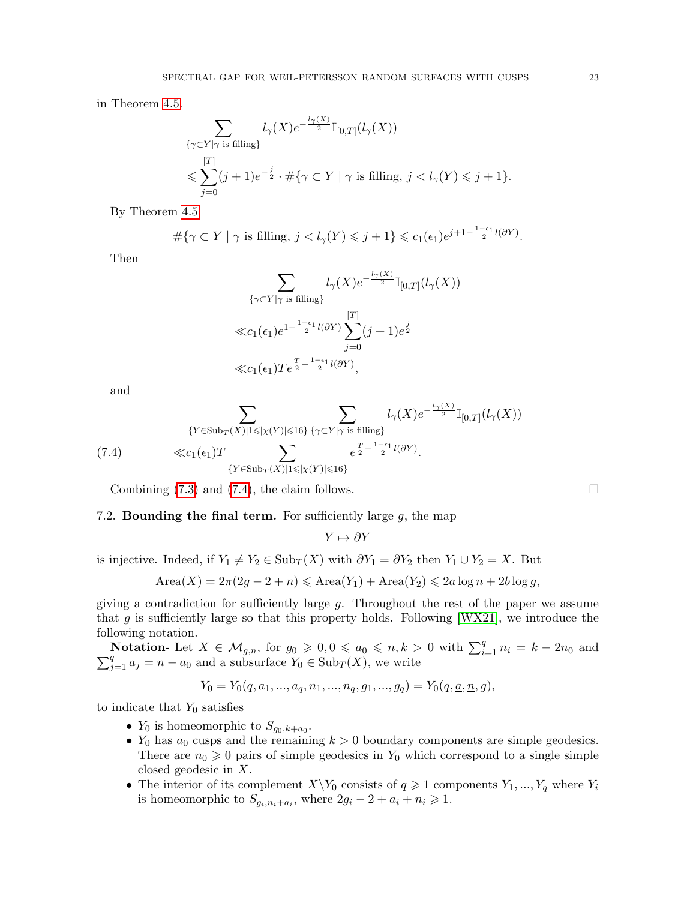in Theorem 4.5

$$\sum_{\{\gamma\subset Y|\gamma \text{ is filling}\}} l_\gamma(X)e^{-\frac{l_\gamma(X)}{2}}\mathbb{I}_{[0,T]}(l_\gamma(X))$$
$$\leqslant \sum_{j=0}^{[T]}(j+1)e^{-\frac{j}{2}}\cdot \#\{\gamma\subset Y \mid \gamma \text{ is filling, } j<l_\gamma(Y)\leqslant j+1\}.$$

By Theorem 4.5,

$$\#\{\gamma\subset Y \mid \gamma \text{ is filling, } j<l_\gamma(Y)\leqslant j+1\}\leqslant c_1(\epsilon_1)e^{j+1-\frac{1-\epsilon_1}{2}l(\partial Y)}.$$

Then

$$\sum_{\{\gamma\subset Y|\gamma \text{ is filling}\}} l_\gamma(X)e^{-\frac{l_\gamma(X)}{2}}\mathbb{I}_{[0,T]}(l_\gamma(X))$$
$$\ll c_1(\epsilon_1)e^{1-\frac{1-\epsilon_1}{2}l(\partial Y)}\sum_{j=0}^{[T]}(j+1)e^{\frac{j}{2}}$$
$$\ll c_1(\epsilon_1)Te^{\frac{T}{2}-\frac{1-\epsilon_1}{2}l(\partial Y)},$$

and

$$\sum_{\{Y\in \mathrm{Sub}_T(X)|1\leqslant|\chi(Y)|\leqslant 16\}}\ \sum_{\{\gamma\subset Y|\gamma \text{ is filling}\}} l_\gamma(X)e^{-\frac{l_\gamma(X)}{2}}\mathbb{I}_{[0,T]}(l_\gamma(X))$$
$$\ll c_1(\epsilon_1)T\sum_{\{Y\in \mathrm{Sub}_T(X)|1\leqslant|\chi(Y)|\leqslant 16\}} e^{\frac{T}{2}-\frac{1-\epsilon_1}{2}l(\partial Y)}. \tag{7.4}$$

Combining (7.3) and (7.4), the claim follows. □

7.2. **Bounding the final term.** For sufficiently large $g$, the map

$$Y\mapsto \partial Y$$

is injective. Indeed, if $Y_1\neq Y_2\in \mathrm{Sub}_T(X)$ with $\partial Y_1=\partial Y_2$ then $Y_1\cup Y_2=X$. But

$$\mathrm{Area}(X)=2\pi(2g-2+n)\leqslant \mathrm{Area}(Y_1)+\mathrm{Area}(Y_2)\leqslant 2a\log n+2b\log g,$$

giving a contradiction for sufficiently large $g$. Throughout the rest of the paper we assume that $g$ is sufficiently large so that this property holds. Following [WX21], we introduce the following notation.

**Notation**- Let $X\in\mathcal{M}_{g,n}$, for $g_0\geqslant 0, 0\leqslant a_0\leqslant n, k>0$ with $\sum_{i=1}^q n_i=k-2n_0$ and $\sum_{j=1}^q a_j=n-a_0$ and a subsurface $Y_0\in \mathrm{Sub}_T(X)$, we write

$$Y_0=Y_0(q,a_1,...,a_q,n_1,...,n_q,g_1,...,g_q)=Y_0(q,\underline{a},\underline{n},\underline{g}),$$

to indicate that $Y_0$ satisfies

- $Y_0$ is homeomorphic to $S_{g_0,k+a_0}$.
- $Y_0$ has $a_0$ cusps and the remaining $k>0$ boundary components are simple geodesics. There are $n_0\geqslant 0$ pairs of simple geodesics in $Y_0$ which correspond to a single simple closed geodesic in $X$.
- The interior of its complement $X\backslash Y_0$ consists of $q\geqslant 1$ components $Y_1,...,Y_q$ where $Y_i$ is homeomorphic to $S_{g_i,n_i+a_i}$, where $2g_i-2+a_i+n_i\geqslant 1$.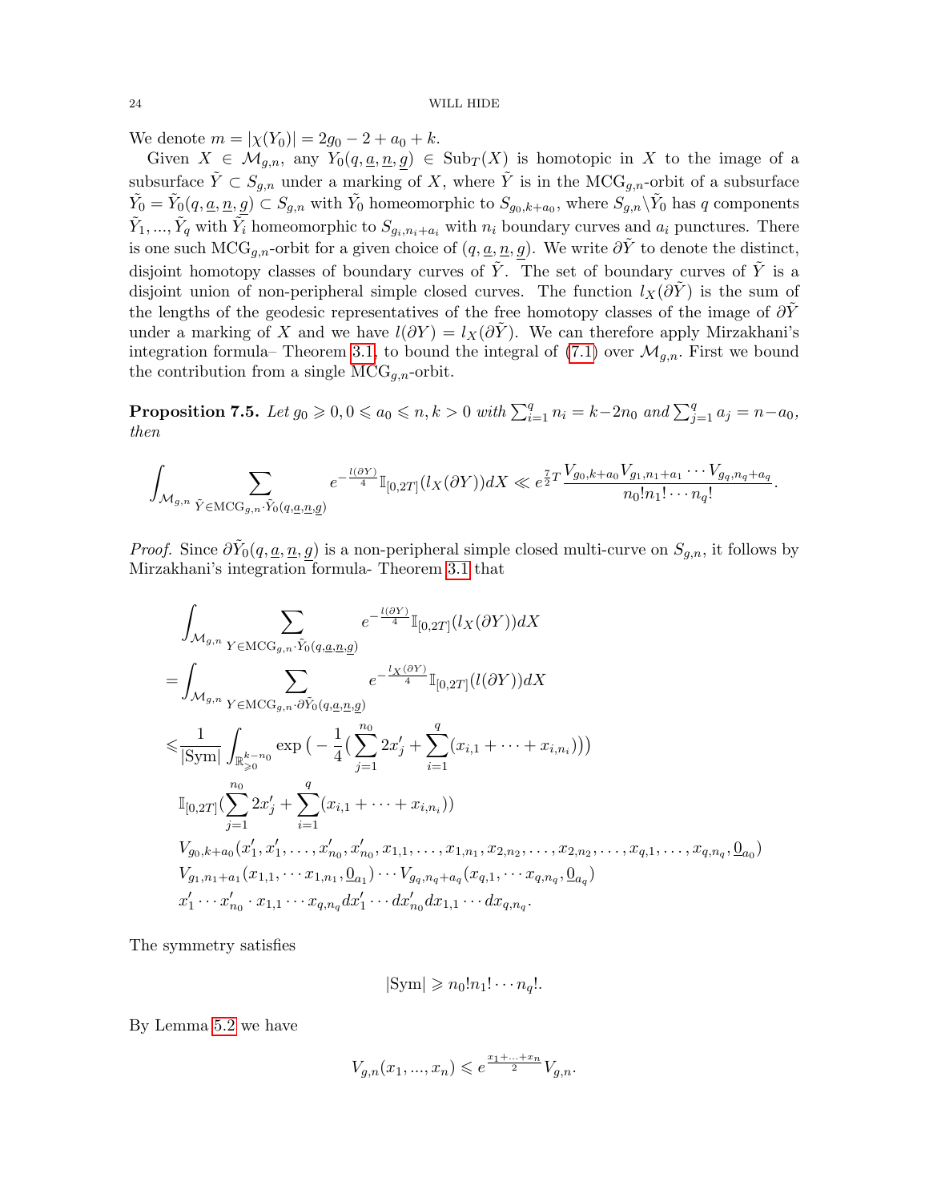We denote $m = |\chi(Y_0)| = 2g_0 - 2 + a_0 + k$.

Given $X \in \mathcal{M}_{g,n}$, any $Y_0(q, \underline{a}, \underline{n}, \underline{g}) \in \mathrm{Sub}_T(X)$ is homotopic in $X$ to the image of a subsurface $\tilde{Y} \subset S_{g,n}$ under a marking of $X$, where $\tilde{Y}$ is in the $\mathrm{MCG}_{g,n}$-orbit of a subsurface $\tilde{Y_0} = \tilde{Y_0}(q, \underline{a}, \underline{n}, \underline{g}) \subset S_{g,n}$ with $\tilde{Y_0}$ homeomorphic to $S_{g_0,k+a_0}$, where $S_{g,n} \backslash \tilde{Y_0}$ has $q$ components $\tilde{Y_1}, ..., \tilde{Y_q}$ with $\tilde{Y_i}$ homeomorphic to $S_{g_i,n_i+a_i}$ with $n_i$ boundary curves and $a_i$ punctures. There is one such $\mathrm{MCG}_{g,n}$-orbit for a given choice of $(q, \underline{a}, \underline{n}, \underline{g})$. We write $\partial\tilde{Y}$ to denote the distinct, disjoint homotopy classes of boundary curves of $\tilde{Y}$. The set of boundary curves of $\tilde{Y}$ is a disjoint union of non-peripheral simple closed curves. The function $l_X(\partial\tilde{Y})$ is the sum of the lengths of the geodesic representatives of the free homotopy classes of the image of $\partial\tilde{Y}$ under a marking of $X$ and we have $l(\partial Y) = l_X(\partial\tilde{Y})$. We can therefore apply Mirzakhani's integration formula– Theorem 3.1, to bound the integral of (7.1) over $\mathcal{M}_{g,n}$. First we bound the contribution from a single $\mathrm{MCG}_{g,n}$-orbit.

**Proposition 7.5.** *Let $g_0 \geqslant 0, 0 \leqslant a_0 \leqslant n, k > 0$ with $\sum_{i=1}^{q} n_i = k - 2n_0$ and $\sum_{j=1}^{q} a_j = n - a_0$, then*

$$\int_{\mathcal{M}_{g,n}} \sum_{\tilde{Y} \in \mathrm{MCG}_{g,n} \cdot \tilde{Y_0}(q,\underline{a},\underline{n},\underline{g})} e^{-\frac{l(\partial Y)}{4}} \mathbb{I}_{[0,2T]}(l_X(\partial Y)) dX \ll e^{\frac{7}{2}T} \frac{V_{g_0,k+a_0} V_{g_1,n_1+a_1} \cdots V_{g_q,n_q+a_q}}{n_0! n_1! \cdots n_q!}.$$

*Proof.* Since $\partial\tilde{Y_0}(q, \underline{a}, \underline{n}, \underline{g})$ is a non-peripheral simple closed multi-curve on $S_{g,n}$, it follows by Mirzakhani's integration formula- Theorem 3.1 that

$$\begin{aligned}
&\int_{\mathcal{M}_{g,n}} \sum_{Y \in \mathrm{MCG}_{g,n} \cdot \tilde{Y_0}(q,\underline{a},\underline{n},\underline{g})} e^{-\frac{l(\partial Y)}{4}} \mathbb{I}_{[0,2T]}(l_X(\partial Y)) dX \\
=&\int_{\mathcal{M}_{g,n}} \sum_{Y \in \mathrm{MCG}_{g,n} \cdot \partial\tilde{Y_0}(q,\underline{a},\underline{n},\underline{g})} e^{-\frac{l_X(\partial Y)}{4}} \mathbb{I}_{[0,2T]}(l(\partial Y)) dX \\
\leqslant& \frac{1}{|\mathrm{Sym}|} \int_{\mathbb{R}_{\geqslant 0}^{k-n_0}} \exp\big(-\frac{1}{4}(\sum_{j=1}^{n_0} 2x_j' + \sum_{i=1}^{q}(x_{i,1} + \cdots + x_{i,n_i}))\big) \\
&\mathbb{I}_{[0,2T]}(\sum_{j=1}^{n_0} 2x_j' + \sum_{i=1}^{q}(x_{i,1} + \cdots + x_{i,n_i})) \\
&V_{g_0,k+a_0}(x_1', x_1', \ldots, x_{n_0}', x_{n_0}', x_{1,1}, \ldots, x_{1,n_1}, x_{2,n_2}, \ldots, x_{2,n_2}, \ldots, x_{q,1}, \ldots, x_{q,n_q}, \underline{0}_{a_0}) \\
&V_{g_1,n_1+a_1}(x_{1,1}, \cdots x_{1,n_1}, \underline{0}_{a_1}) \cdots V_{g_q,n_q+a_q}(x_{q,1}, \cdots x_{q,n_q}, \underline{0}_{a_q}) \\
&x_1' \cdots x_{n_0}' \cdot x_{1,1} \cdots x_{q,n_q} dx_1' \cdots dx_{n_0}' dx_{1,1} \cdots dx_{q,n_q}.
\end{aligned}$$

The symmetry satisfies

$$|\mathrm{Sym}| \geqslant n_0! n_1! \cdots n_q!.$$

By Lemma 5.2 we have

$$V_{g,n}(x_1, ..., x_n) \leqslant e^{\frac{x_1 + \ldots + x_n}{2}} V_{g,n}.$$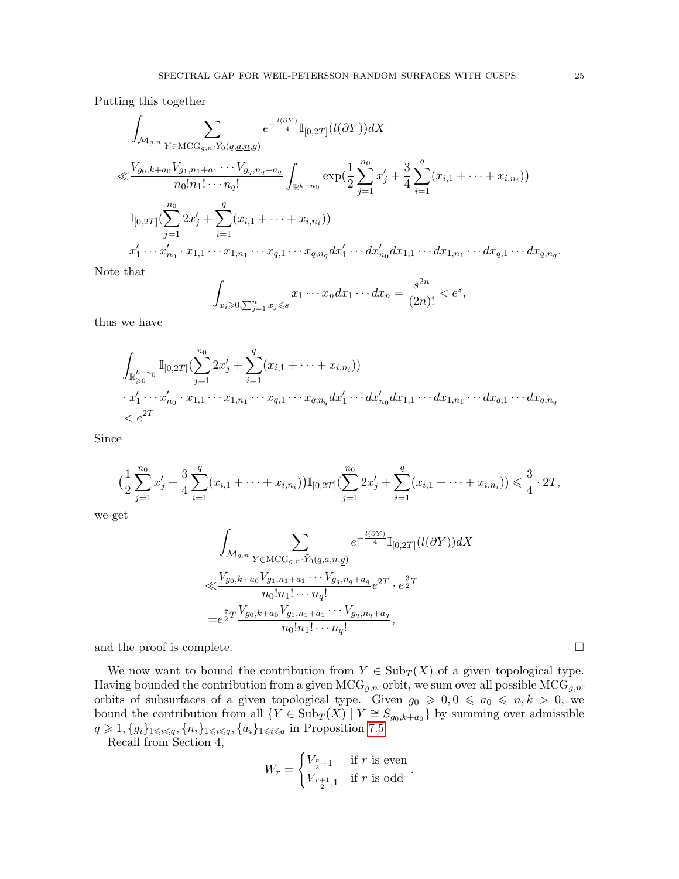Putting this together

$$
\begin{aligned}
&\int_{\mathcal{M}_{g,n}} \sum_{Y \in \mathrm{MCG}_{g,n} \cdot \tilde{Y}_0(q,\underline{a},\underline{n},\underline{g})} e^{-\frac{l(\partial Y)}{4}} \mathbb{I}_{[0,2T]}(l(\partial Y)) dX \\
\ll & \frac{V_{g_0,k+a_0} V_{g_1,n_1+a_1} \cdots V_{g_q,n_q+a_q}}{n_0! n_1! \cdots n_q!} \int_{\mathbb{R}^{k-n_0}} \exp\left(\frac{1}{2}\sum_{j=1}^{n_0} x_j' + \frac{3}{4}\sum_{i=1}^{q}(x_{i,1} + \cdots + x_{i,n_i})\right) \\
& \mathbb{I}_{[0,2T]}\left(\sum_{j=1}^{n_0} 2x_j' + \sum_{i=1}^{q}(x_{i,1} + \cdots + x_{i,n_i})\right) \\
& x_1' \cdots x_{n_0}' \cdot x_{1,1} \cdots x_{1,n_1} \cdots x_{q,1} \cdots x_{q,n_q} dx_1' \cdots dx_{n_0}' dx_{1,1} \cdots dx_{1,n_1} \cdots dx_{q,1} \cdots dx_{q,n_q}.
\end{aligned}
$$

Note that

$$
\int_{x_i \geqslant 0, \sum_{j=1}^{n} x_j \leqslant s} x_1 \cdots x_n dx_1 \cdots dx_n = \frac{s^{2n}}{(2n)!} < e^s,
$$

thus we have

$$
\begin{aligned}
&\int_{\mathbb{R}^{k-n_0}_{\geqslant 0}} \mathbb{I}_{[0,2T]}\left(\sum_{j=1}^{n_0} 2x_j' + \sum_{i=1}^{q}(x_{i,1} + \cdots + x_{i,n_i})\right) \\
&\cdot x_1' \cdots x_{n_0}' \cdot x_{1,1} \cdots x_{1,n_1} \cdots x_{q,1} \cdots x_{q,n_q} dx_1' \cdots dx_{n_0}' dx_{1,1} \cdots dx_{1,n_1} \cdots dx_{q,1} \cdots dx_{q,n_q} \\
&< e^{2T}
\end{aligned}
$$

Since

$$
\left(\frac{1}{2}\sum_{j=1}^{n_0} x_j' + \frac{3}{4}\sum_{i=1}^{q}(x_{i,1} + \cdots + x_{i,n_i})\right) \mathbb{I}_{[0,2T]}\left(\sum_{j=1}^{n_0} 2x_j' + \sum_{i=1}^{q}(x_{i,1} + \cdots + x_{i,n_i})\right) \leqslant \frac{3}{4} \cdot 2T,
$$

we get

$$
\begin{aligned}
&\int_{\mathcal{M}_{g,n}} \sum_{Y \in \mathrm{MCG}_{g,n} \cdot \tilde{Y}_0(q,\underline{a},\underline{n},\underline{g})} e^{-\frac{l(\partial Y)}{4}} \mathbb{I}_{[0,2T]}(l(\partial Y)) dX \\
\ll & \frac{V_{g_0,k+a_0} V_{g_1,n_1+a_1} \cdots V_{g_q,n_q+a_q}}{n_0! n_1! \cdots n_q!} e^{2T} \cdot e^{\frac{3}{2}T} \\
= & e^{\frac{7}{2}T} \frac{V_{g_0,k+a_0} V_{g_1,n_1+a_1} \cdots V_{g_q,n_q+a_q}}{n_0! n_1! \cdots n_q!},
\end{aligned}
$$

and the proof is complete. □

We now want to bound the contribution from $Y \in \mathrm{Sub}_T(X)$ of a given topological type. Having bounded the contribution from a given $\mathrm{MCG}_{g,n}$-orbit, we sum over all possible $\mathrm{MCG}_{g,n}$-orbits of subsurfaces of a given topological type. Given $g_0 \geqslant 0, 0 \leqslant a_0 \leqslant n, k > 0$, we bound the contribution from all $\{Y \in \mathrm{Sub}_T(X) \mid Y \cong S_{g_0,k+a_0}\}$ by summing over admissible $q \geqslant 1, \{g_i\}_{1 \leqslant i \leqslant q}, \{n_i\}_{1 \leqslant i \leqslant q}, \{a_i\}_{1 \leqslant i \leqslant q}$ in Proposition 7.5.

Recall from Section 4,

$$
W_r = \begin{cases} V_{\frac{r}{2}+1} & \text{if } r \text{ is even} \\ V_{\frac{r+1}{2},1} & \text{if } r \text{ is odd} \end{cases}.
$$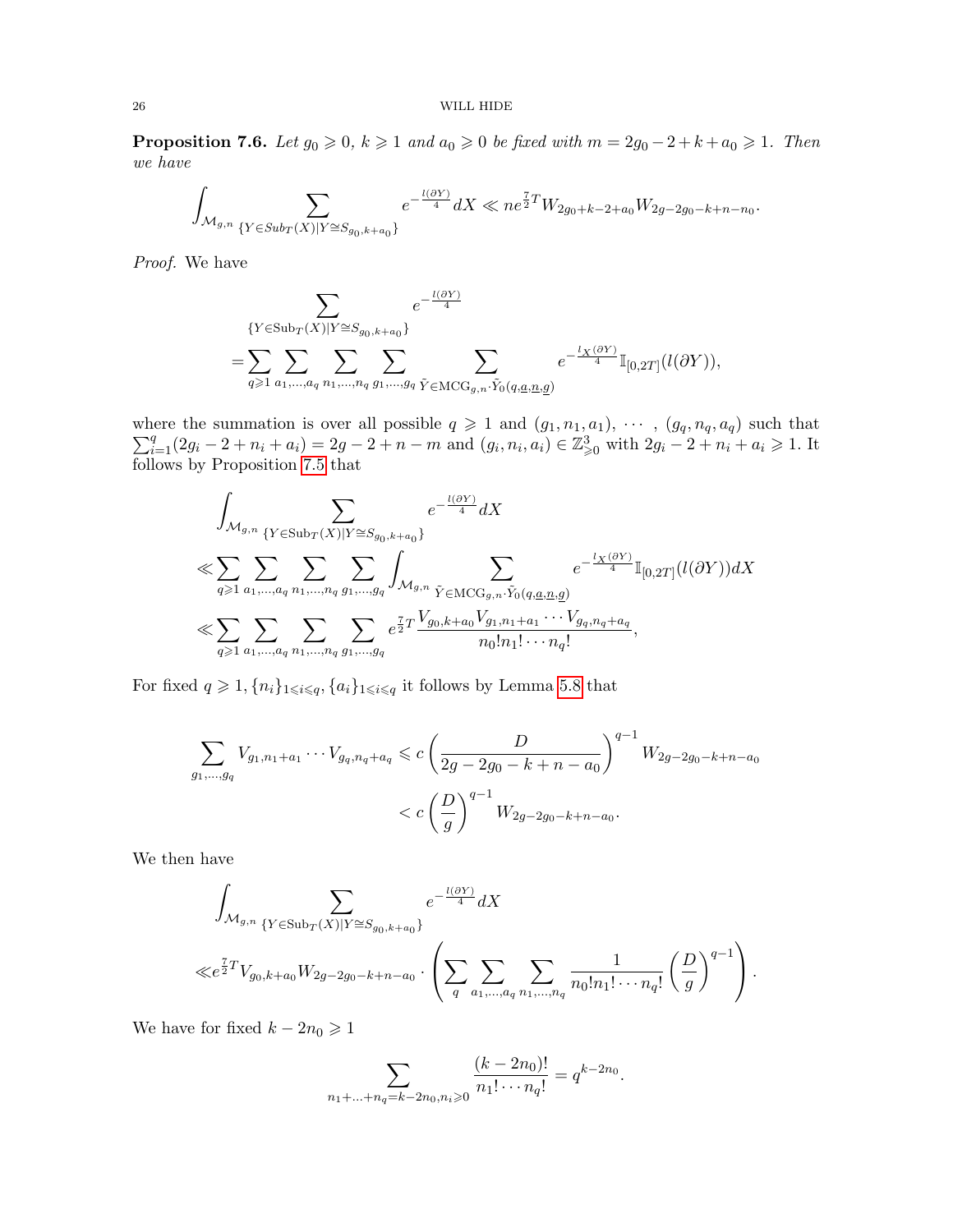**Proposition 7.6.** *Let $g_0 \geqslant 0$, $k \geqslant 1$ and $a_0 \geqslant 0$ be fixed with $m = 2g_0 - 2 + k + a_0 \geqslant 1$. Then we have*

$$\int_{\mathcal{M}_{g,n}} \sum_{\{Y \in Sub_T(X) | Y \cong S_{g_0,k+a_0}\}} e^{-\frac{l(\partial Y)}{4}} dX \ll n e^{\frac{7}{2}T} W_{2g_0+k-2+a_0} W_{2g-2g_0-k+n-n_0}.$$

*Proof.* We have

$$\begin{aligned}
&\sum_{\{Y \in \mathrm{Sub}_T(X) | Y \cong S_{g_0,k+a_0}\}} e^{-\frac{l(\partial Y)}{4}} \\
=&\sum_{q \geqslant 1} \sum_{a_1,\ldots,a_q} \sum_{n_1,\ldots,n_q} \sum_{g_1,\ldots,g_q} \sum_{\tilde{Y} \in \mathrm{MCG}_{g,n} \cdot \tilde{Y}_0(q,\underline{a},\underline{n},\underline{g})} e^{-\frac{l_X(\partial Y)}{4}} \mathbb{I}_{[0,2T]}(l(\partial Y)),
\end{aligned}$$

where the summation is over all possible $q \geqslant 1$ and $(g_1, n_1, a_1), \cdots, (g_q, n_q, a_q)$ such that $\sum_{i=1}^{q}(2g_i - 2 + n_i + a_i) = 2g - 2 + n - m$ and $(g_i, n_i, a_i) \in \mathbb{Z}^3_{\geqslant 0}$ with $2g_i - 2 + n_i + a_i \geqslant 1$. It follows by Proposition 7.5 that

$$\begin{aligned}
&\int_{\mathcal{M}_{g,n}} \sum_{\{Y \in \mathrm{Sub}_T(X) | Y \cong S_{g_0,k+a_0}\}} e^{-\frac{l(\partial Y)}{4}} dX \\
\ll &\sum_{q \geqslant 1} \sum_{a_1,\ldots,a_q} \sum_{n_1,\ldots,n_q} \sum_{g_1,\ldots,g_q} \int_{\mathcal{M}_{g,n}} \sum_{\tilde{Y} \in \mathrm{MCG}_{g,n} \cdot \tilde{Y}_0(q,\underline{a},\underline{n},\underline{g})} e^{-\frac{l_X(\partial Y)}{4}} \mathbb{I}_{[0,2T]}(l(\partial Y)) dX \\
\ll &\sum_{q \geqslant 1} \sum_{a_1,\ldots,a_q} \sum_{n_1,\ldots,n_q} \sum_{g_1,\ldots,g_q} e^{\frac{7}{2}T} \frac{V_{g_0,k+a_0} V_{g_1,n_1+a_1} \cdots V_{g_q,n_q+a_q}}{n_0! n_1! \cdots n_q!},
\end{aligned}$$

For fixed $q \geqslant 1$, $\{n_i\}_{1 \leqslant i \leqslant q}$, $\{a_i\}_{1 \leqslant i \leqslant q}$ it follows by Lemma 5.8 that

$$\begin{aligned}
\sum_{g_1,\ldots,g_q} V_{g_1,n_1+a_1} \cdots V_{g_q,n_q+a_q} &\leqslant c \left( \frac{D}{2g - 2g_0 - k + n - a_0} \right)^{q-1} W_{2g-2g_0-k+n-a_0} \\
&< c \left( \frac{D}{g} \right)^{q-1} W_{2g-2g_0-k+n-a_0}.
\end{aligned}$$

We then have

$$\begin{aligned}
&\int_{\mathcal{M}_{g,n}} \sum_{\{Y \in \mathrm{Sub}_T(X) | Y \cong S_{g_0,k+a_0}\}} e^{-\frac{l(\partial Y)}{4}} dX \\
\ll &e^{\frac{7}{2}T} V_{g_0,k+a_0} W_{2g-2g_0-k+n-a_0} \cdot \left( \sum_{q} \sum_{a_1,\ldots,a_q} \sum_{n_1,\ldots,n_q} \frac{1}{n_0! n_1! \cdots n_q!} \left( \frac{D}{g} \right)^{q-1} \right).
\end{aligned}$$

We have for fixed $k - 2n_0 \geqslant 1$

$$\sum_{n_1+\ldots+n_q = k-2n_0, n_i \geqslant 0} \frac{(k-2n_0)!}{n_1! \cdots n_q!} = q^{k-2n_0}.$$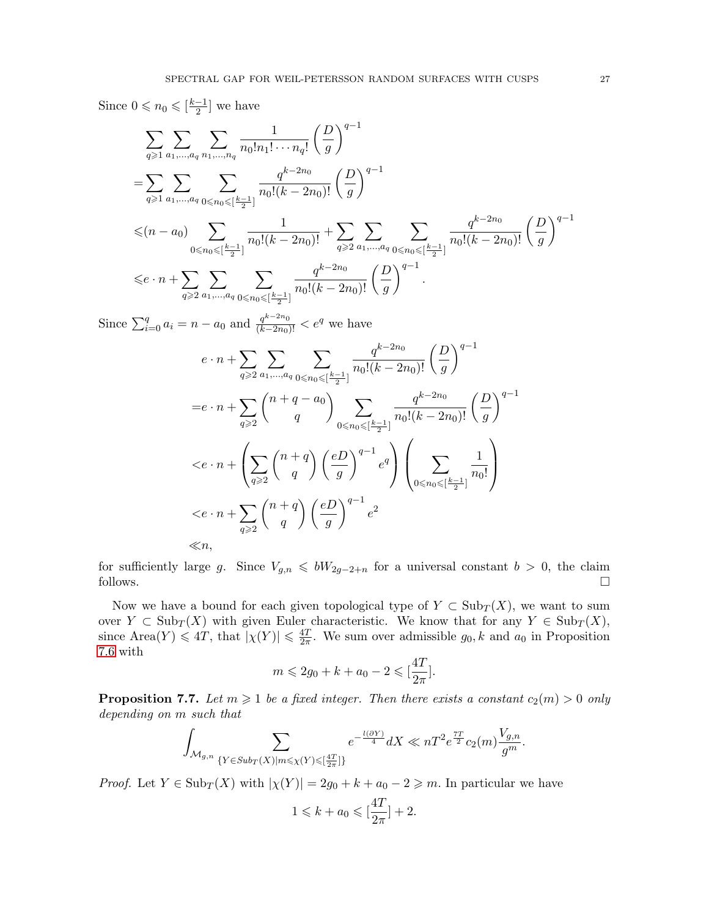Since $0 \leqslant n_0 \leqslant [\frac{k-1}{2}]$ we have

$$
\begin{aligned}
&\sum_{q\geqslant 1}\sum_{a_1,\dots,a_q}\sum_{n_1,\dots,n_q}\frac{1}{n_0!n_1!\cdots n_q!}\left(\frac{D}{g}\right)^{q-1}\\
=&\sum_{q\geqslant 1}\sum_{a_1,\dots,a_q}\sum_{0\leqslant n_0\leqslant [\frac{k-1}{2}]}\frac{q^{k-2n_0}}{n_0!(k-2n_0)!}\left(\frac{D}{g}\right)^{q-1}\\
\leqslant&(n-a_0)\sum_{0\leqslant n_0\leqslant [\frac{k-1}{2}]}\frac{1}{n_0!(k-2n_0)!}+\sum_{q\geqslant 2}\sum_{a_1,\dots,a_q}\sum_{0\leqslant n_0\leqslant [\frac{k-1}{2}]}\frac{q^{k-2n_0}}{n_0!(k-2n_0)!}\left(\frac{D}{g}\right)^{q-1}\\
\leqslant&e\cdot n+\sum_{q\geqslant 2}\sum_{a_1,\dots,a_q}\sum_{0\leqslant n_0\leqslant [\frac{k-1}{2}]}\frac{q^{k-2n_0}}{n_0!(k-2n_0)!}\left(\frac{D}{g}\right)^{q-1}.
\end{aligned}
$$

Since $\sum_{i=0}^{q} a_i = n - a_0$ and $\frac{q^{k-2n_0}}{(k-2n_0)!} < e^q$ we have

$$
\begin{aligned}
&e\cdot n+\sum_{q\geqslant 2}\sum_{a_1,\dots,a_q}\sum_{0\leqslant n_0\leqslant [\frac{k-1}{2}]}\frac{q^{k-2n_0}}{n_0!(k-2n_0)!}\left(\frac{D}{g}\right)^{q-1}\\
=&e\cdot n+\sum_{q\geqslant 2}\binom{n+q-a_0}{q}\sum_{0\leqslant n_0\leqslant [\frac{k-1}{2}]}\frac{q^{k-2n_0}}{n_0!(k-2n_0)!}\left(\frac{D}{g}\right)^{q-1}\\
<&e\cdot n+\left(\sum_{q\geqslant 2}\binom{n+q}{q}\left(\frac{eD}{g}\right)^{q-1}e^q\right)\left(\sum_{0\leqslant n_0\leqslant [\frac{k-1}{2}]}\frac{1}{n_0!}\right)\\
<&e\cdot n+\sum_{q\geqslant 2}\binom{n+q}{q}\left(\frac{eD}{g}\right)^{q-1}e^2\\
\ll&n,
\end{aligned}
$$

for sufficiently large $g$. Since $V_{g,n} \leqslant bW_{2g-2+n}$ for a universal constant $b > 0$, the claim follows. $\square$

Now we have a bound for each given topological type of $Y \subset \mathrm{Sub}_T(X)$, we want to sum over $Y \subset \mathrm{Sub}_T(X)$ with given Euler characteristic. We know that for any $Y \in \mathrm{Sub}_T(X)$, since $\mathrm{Area}(Y) \leqslant 4T$, that $|\chi(Y)| \leqslant \frac{4T}{2\pi}$. We sum over admissible $g_0, k$ and $a_0$ in Proposition 7.6 with

$$
m \leqslant 2g_0 + k + a_0 - 2 \leqslant [\frac{4T}{2\pi}].
$$

**Proposition 7.7.** *Let $m \geqslant 1$ be a fixed integer. Then there exists a constant $c_2(m) > 0$ only depending on $m$ such that*

$$
\int_{\mathcal{M}_{g,n}} \sum_{\{Y\in Sub_T(X)|m\leqslant\chi(Y)\leqslant[\frac{4T}{2\pi}]\}} e^{-\frac{l(\partial Y)}{4}}dX \ll nT^2 e^{\frac{7T}{2}} c_2(m)\frac{V_{g,n}}{g^m}.
$$

*Proof.* Let $Y \in \mathrm{Sub}_T(X)$ with $|\chi(Y)| = 2g_0 + k + a_0 - 2 \geqslant m$. In particular we have

$$
1 \leqslant k + a_0 \leqslant [\frac{4T}{2\pi}] + 2.
$$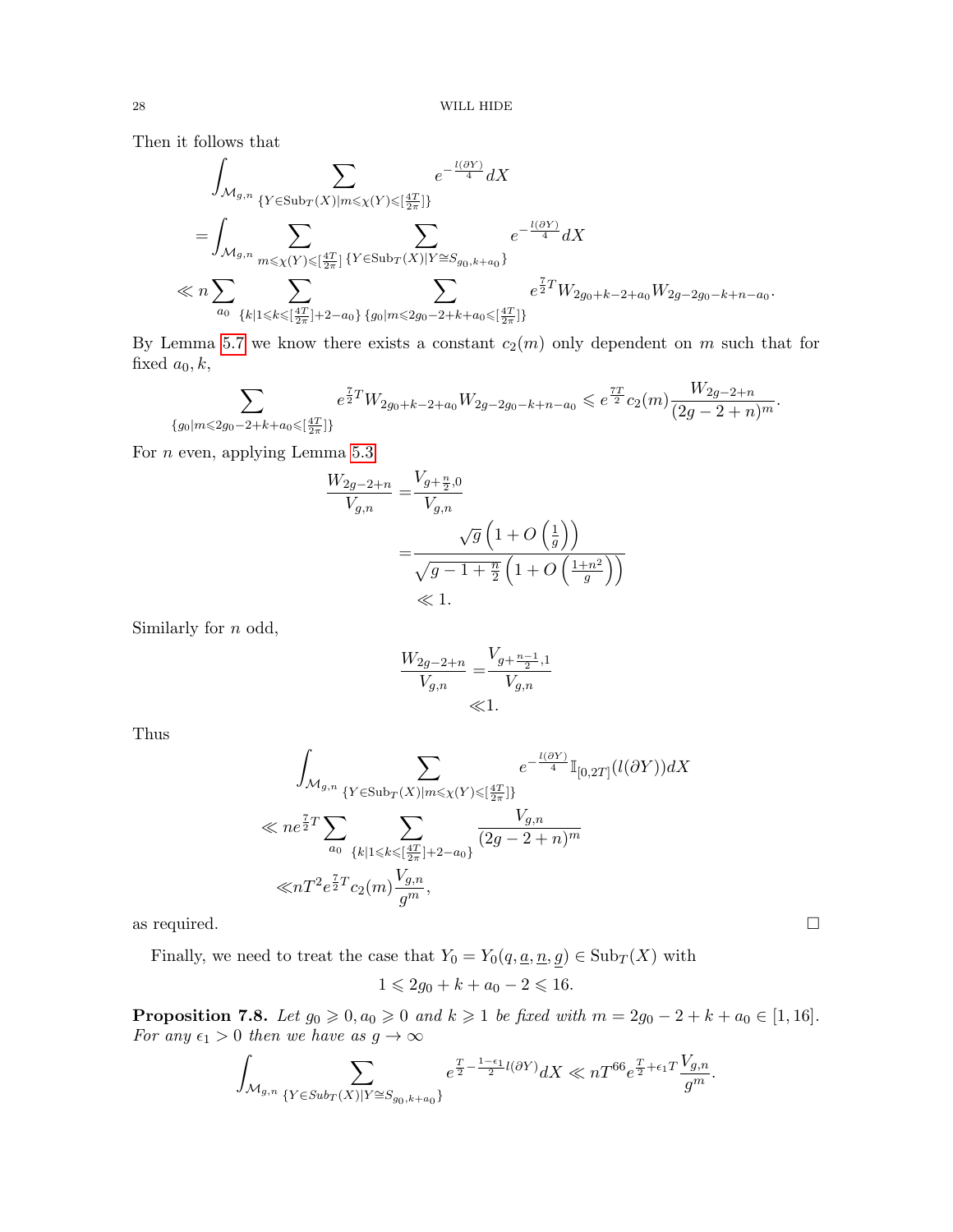Then it follows that

$$
\begin{aligned}
&\int_{\mathcal{M}_{g,n}} \sum_{\{Y \in \mathrm{Sub}_T(X) | m \leqslant \chi(Y) \leqslant [\frac{4T}{2\pi}]\}} e^{-\frac{l(\partial Y)}{4}} dX \\
&= \int_{\mathcal{M}_{g,n}} \sum_{m \leqslant \chi(Y) \leqslant [\frac{4T}{2\pi}]} \sum_{\{Y \in \mathrm{Sub}_T(X) | Y \cong S_{g_0, k+a_0}\}} e^{-\frac{l(\partial Y)}{4}} dX \\
&\ll n \sum_{a_0} \sum_{\{k | 1 \leqslant k \leqslant [\frac{4T}{2\pi}] + 2 - a_0\}} \sum_{\{g_0 | m \leqslant 2g_0 - 2 + k + a_0 \leqslant [\frac{4T}{2\pi}]\}} e^{\frac{7}{2}T} W_{2g_0+k-2+a_0} W_{2g-2g_0-k+n-a_0}.
\end{aligned}
$$

By Lemma 5.7 we know there exists a constant $c_2(m)$ only dependent on $m$ such that for fixed $a_0, k$,

$$
\sum_{\{g_0 | m \leqslant 2g_0 - 2 + k + a_0 \leqslant [\frac{4T}{2\pi}]\}} e^{\frac{7}{2}T} W_{2g_0+k-2+a_0} W_{2g-2g_0-k+n-a_0} \leqslant e^{\frac{7T}{2}} c_2(m) \frac{W_{2g-2+n}}{(2g-2+n)^m}.
$$

For $n$ even, applying Lemma 5.3

$$
\begin{aligned}
\frac{W_{2g-2+n}}{V_{g,n}} &= \frac{V_{g+\frac{n}{2},0}}{V_{g,n}} \\
&= \frac{\sqrt{g}\left(1 + O\left(\frac{1}{g}\right)\right)}{\sqrt{g-1+\frac{n}{2}}\left(1 + O\left(\frac{1+n^2}{g}\right)\right)} \\
&\ll 1.
\end{aligned}
$$

Similarly for $n$ odd,

$$
\begin{aligned}
\frac{W_{2g-2+n}}{V_{g,n}} &= \frac{V_{g+\frac{n-1}{2},1}}{V_{g,n}} \\
&\ll 1.
\end{aligned}
$$

Thus

$$
\begin{aligned}
&\int_{\mathcal{M}_{g,n}} \sum_{\{Y \in \mathrm{Sub}_T(X) | m \leqslant \chi(Y) \leqslant [\frac{4T}{2\pi}]\}} e^{-\frac{l(\partial Y)}{4}} \mathbb{I}_{[0,2T]}(l(\partial Y)) dX \\
&\ll n e^{\frac{7}{2}T} \sum_{a_0} \sum_{\{k | 1 \leqslant k \leqslant [\frac{4T}{2\pi}] + 2 - a_0\}} \frac{V_{g,n}}{(2g-2+n)^m} \\
&\ll n T^2 e^{\frac{7}{2}T} c_2(m) \frac{V_{g,n}}{g^m},
\end{aligned}
$$

as required. $\square$

Finally, we need to treat the case that $Y_0 = Y_0(q, \underline{a}, \underline{n}, \underline{g}) \in \mathrm{Sub}_T(X)$ with

$$
1 \leqslant 2g_0 + k + a_0 - 2 \leqslant 16.
$$

**Proposition 7.8.** *Let $g_0 \geqslant 0, a_0 \geqslant 0$ and $k \geqslant 1$ be fixed with $m = 2g_0 - 2 + k + a_0 \in [1, 16]$. For any $\epsilon_1 > 0$ then we have as $g \to \infty$*

$$
\int_{\mathcal{M}_{g,n}} \sum_{\{Y \in Sub_T(X) | Y \cong S_{g_0, k+a_0}\}} e^{\frac{T}{2} - \frac{1-\epsilon_1}{2} l(\partial Y)} dX \ll n T^{66} e^{\frac{T}{2} + \epsilon_1 T} \frac{V_{g,n}}{g^m}.
$$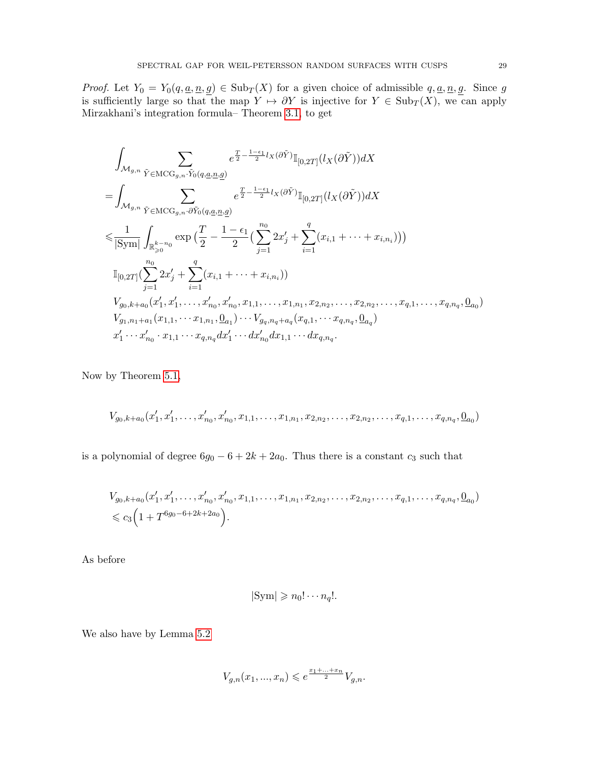*Proof.* Let $Y_0 = Y_0(q, \underline{a}, \underline{n}, \underline{g}) \in \mathrm{Sub}_T(X)$ for a given choice of admissible $q, \underline{a}, \underline{n}, \underline{g}$. Since $g$ is sufficiently large so that the map $Y \mapsto \partial Y$ is injective for $Y \in \mathrm{Sub}_T(X)$, we can apply Mirzakhani's integration formula– Theorem 3.1, to get

$$
\begin{aligned}
&\int_{\mathcal{M}_{g,n}} \sum_{\tilde{Y} \in \mathrm{MCG}_{g,n} \cdot \tilde{Y}_0(q,\underline{a},\underline{n},\underline{g})} e^{\frac{T}{2} - \frac{1-\epsilon_1}{2} l_X(\partial \tilde{Y})} \mathbb{I}_{[0,2T]}(l_X(\partial \tilde{Y})) dX \\
=& \int_{\mathcal{M}_{g,n}} \sum_{\tilde{Y} \in \mathrm{MCG}_{g,n} \cdot \partial\tilde{Y}_0(q,\underline{a},\underline{n},\underline{g})} e^{\frac{T}{2} - \frac{1-\epsilon_1}{2} l_X(\partial \tilde{Y})} \mathbb{I}_{[0,2T]}(l_X(\partial \tilde{Y})) dX \\
\leqslant& \frac{1}{|\mathrm{Sym}|} \int_{\mathbb{R}^{k-n_0}_{\geqslant 0}} \exp\Big(\frac{T}{2} - \frac{1-\epsilon_1}{2}\big(\sum_{j=1}^{n_0} 2x'_j + \sum_{i=1}^{q}(x_{i,1} + \cdots + x_{i,n_i})\big)\Big) \\
& \mathbb{I}_{[0,2T]}\big(\sum_{j=1}^{n_0} 2x'_j + \sum_{i=1}^{q}(x_{i,1} + \cdots + x_{i,n_i})\big) \\
& V_{g_0,k+a_0}(x'_1, x'_1, \ldots, x'_{n_0}, x'_{n_0}, x_{1,1}, \ldots, x_{1,n_1}, x_{2,n_2}, \ldots, x_{2,n_2}, \ldots, x_{q,1}, \ldots, x_{q,n_q}, \underline{0}_{a_0}) \\
& V_{g_1,n_1+a_1}(x_{1,1}, \cdots x_{1,n_1}, \underline{0}_{a_1}) \cdots V_{g_q,n_q+a_q}(x_{q,1}, \cdots x_{q,n_q}, \underline{0}_{a_q}) \\
& x'_1 \cdots x'_{n_0} \cdot x_{1,1} \cdots x_{q,n_q} dx'_1 \cdots dx'_{n_0} dx_{1,1} \cdots dx_{q,n_q}.
\end{aligned}
$$

Now by Theorem 5.1,

$$
V_{g_0,k+a_0}(x'_1, x'_1, \ldots, x'_{n_0}, x'_{n_0}, x_{1,1}, \ldots, x_{1,n_1}, x_{2,n_2}, \ldots, x_{2,n_2}, \ldots, x_{q,1}, \ldots, x_{q,n_q}, \underline{0}_{a_0})
$$

is a polynomial of degree $6g_0 - 6 + 2k + 2a_0$. Thus there is a constant $c_3$ such that

$$
\begin{aligned}
& V_{g_0,k+a_0}(x'_1, x'_1, \ldots, x'_{n_0}, x'_{n_0}, x_{1,1}, \ldots, x_{1,n_1}, x_{2,n_2}, \ldots, x_{2,n_2}, \ldots, x_{q,1}, \ldots, x_{q,n_q}, \underline{0}_{a_0}) \\
& \leqslant c_3\Big(1 + T^{6g_0-6+2k+2a_0}\Big).
\end{aligned}
$$

As before

$$
|\mathrm{Sym}| \geqslant n_0! \cdots n_q!.
$$

We also have by Lemma 5.2

$$
V_{g,n}(x_1, ..., x_n) \leqslant e^{\frac{x_1 + ... + x_n}{2}} V_{g,n}.
$$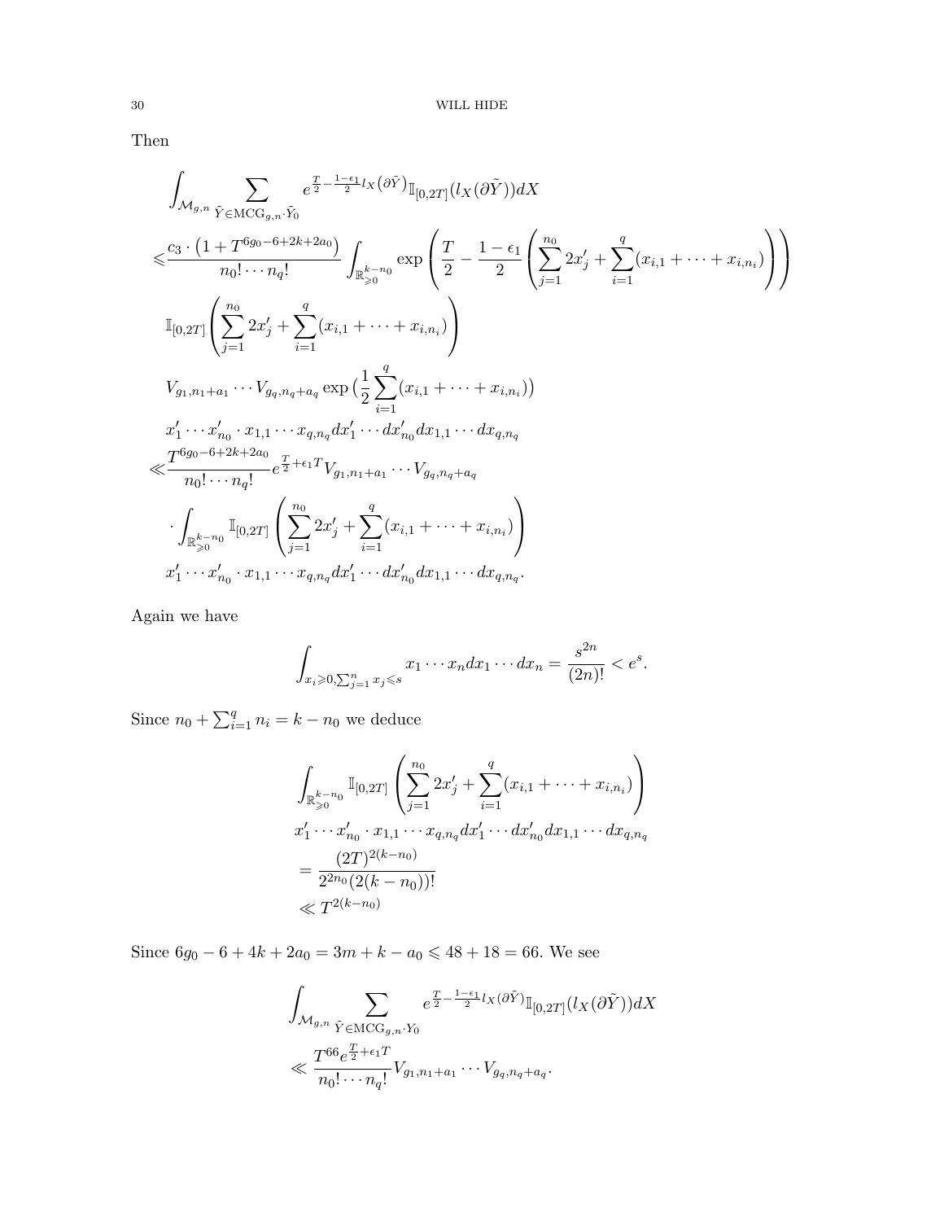Then

$$
\begin{aligned}
&\int_{\mathcal{M}_{g,n}} \sum_{\tilde{Y}\in \mathrm{MCG}_{g,n}\cdot \tilde{Y}_0} e^{\frac{T}{2}-\frac{1-\epsilon_1}{2}l_X(\partial \tilde{Y})}\mathbb{I}_{[0,2T]}(l_X(\partial\tilde{Y}))dX \\
\leqslant & \frac{c_3\cdot\left(1+T^{6g_0-6+2k+2a_0}\right)}{n_0!\cdots n_q!}\int_{\mathbb{R}_{\geqslant 0}^{k-n_0}} \exp\left(\frac{T}{2}-\frac{1-\epsilon_1}{2}\left(\sum_{j=1}^{n_0}2x_j'+\sum_{i=1}^{q}(x_{i,1}+\cdots+x_{i,n_i})\right)\right) \\
&\mathbb{I}_{[0,2T]}\left(\sum_{j=1}^{n_0}2x_j'+\sum_{i=1}^{q}(x_{i,1}+\cdots+x_{i,n_i})\right) \\
&V_{g_1,n_1+a_1}\cdots V_{g_q,n_q+a_q}\exp\big(\frac{1}{2}\sum_{i=1}^{q}(x_{i,1}+\cdots+x_{i,n_i})\big) \\
&x_1'\cdots x_{n_0}'\cdot x_{1,1}\cdots x_{q,n_q}dx_1'\cdots dx_{n_0}'dx_{1,1}\cdots dx_{q,n_q} \\
\ll & \frac{T^{6g_0-6+2k+2a_0}}{n_0!\cdots n_q!}e^{\frac{T}{2}+\epsilon_1 T}V_{g_1,n_1+a_1}\cdots V_{g_q,n_q+a_q} \\
&\cdot\int_{\mathbb{R}_{\geqslant 0}^{k-n_0}}\mathbb{I}_{[0,2T]}\left(\sum_{j=1}^{n_0}2x_j'+\sum_{i=1}^{q}(x_{i,1}+\cdots+x_{i,n_i})\right) \\
&x_1'\cdots x_{n_0}'\cdot x_{1,1}\cdots x_{q,n_q}dx_1'\cdots dx_{n_0}'dx_{1,1}\cdots dx_{q,n_q}.
\end{aligned}
$$

Again we have

$$
\int_{x_i\geqslant 0,\sum_{j=1}^{n}x_j\leqslant s} x_1\cdots x_n dx_1\cdots dx_n = \frac{s^{2n}}{(2n)!} < e^s.
$$

Since $n_0+\sum_{i=1}^{q}n_i = k-n_0$ we deduce

$$
\begin{aligned}
&\int_{\mathbb{R}_{\geqslant 0}^{k-n_0}}\mathbb{I}_{[0,2T]}\left(\sum_{j=1}^{n_0}2x_j'+\sum_{i=1}^{q}(x_{i,1}+\cdots+x_{i,n_i})\right) \\
&x_1'\cdots x_{n_0}'\cdot x_{1,1}\cdots x_{q,n_q}dx_1'\cdots dx_{n_0}'dx_{1,1}\cdots dx_{q,n_q} \\
&= \frac{(2T)^{2(k-n_0)}}{2^{2n_0}(2(k-n_0))!} \\
&\ll T^{2(k-n_0)}
\end{aligned}
$$

Since $6g_0-6+4k+2a_0 = 3m+k-a_0 \leqslant 48+18 = 66$. We see

$$
\begin{aligned}
&\int_{\mathcal{M}_{g,n}} \sum_{\tilde{Y}\in \mathrm{MCG}_{g,n}\cdot Y_0} e^{\frac{T}{2}-\frac{1-\epsilon_1}{2}l_X(\partial \tilde{Y})}\mathbb{I}_{[0,2T]}(l_X(\partial\tilde{Y}))dX \\
&\ll \frac{T^{66}e^{\frac{T}{2}+\epsilon_1 T}}{n_0!\cdots n_q!}V_{g_1,n_1+a_1}\cdots V_{g_q,n_q+a_q}.
\end{aligned}
$$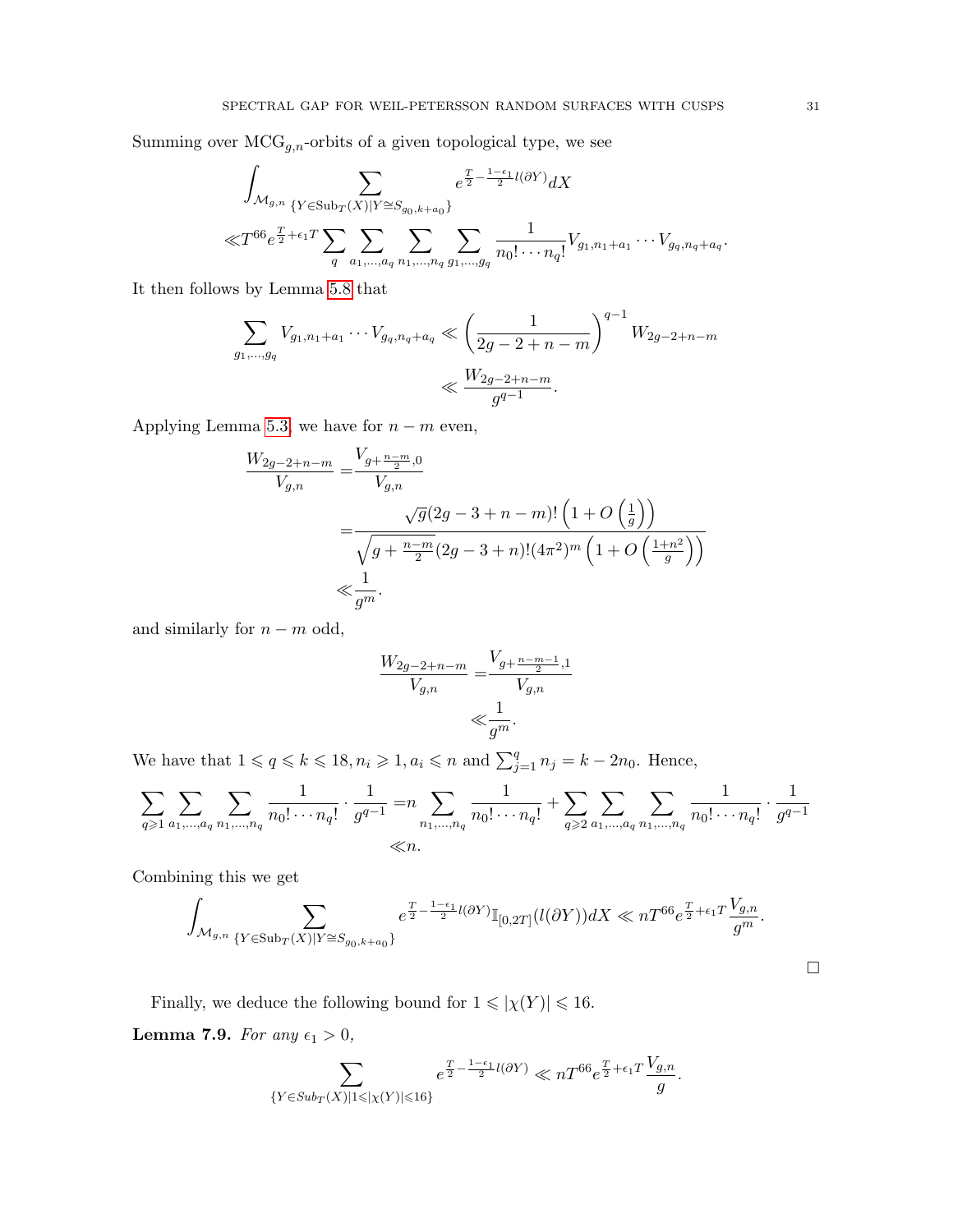Summing over $\mathrm{MCG}_{g,n}$-orbits of a given topological type, we see

$$
\begin{aligned}
&\int_{\mathcal{M}_{g,n}} \sum_{\{Y \in \mathrm{Sub}_T(X) | Y \cong S_{g_0,k+a_0}\}} e^{\frac{T}{2} - \frac{1-\epsilon_1}{2} l(\partial Y)} dX \\
\ll & T^{66} e^{\frac{T}{2}+\epsilon_1 T} \sum_q \sum_{a_1,\ldots,a_q} \sum_{n_1,\ldots,n_q} \sum_{g_1,\ldots,g_q} \frac{1}{n_0! \cdots n_q!} V_{g_1,n_1+a_1} \cdots V_{g_q,n_q+a_q}.
\end{aligned}
$$

It then follows by Lemma 5.8 that

$$
\begin{aligned}
\sum_{g_1,\ldots,g_q} V_{g_1,n_1+a_1} \cdots V_{g_q,n_q+a_q} &\ll \left( \frac{1}{2g-2+n-m} \right)^{q-1} W_{2g-2+n-m} \\
&\ll \frac{W_{2g-2+n-m}}{g^{q-1}}.
\end{aligned}
$$

Applying Lemma 5.3, we have for $n-m$ even,

$$
\begin{aligned}
\frac{W_{2g-2+n-m}}{V_{g,n}} =& \frac{V_{g+\frac{n-m}{2},0}}{V_{g,n}} \\
=& \frac{\sqrt{g}(2g-3+n-m)! \left(1+O\left(\frac{1}{g}\right)\right)}{\sqrt{g+\frac{n-m}{2}}(2g-3+n)!(4\pi^2)^m \left(1+O\left(\frac{1+n^2}{g}\right)\right)} \\
\ll & \frac{1}{g^m}.
\end{aligned}
$$

and similarly for $n-m$ odd,

$$
\begin{aligned}
\frac{W_{2g-2+n-m}}{V_{g,n}} =& \frac{V_{g+\frac{n-m-1}{2},1}}{V_{g,n}} \\
\ll & \frac{1}{g^m}.
\end{aligned}
$$

We have that $1 \leqslant q \leqslant k \leqslant 18, n_i \geqslant 1, a_i \leqslant n$ and $\sum_{j=1}^q n_j = k - 2n_0$. Hence,

$$
\begin{aligned}
\sum_{q\geqslant 1} \sum_{a_1,\ldots,a_q} \sum_{n_1,\ldots,n_q} \frac{1}{n_0! \cdots n_q!} \cdot \frac{1}{g^{q-1}} =& n \sum_{n_1,\ldots,n_q} \frac{1}{n_0! \cdots n_q!} + \sum_{q\geqslant 2} \sum_{a_1,\ldots,a_q} \sum_{n_1,\ldots,n_q} \frac{1}{n_0! \cdots n_q!} \cdot \frac{1}{g^{q-1}} \\
\ll & n.
\end{aligned}
$$

Combining this we get

$$
\int_{\mathcal{M}_{g,n}} \sum_{\{Y \in \mathrm{Sub}_T(X) | Y \cong S_{g_0,k+a_0}\}} e^{\frac{T}{2} - \frac{1-\epsilon_1}{2} l(\partial Y)} \mathbb{I}_{[0,2T]}(l(\partial Y)) dX \ll nT^{66} e^{\frac{T}{2}+\epsilon_1 T} \frac{V_{g,n}}{g^m}.
$$

□

Finally, we deduce the following bound for $1 \leqslant |\chi(Y)| \leqslant 16$.

**Lemma 7.9.** *For any $\epsilon_1 > 0$,*

$$
\sum_{\{Y \in Sub_T(X) | 1 \leqslant |\chi(Y)| \leqslant 16\}} e^{\frac{T}{2} - \frac{1-\epsilon_1}{2} l(\partial Y)} \ll nT^{66} e^{\frac{T}{2}+\epsilon_1 T} \frac{V_{g,n}}{g}.
$$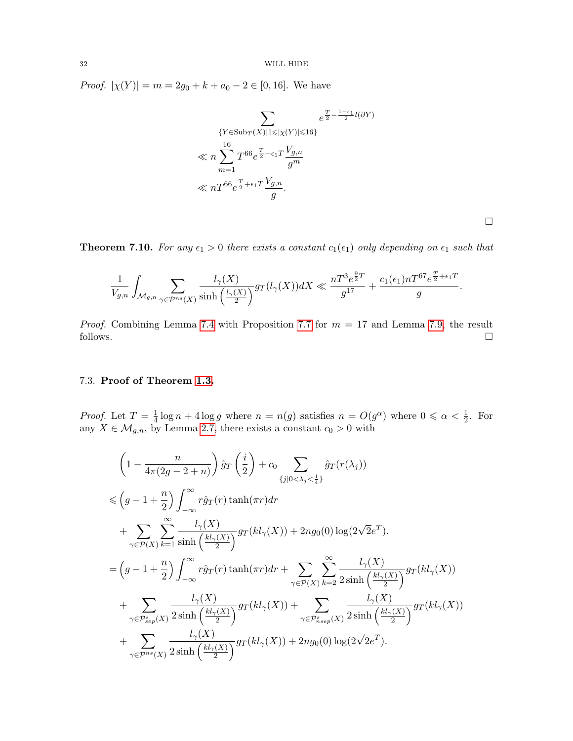*Proof.* $|\chi(Y)| = m = 2g_0 + k + a_0 - 2 \in [0, 16]$. We have

$$\begin{aligned}
&\sum_{\{Y \in \text{Sub}_T(X) | 1 \leqslant |\chi(Y)| \leqslant 16\}} e^{\frac{T}{2} - \frac{1-\epsilon_1}{2} l(\partial Y)} \\
&\ll n \sum_{m=1}^{16} T^{66} e^{\frac{T}{2} + \epsilon_1 T} \frac{V_{g,n}}{g^m} \\
&\ll n T^{66} e^{\frac{T}{2} + \epsilon_1 T} \frac{V_{g,n}}{g}.
\end{aligned}$$

□

**Theorem 7.10.** *For any $\epsilon_1 > 0$ there exists a constant $c_1(\epsilon_1)$ only depending on $\epsilon_1$ such that*

$$\frac{1}{V_{g,n}} \int_{\mathcal{M}_{g,n}} \sum_{\gamma \in \mathcal{P}^{ns}(X)} \frac{l_\gamma(X)}{\sinh\left(\frac{l_\gamma(X)}{2}\right)} g_T(l_\gamma(X)) dX \ll \frac{n T^3 e^{\frac{9}{2}T}}{g^{17}} + \frac{c_1(\epsilon_1) n T^{67} e^{\frac{T}{2} + \epsilon_1 T}}{g}.$$

*Proof.* Combining Lemma 7.4 with Proposition 7.7 for $m = 17$ and Lemma 7.9, the result follows. □

### 7.3. Proof of Theorem 1.3.

*Proof.* Let $T = \frac{1}{4} \log n + 4 \log g$ where $n = n(g)$ satisfies $n = O(g^\alpha)$ where $0 \leqslant \alpha < \frac{1}{2}$. For any $X \in \mathcal{M}_{g,n}$, by Lemma 2.7, there exists a constant $c_0 > 0$ with

$$\begin{aligned}
&\left(1 - \frac{n}{4\pi(2g - 2 + n)}\right) \hat{g}_T\left(\frac{i}{2}\right) + c_0 \sum_{\{j | 0 < \lambda_j < \frac{1}{4}\}} \hat{g}_T(r(\lambda_j)) \\
&\leqslant \left(g - 1 + \frac{n}{2}\right) \int_{-\infty}^{\infty} r \hat{g}_T(r) \tanh(\pi r) dr \\
&\quad + \sum_{\gamma \in \mathcal{P}(X)} \sum_{k=1}^{\infty} \frac{l_\gamma(X)}{\sinh\left(\frac{k l_\gamma(X)}{2}\right)} g_T(k l_\gamma(X)) + 2n g_0(0) \log(2\sqrt{2} e^T). \\
&= \left(g - 1 + \frac{n}{2}\right) \int_{-\infty}^{\infty} r \hat{g}_T(r) \tanh(\pi r) dr + \sum_{\gamma \in \mathcal{P}(X)} \sum_{k=2}^{\infty} \frac{l_\gamma(X)}{2 \sinh\left(\frac{k l_\gamma(X)}{2}\right)} g_T(k l_\gamma(X)) \\
&\quad + \sum_{\gamma \in \mathcal{P}^s_{sep}(X)} \frac{l_\gamma(X)}{2 \sinh\left(\frac{k l_\gamma(X)}{2}\right)} g_T(k l_\gamma(X)) + \sum_{\gamma \in \mathcal{P}^s_{nsep}(X)} \frac{l_\gamma(X)}{2 \sinh\left(\frac{k l_\gamma(X)}{2}\right)} g_T(k l_\gamma(X)) \\
&\quad + \sum_{\gamma \in \mathcal{P}^{ns}(X)} \frac{l_\gamma(X)}{2 \sinh\left(\frac{k l_\gamma(X)}{2}\right)} g_T(k l_\gamma(X)) + 2n g_0(0) \log(2\sqrt{2} e^T).
\end{aligned}$$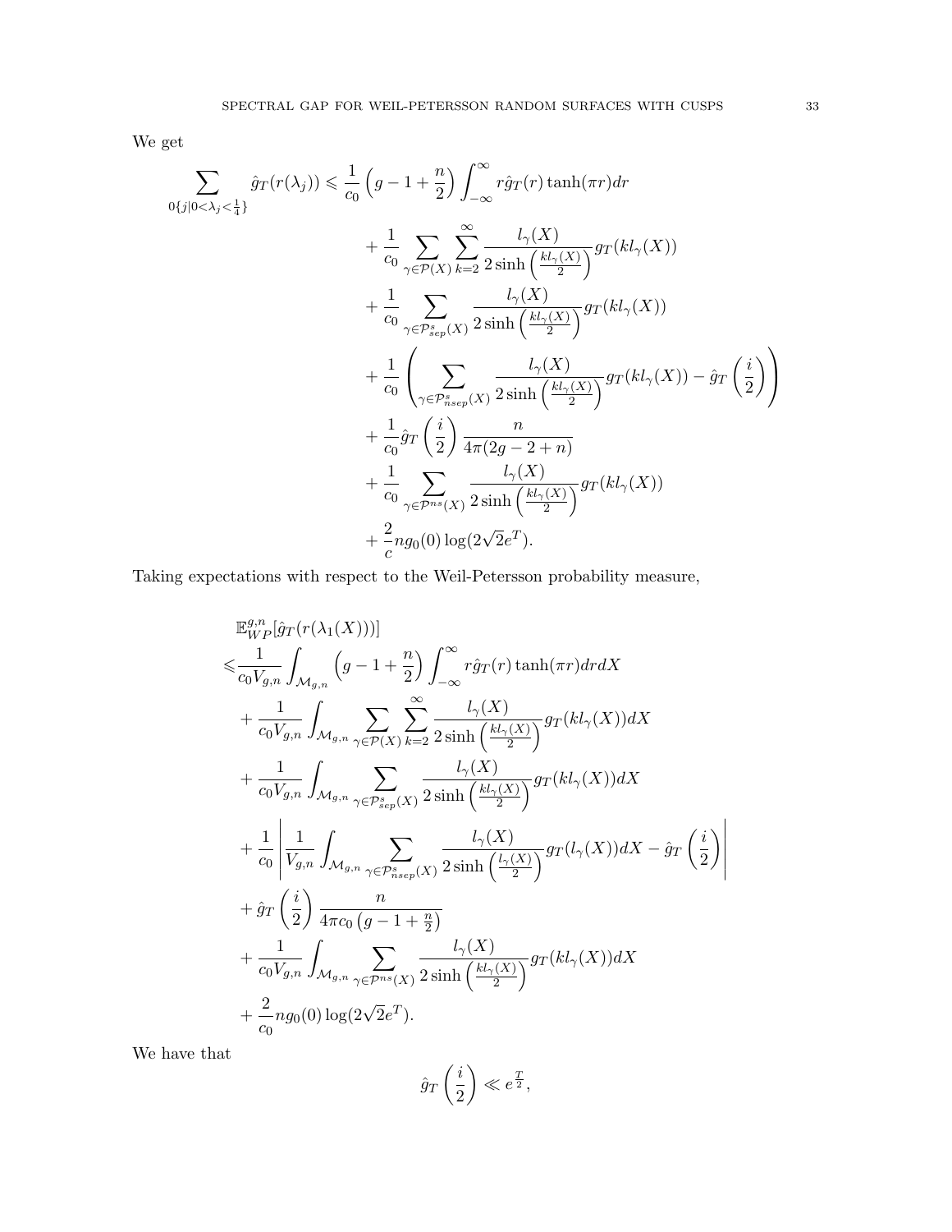We get

$$
\begin{aligned}
\sum_{0\{j|0<\lambda_j<\frac{1}{4}\}} \hat{g}_T(r(\lambda_j)) \leqslant & \frac{1}{c_0}\left(g-1+\frac{n}{2}\right)\int_{-\infty}^{\infty} r\hat{g}_T(r)\tanh(\pi r)dr \\
&+\frac{1}{c_0}\sum_{\gamma\in\mathcal{P}(X)}\sum_{k=2}^{\infty}\frac{l_\gamma(X)}{2\sinh\left(\frac{kl_\gamma(X)}{2}\right)}g_T(kl_\gamma(X)) \\
&+\frac{1}{c_0}\sum_{\gamma\in\mathcal{P}^s_{sep}(X)}\frac{l_\gamma(X)}{2\sinh\left(\frac{kl_\gamma(X)}{2}\right)}g_T(kl_\gamma(X)) \\
&+\frac{1}{c_0}\left(\sum_{\gamma\in\mathcal{P}^s_{nsep}(X)}\frac{l_\gamma(X)}{2\sinh\left(\frac{kl_\gamma(X)}{2}\right)}g_T(kl_\gamma(X))-\hat{g}_T\left(\frac{i}{2}\right)\right) \\
&+\frac{1}{c_0}\hat{g}_T\left(\frac{i}{2}\right)\frac{n}{4\pi(2g-2+n)} \\
&+\frac{1}{c_0}\sum_{\gamma\in\mathcal{P}^{ns}(X)}\frac{l_\gamma(X)}{2\sinh\left(\frac{kl_\gamma(X)}{2}\right)}g_T(kl_\gamma(X)) \\
&+\frac{2}{c}ng_0(0)\log(2\sqrt{2}e^T).
\end{aligned}
$$

Taking expectations with respect to the Weil-Petersson probability measure,

$$
\begin{aligned}
&\mathbb{E}^{g,n}_{WP}[\hat{g}_T(r(\lambda_1(X)))] \\
\leqslant & \frac{1}{c_0V_{g,n}}\int_{\mathcal{M}_{g,n}}\left(g-1+\frac{n}{2}\right)\int_{-\infty}^{\infty} r\hat{g}_T(r)\tanh(\pi r)drdX \\
&+\frac{1}{c_0V_{g,n}}\int_{\mathcal{M}_{g,n}}\sum_{\gamma\in\mathcal{P}(X)}\sum_{k=2}^{\infty}\frac{l_\gamma(X)}{2\sinh\left(\frac{kl_\gamma(X)}{2}\right)}g_T(kl_\gamma(X))dX \\
&+\frac{1}{c_0V_{g,n}}\int_{\mathcal{M}_{g,n}}\sum_{\gamma\in\mathcal{P}^s_{sep}(X)}\frac{l_\gamma(X)}{2\sinh\left(\frac{kl_\gamma(X)}{2}\right)}g_T(kl_\gamma(X))dX \\
&+\frac{1}{c_0}\left|\frac{1}{V_{g,n}}\int_{\mathcal{M}_{g,n}}\sum_{\gamma\in\mathcal{P}^s_{nsep}(X)}\frac{l_\gamma(X)}{2\sinh\left(\frac{l_\gamma(X)}{2}\right)}g_T(l_\gamma(X))dX-\hat{g}_T\left(\frac{i}{2}\right)\right| \\
&+\hat{g}_T\left(\frac{i}{2}\right)\frac{n}{4\pi c_0\left(g-1+\frac{n}{2}\right)} \\
&+\frac{1}{c_0V_{g,n}}\int_{\mathcal{M}_{g,n}}\sum_{\gamma\in\mathcal{P}^{ns}(X)}\frac{l_\gamma(X)}{2\sinh\left(\frac{kl_\gamma(X)}{2}\right)}g_T(kl_\gamma(X))dX \\
&+\frac{2}{c_0}ng_0(0)\log(2\sqrt{2}e^T).
\end{aligned}
$$

We have that

$$
\hat{g}_T\left(\frac{i}{2}\right)\ll e^{\frac{T}{2}},
$$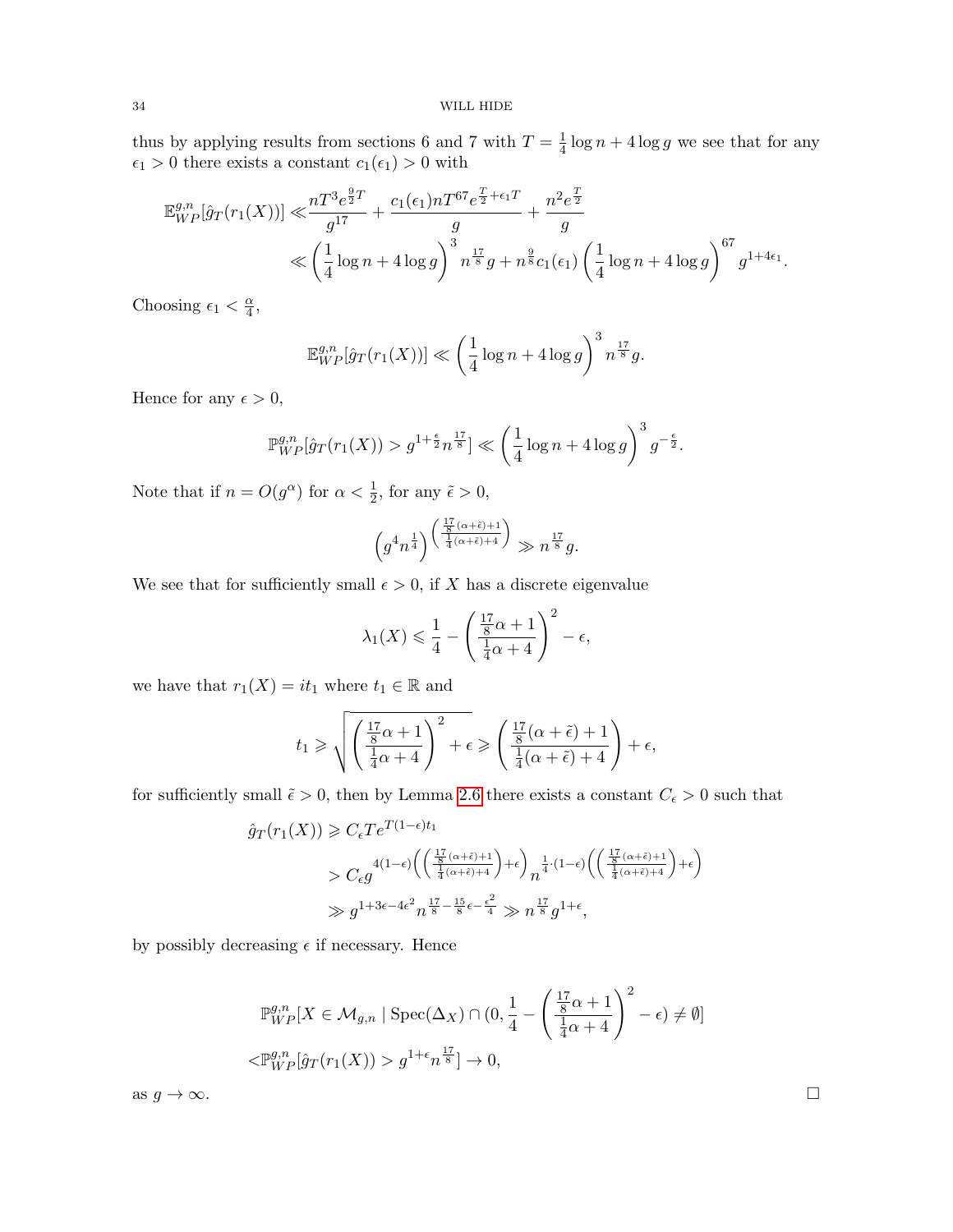thus by applying results from sections 6 and 7 with $T = \frac{1}{4}\log n + 4\log g$ we see that for any $\epsilon_1 > 0$ there exists a constant $c_1(\epsilon_1) > 0$ with

$$\begin{aligned}
\mathbb{E}_{WP}^{g,n}[\hat{g}_T(r_1(X))] \ll & \frac{nT^3 e^{\frac{9}{2}T}}{g^{17}} + \frac{c_1(\epsilon_1) n T^{67} e^{\frac{T}{2}+\epsilon_1 T}}{g} + \frac{n^2 e^{\frac{T}{2}}}{g} \\
\ll & \left(\frac{1}{4}\log n + 4\log g\right)^3 n^{\frac{17}{8}} g + n^{\frac{9}{8}} c_1(\epsilon_1)\left(\frac{1}{4}\log n + 4\log g\right)^{67} g^{1+4\epsilon_1}.
\end{aligned}$$

Choosing $\epsilon_1 < \frac{\alpha}{4}$,

$$\mathbb{E}_{WP}^{g,n}[\hat{g}_T(r_1(X))] \ll \left(\frac{1}{4}\log n + 4\log g\right)^3 n^{\frac{17}{8}} g.$$

Hence for any $\epsilon > 0$,

$$\mathbb{P}_{WP}^{g,n}[\hat{g}_T(r_1(X)) > g^{1+\frac{\epsilon}{2}} n^{\frac{17}{8}}] \ll \left(\frac{1}{4}\log n + 4\log g\right)^3 g^{-\frac{\epsilon}{2}}.$$

Note that if $n = O(g^{\alpha})$ for $\alpha < \frac{1}{2}$, for any $\tilde{\epsilon} > 0$,

$$\left(g^4 n^{\frac{1}{4}}\right)^{\left(\frac{\frac{17}{8}(\alpha+\tilde{\epsilon})+1}{\frac{1}{4}(\alpha+\tilde{\epsilon})+4}\right)} \gg n^{\frac{17}{8}} g.$$

We see that for sufficiently small $\epsilon > 0$, if $X$ has a discrete eigenvalue

$$\lambda_1(X) \leqslant \frac{1}{4} - \left(\frac{\frac{17}{8}\alpha + 1}{\frac{1}{4}\alpha + 4}\right)^2 - \epsilon,$$

we have that $r_1(X) = it_1$ where $t_1 \in \mathbb{R}$ and

$$t_1 \geqslant \sqrt{\left(\frac{\frac{17}{8}\alpha + 1}{\frac{1}{4}\alpha + 4}\right)^2 + \epsilon} \geqslant \left(\frac{\frac{17}{8}(\alpha+\tilde{\epsilon}) + 1}{\frac{1}{4}(\alpha+\tilde{\epsilon}) + 4}\right) + \epsilon,$$

for sufficiently small $\tilde{\epsilon} > 0$, then by Lemma 2.6 there exists a constant $C_\epsilon > 0$ such that

$$\begin{aligned}
\hat{g}_T(r_1(X)) & \geqslant C_\epsilon T e^{T(1-\epsilon)t_1} \\
& > C_\epsilon g^{4(1-\epsilon)\left(\left(\frac{\frac{17}{8}(\alpha+\tilde{\epsilon})+1}{\frac{1}{4}(\alpha+\tilde{\epsilon})+4}\right)+\epsilon\right)} n^{\frac{1}{4}\cdot(1-\epsilon)\left(\left(\frac{\frac{17}{8}(\alpha+\tilde{\epsilon})+1}{\frac{1}{4}(\alpha+\tilde{\epsilon})+4}\right)+\epsilon\right)} \\
& \gg g^{1+3\epsilon-4\epsilon^2} n^{\frac{17}{8}-\frac{15}{8}\epsilon-\frac{\epsilon^2}{4}} \gg n^{\frac{17}{8}} g^{1+\epsilon},
\end{aligned}$$

by possibly decreasing $\epsilon$ if necessary. Hence

$$\begin{aligned}
& \mathbb{P}_{WP}^{g,n}[X \in \mathcal{M}_{g,n} \mid \operatorname{Spec}(\Delta_X) \cap (0, \frac{1}{4} - \left(\frac{\frac{17}{8}\alpha + 1}{\frac{1}{4}\alpha + 4}\right)^2 - \epsilon) \neq \emptyset] \\
< & \mathbb{P}_{WP}^{g,n}[\hat{g}_T(r_1(X)) > g^{1+\epsilon} n^{\frac{17}{8}}] \to 0,
\end{aligned}$$

as $g \to \infty$. $\square$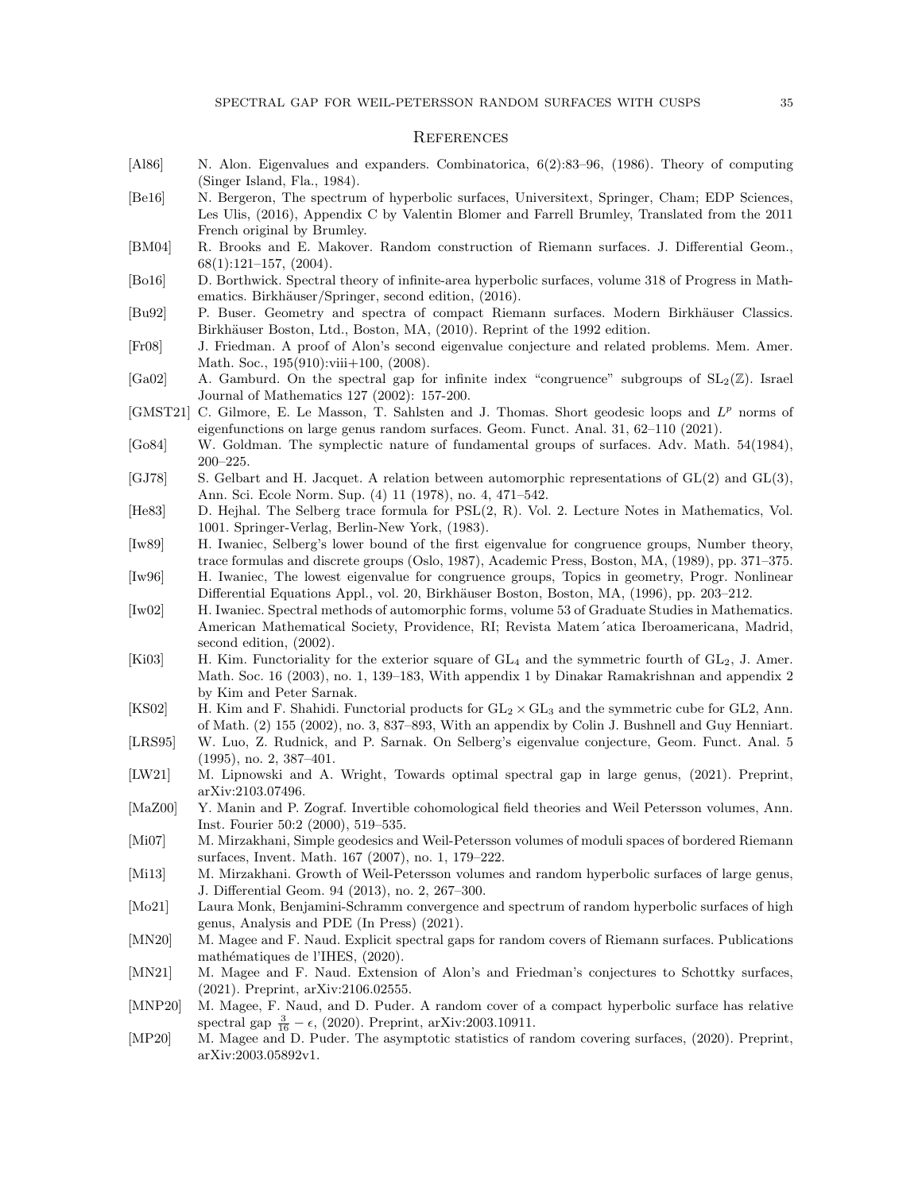## References

[Al86] N. Alon. Eigenvalues and expanders. Combinatorica, 6(2):83–96, (1986). Theory of computing (Singer Island, Fla., 1984).

[Be16] N. Bergeron, The spectrum of hyperbolic surfaces, Universitext, Springer, Cham; EDP Sciences, Les Ulis, (2016), Appendix C by Valentin Blomer and Farrell Brumley, Translated from the 2011 French original by Brumley.

[BM04] R. Brooks and E. Makover. Random construction of Riemann surfaces. J. Differential Geom., 68(1):121–157, (2004).

[Bo16] D. Borthwick. Spectral theory of infinite-area hyperbolic surfaces, volume 318 of Progress in Mathematics. Birkhäuser/Springer, second edition, (2016).

[Bu92] P. Buser. Geometry and spectra of compact Riemann surfaces. Modern Birkhäuser Classics. Birkhäuser Boston, Ltd., Boston, MA, (2010). Reprint of the 1992 edition.

[Fr08] J. Friedman. A proof of Alon's second eigenvalue conjecture and related problems. Mem. Amer. Math. Soc., 195(910):viii+100, (2008).

[Ga02] A. Gamburd. On the spectral gap for infinite index "congruence" subgroups of $\mathrm{SL}_2(\mathbb{Z})$. Israel Journal of Mathematics 127 (2002): 157-200.

[GMST21] C. Gilmore, E. Le Masson, T. Sahlsten and J. Thomas. Short geodesic loops and $L^p$ norms of eigenfunctions on large genus random surfaces. Geom. Funct. Anal. 31, 62–110 (2021).

[Go84] W. Goldman. The symplectic nature of fundamental groups of surfaces. Adv. Math. 54(1984), 200–225.

[GJ78] S. Gelbart and H. Jacquet. A relation between automorphic representations of GL(2) and GL(3), Ann. Sci. Ecole Norm. Sup. (4) 11 (1978), no. 4, 471–542.

[He83] D. Hejhal. The Selberg trace formula for PSL(2, R). Vol. 2. Lecture Notes in Mathematics, Vol. 1001. Springer-Verlag, Berlin-New York, (1983).

[Iw89] H. Iwaniec, Selberg's lower bound of the first eigenvalue for congruence groups, Number theory, trace formulas and discrete groups (Oslo, 1987), Academic Press, Boston, MA, (1989), pp. 371–375.

[Iw96] H. Iwaniec, The lowest eigenvalue for congruence groups, Topics in geometry, Progr. Nonlinear Differential Equations Appl., vol. 20, Birkhäuser Boston, Boston, MA, (1996), pp. 203–212.

[Iw02] H. Iwaniec. Spectral methods of automorphic forms, volume 53 of Graduate Studies in Mathematics. American Mathematical Society, Providence, RI; Revista Matemática Iberoamericana, Madrid, second edition, (2002).

[Ki03] H. Kim. Functoriality for the exterior square of $\mathrm{GL}_4$ and the symmetric fourth of $\mathrm{GL}_2$, J. Amer. Math. Soc. 16 (2003), no. 1, 139–183, With appendix 1 by Dinakar Ramakrishnan and appendix 2 by Kim and Peter Sarnak.

[KS02] H. Kim and F. Shahidi. Functorial products for $\mathrm{GL}_2 \times \mathrm{GL}_3$ and the symmetric cube for GL2, Ann. of Math. (2) 155 (2002), no. 3, 837–893, With an appendix by Colin J. Bushnell and Guy Henniart.

[LRS95] W. Luo, Z. Rudnick, and P. Sarnak. On Selberg's eigenvalue conjecture, Geom. Funct. Anal. 5 (1995), no. 2, 387–401.

[LW21] M. Lipnowski and A. Wright, Towards optimal spectral gap in large genus, (2021). Preprint, arXiv:2103.07496.

[MaZ00] Y. Manin and P. Zograf. Invertible cohomological field theories and Weil Petersson volumes, Ann. Inst. Fourier 50:2 (2000), 519–535.

[Mi07] M. Mirzakhani, Simple geodesics and Weil-Petersson volumes of moduli spaces of bordered Riemann surfaces, Invent. Math. 167 (2007), no. 1, 179–222.

[Mi13] M. Mirzakhani. Growth of Weil-Petersson volumes and random hyperbolic surfaces of large genus, J. Differential Geom. 94 (2013), no. 2, 267–300.

[Mo21] Laura Monk, Benjamini-Schramm convergence and spectrum of random hyperbolic surfaces of high genus, Analysis and PDE (In Press) (2021).

[MN20] M. Magee and F. Naud. Explicit spectral gaps for random covers of Riemann surfaces. Publications mathématiques de l'IHES, (2020).

[MN21] M. Magee and F. Naud. Extension of Alon's and Friedman's conjectures to Schottky surfaces, (2021). Preprint, arXiv:2106.02555.

[MNP20] M. Magee, F. Naud, and D. Puder. A random cover of a compact hyperbolic surface has relative spectral gap $\frac{3}{16} - \epsilon$, (2020). Preprint, arXiv:2003.10911.

[MP20] M. Magee and D. Puder. The asymptotic statistics of random covering surfaces, (2020). Preprint, arXiv:2003.05892v1.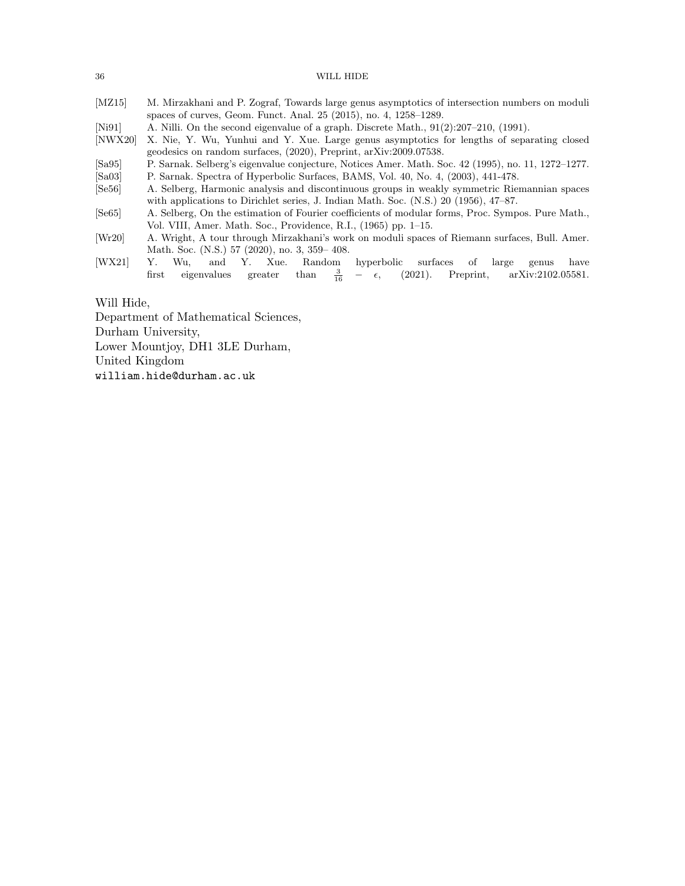[MZ15] M. Mirzakhani and P. Zograf, Towards large genus asymptotics of intersection numbers on moduli spaces of curves, Geom. Funct. Anal. 25 (2015), no. 4, 1258–1289.

[Ni91] A. Nilli. On the second eigenvalue of a graph. Discrete Math., 91(2):207–210, (1991).

[NWX20] X. Nie, Y. Wu, Yunhui and Y. Xue. Large genus asymptotics for lengths of separating closed geodesics on random surfaces, (2020), Preprint, arXiv:2009.07538.

[Sa95] P. Sarnak. Selberg's eigenvalue conjecture, Notices Amer. Math. Soc. 42 (1995), no. 11, 1272–1277.

[Sa03] P. Sarnak. Spectra of Hyperbolic Surfaces, BAMS, Vol. 40, No. 4, (2003), 441-478.

[Se56] A. Selberg, Harmonic analysis and discontinuous groups in weakly symmetric Riemannian spaces with applications to Dirichlet series, J. Indian Math. Soc. (N.S.) 20 (1956), 47–87.

[Se65] A. Selberg, On the estimation of Fourier coefficients of modular forms, Proc. Sympos. Pure Math., Vol. VIII, Amer. Math. Soc., Providence, R.I., (1965) pp. 1–15.

[Wr20] A. Wright, A tour through Mirzakhani's work on moduli spaces of Riemann surfaces, Bull. Amer. Math. Soc. (N.S.) 57 (2020), no. 3, 359– 408.

[WX21] Y. Wu, and Y. Xue. Random hyperbolic surfaces of large genus have first eigenvalues greater than $\frac{3}{16} - \epsilon$, (2021). Preprint, arXiv:2102.05581.

Will Hide,
Department of Mathematical Sciences,
Durham University,
Lower Mountjoy, DH1 3LE Durham,
United Kingdom
william.hide@durham.ac.uk